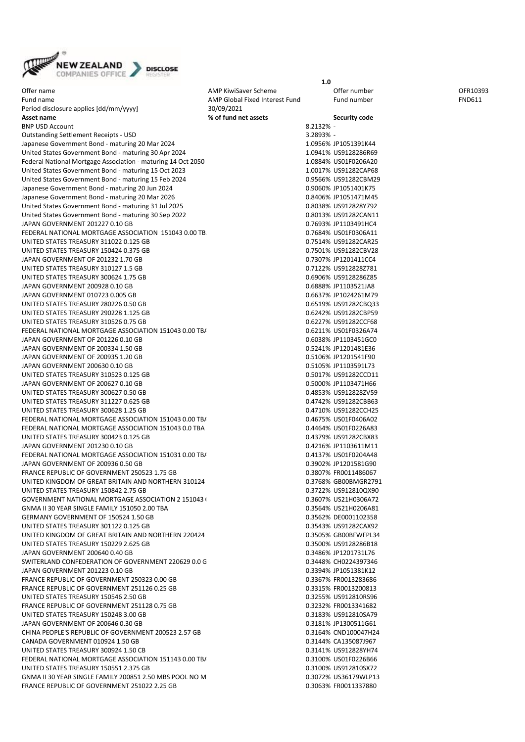1.0

| Offer name | AMP KiwiSaver Scheme | Offer number | OFR10393 |
|---|---|---|---|
| Fund name | AMP Global Fixed Interest Fund | Fund number | FND611 |
| Period disclosure applies [dd/mm/yyyy] | 30/09/2021 | | |

| Asset name | % of fund net assets | Security code |
|---|---|---|
| BNP USD Account | 8.2132% | - |
| Outstanding Settlement Receipts - USD | 3.2893% | - |
| Japanese Government Bond - maturing 20 Mar 2024 | 1.0956% | JP1051391K44 |
| United States Government Bond - maturing 30 Apr 2024 | 1.0941% | US9128286R69 |
| Federal National Mortgage Association - maturing 14 Oct 2050 | 1.0884% | US01F0206A20 |
| United States Government Bond - maturing 15 Oct 2023 | 1.0017% | US91282CAP68 |
| United States Government Bond - maturing 15 Feb 2024 | 0.9566% | US91282CBM29 |
| Japanese Government Bond - maturing 20 Jun 2024 | 0.9060% | JP1051401K75 |
| Japanese Government Bond - maturing 20 Mar 2026 | 0.8406% | JP1051471M45 |
| United States Government Bond - maturing 31 Jul 2025 | 0.8038% | US912828Y792 |
| United States Government Bond - maturing 30 Sep 2022 | 0.8013% | US91282CAN11 |
| JAPAN GOVERNMENT 201227 0.10 GB | 0.7693% | JP1103491HC4 |
| FEDERAL NATIONAL MORTGAGE ASSOCIATION 151043 0.00 TB | 0.7684% | US01F0306A11 |
| UNITED STATES TREASURY 311022 0.125 GB | 0.7514% | US91282CAR25 |
| UNITED STATES TREASURY 150424 0.375 GB | 0.7501% | US91282CBV28 |
| JAPAN GOVERNMENT OF 201232 1.70 GB | 0.7307% | JP1201411CC4 |
| UNITED STATES TREASURY 310127 1.5 GB | 0.7122% | US912828Z781 |
| UNITED STATES TREASURY 300624 1.75 GB | 0.6906% | US9128286Z85 |
| JAPAN GOVERNMENT 200928 0.10 GB | 0.6888% | JP1103521JA8 |
| JAPAN GOVERNMENT 010723 0.005 GB | 0.6637% | JP1024261M79 |
| UNITED STATES TREASURY 280226 0.50 GB | 0.6519% | US91282CBQ33 |
| UNITED STATES TREASURY 290228 1.125 GB | 0.6242% | US91282CBP59 |
| UNITED STATES TREASURY 310526 0.75 GB | 0.6227% | US91282CCF68 |
| FEDERAL NATIONAL MORTGAGE ASSOCIATION 151043 0.00 TBA | 0.6211% | US01F0326A74 |
| JAPAN GOVERNMENT OF 201226 0.10 GB | 0.6038% | JP1103451GC0 |
| JAPAN GOVERNMENT OF 200334 1.50 GB | 0.5241% | JP1201481E36 |
| JAPAN GOVERNMENT OF 200935 1.20 GB | 0.5106% | JP1201541F90 |
| JAPAN GOVERNMENT 200630 0.10 GB | 0.5105% | JP1103591L73 |
| UNITED STATES TREASURY 310523 0.125 GB | 0.5017% | US91282CCD11 |
| JAPAN GOVERNMENT OF 200627 0.10 GB | 0.5000% | JP1103471H66 |
| UNITED STATES TREASURY 300627 0.50 GB | 0.4853% | US912828ZV59 |
| UNITED STATES TREASURY 311227 0.625 GB | 0.4742% | US91282CBB63 |
| UNITED STATES TREASURY 300628 1.25 GB | 0.4710% | US91282CCH25 |
| FEDERAL NATIONAL MORTGAGE ASSOCIATION 151043 0.00 TBA | 0.4675% | US01F0406A02 |
| FEDERAL NATIONAL MORTGAGE ASSOCIATION 151043 0.0 TBA | 0.4464% | US01F0226A83 |
| UNITED STATES TREASURY 300423 0.125 GB | 0.4379% | US91282CBX83 |
| JAPAN GOVERNMENT 201230 0.10 GB | 0.4216% | JP1103611M11 |
| FEDERAL NATIONAL MORTGAGE ASSOCIATION 151031 0.00 TBA | 0.4137% | US01F0204A48 |
| JAPAN GOVERNMENT OF 200936 0.50 GB | 0.3902% | JP1201581G90 |
| FRANCE REPUBLIC OF GOVERNMENT 250523 1.75 GB | 0.3807% | FR0011486067 |
| UNITED KINGDOM OF GREAT BRITAIN AND NORTHERN 310124 | 0.3768% | GB00BMGR2791 |
| UNITED STATES TREASURY 150842 2.75 GB | 0.3722% | US912810QX90 |
| GOVERNMENT NATIONAL MORTGAGE ASSOCIATION 2 151043 ( | 0.3607% | US21H0306A72 |
| GNMA II 30 YEAR SINGLE FAMILY 151050 2.00 TBA | 0.3564% | US21H0206A81 |
| GERMANY GOVERNMENT OF 150524 1.50 GB | 0.3562% | DE0001102358 |
| UNITED STATES TREASURY 301122 0.125 GB | 0.3543% | US91282CAX92 |
| UNITED KINGDOM OF GREAT BRITAIN AND NORTHERN 220424 | 0.3505% | GB00BFWFPL34 |
| UNITED STATES TREASURY 150229 2.625 GB | 0.3500% | US9128286B18 |
| JAPAN GOVERNMENT 200640 0.40 GB | 0.3486% | JP1201731L76 |
| SWITERLAND CONFEDERATION OF GOVERNMENT 220629 0.0 G | 0.3448% | CH0224397346 |
| JAPAN GOVERNMENT 201223 0.10 GB | 0.3394% | JP1051381K12 |
| FRANCE REPUBLIC OF GOVERNMENT 250323 0.00 GB | 0.3367% | FR0013283686 |
| FRANCE REPUBLIC OF GOVERNMENT 251126 0.25 GB | 0.3315% | FR0013200813 |
| UNITED STATES TREASURY 150546 2.50 GB | 0.3255% | US912810RS96 |
| FRANCE REPUBLIC OF GOVERNMENT 251128 0.75 GB | 0.3232% | FR0013341682 |
| UNITED STATES TREASURY 150248 3.00 GB | 0.3183% | US912810SA79 |
| JAPAN GOVERNMENT OF 200646 0.30 GB | 0.3181% | JP1300511G61 |
| CHINA PEOPLE'S REPUBLIC OF GOVERNMENT 200523 2.57 GB | 0.3164% | CND100047H24 |
| CANADA GOVERNMENT 010924 1.50 GB | 0.3144% | CA135087J967 |
| UNITED STATES TREASURY 300924 1.50 CB | 0.3141% | US912828YH74 |
| FEDERAL NATIONAL MORTGAGE ASSOCIATION 151143 0.00 TBA | 0.3100% | US01F0226B66 |
| UNITED STATES TREASURY 150551 2.375 GB | 0.3100% | US912810SX72 |
| GNMA II 30 YEAR SINGLE FAMILY 200851 2.50 MBS POOL NO M | 0.3072% | US36179WLP13 |
| FRANCE REPUBLIC OF GOVERNMENT 251022 2.25 GB | 0.3063% | FR0011337880 |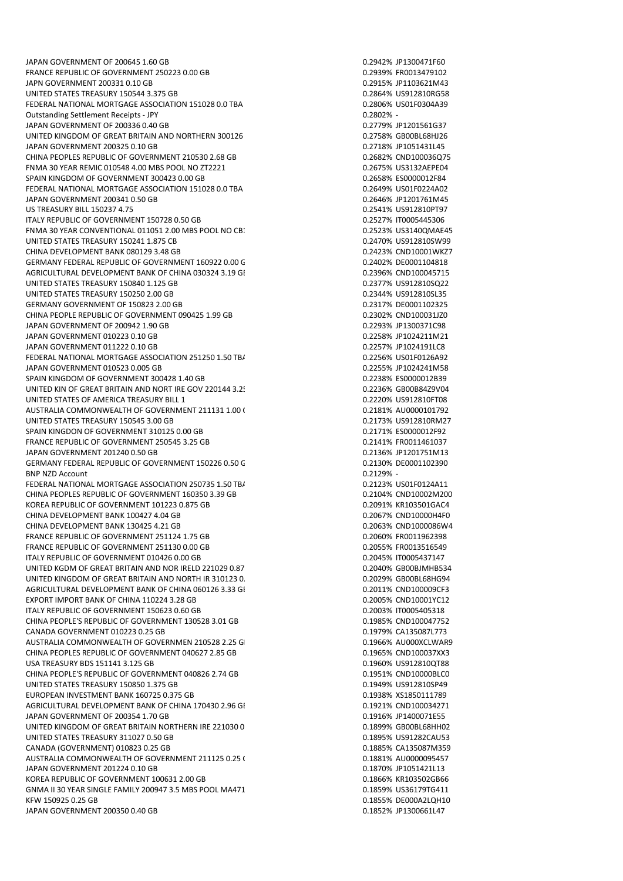| | | |
|---|---|---|
| JAPAN GOVERNMENT OF 200645 1.60 GB | 0.2942% | JP1300471F60 |
| FRANCE REPUBLIC OF GOVERNMENT 250223 0.00 GB | 0.2939% | FR0013479102 |
| JAPN GOVERNMENT 200331 0.10 GB | 0.2915% | JP1103621M43 |
| UNITED STATES TREASURY 150544 3.375 GB | 0.2864% | US912810RG58 |
| FEDERAL NATIONAL MORTGAGE ASSOCIATION 151028 0.0 TBA | 0.2806% | US01F0304A39 |
| Outstanding Settlement Receipts - JPY | 0.2802% | - |
| JAPAN GOVERNMENT OF 200336 0.40 GB | 0.2779% | JP1201561G37 |
| UNITED KINGDOM OF GREAT BRITAIN AND NORTHERN 300126 | 0.2758% | GB00BL68HJ26 |
| JAPAN GOVERNMENT 200325 0.10 GB | 0.2718% | JP1051431L45 |
| CHINA PEOPLES REPUBLIC OF GOVERNMENT 210530 2.68 GB | 0.2682% | CND100036Q75 |
| FNMA 30 YEAR REMIC 010548 4.00 MBS POOL NO ZT2221 | 0.2675% | US3132AEPE04 |
| SPAIN KINGDOM OF GOVERNMENT 300423 0.00 GB | 0.2658% | ES0000012F84 |
| FEDERAL NATIONAL MORTGAGE ASSOCIATION 151028 0.0 TBA | 0.2649% | US01F0224A02 |
| JAPAN GOVERNMENT 200341 0.50 GB | 0.2646% | JP1201761M45 |
| US TREASURY BILL 150237 4.75 | 0.2541% | US912810PT97 |
| ITALY REPUBLIC OF GOVERNMENT 150728 0.50 GB | 0.2527% | IT0005445306 |
| FNMA 30 YEAR CONVENTIONAL 011051 2.00 MBS POOL NO CB: | 0.2523% | US3140QMAE45 |
| UNITED STATES TREASURY 150241 1.875 CB | 0.2470% | US912810SW99 |
| CHINA DEVELOPMENT BANK 080129 3.48 GB | 0.2423% | CND10001WKZ7 |
| GERMANY FEDERAL REPUBLIC OF GOVERNMENT 160922 0.00 G | 0.2402% | DE0001104818 |
| AGRICULTURAL DEVELOPMENT BANK OF CHINA 030324 3.19 GI | 0.2396% | CND100045715 |
| UNITED STATES TREASURY 150840 1.125 GB | 0.2377% | US912810SQ22 |
| UNITED STATES TREASURY 150250 2.00 GB | 0.2344% | US912810SL35 |
| GERMANY GOVERNMENT OF 150823 2.00 GB | 0.2317% | DE0001102325 |
| CHINA PEOPLE REPUBLIC OF GOVERNMENT 090425 1.99 GB | 0.2302% | CND100031JZ0 |
| JAPAN GOVERNMENT OF 200942 1.90 GB | 0.2293% | JP1300371C98 |
| JAPAN GOVERNMENT 010223 0.10 GB | 0.2258% | JP1024211M21 |
| JAPAN GOVERNMENT 011222 0.10 GB | 0.2257% | JP1024191LC8 |
| FEDERAL NATIONAL MORTGAGE ASSOCIATION 251250 1.50 TB/ | 0.2256% | US01F0126A92 |
| JAPAN GOVERNMENT 010523 0.005 GB | 0.2255% | JP1024241M58 |
| SPAIN KINGDOM OF GOVERNMENT 300428 1.40 GB | 0.2238% | ES0000012B39 |
| UNITED KIN OF GREAT BRITAIN AND NORT IRE GOV 220144 3.2! | 0.2236% | GB00B84Z9V04 |
| UNITED STATES OF AMERICA TREASURY BILL 1 | 0.2220% | US912810FT08 |
| AUSTRALIA COMMONWEALTH OF GOVERNMENT 211131 1.00 ( | 0.2181% | AU0000101792 |
| UNITED STATES TREASURY 150545 3.00 GB | 0.2173% | US912810RM27 |
| SPAIN KINGDON OF GOVERNMENT 310125 0.00 GB | 0.2171% | ES0000012F92 |
| FRANCE REPUBLIC OF GOVERNMENT 250545 3.25 GB | 0.2141% | FR0011461037 |
| JAPAN GOVERNMENT 201240 0.50 GB | 0.2136% | JP1201751M13 |
| GERMANY FEDERAL REPUBLIC OF GOVERNMENT 150226 0.50 G | 0.2130% | DE0001102390 |
| BNP NZD Account | 0.2129% | - |
| FEDERAL NATIONAL MORTGAGE ASSOCIATION 250735 1.50 TB/ | 0.2123% | US01F0124A11 |
| CHINA PEOPLES REPUBLIC OF GOVERNMENT 160350 3.39 GB | 0.2104% | CND10002M200 |
| KOREA REPUBLIC OF GOVERNMENT 101223 0.875 GB | 0.2091% | KR103501GAC4 |
| CHINA DEVELOPMENT BANK 100427 4.04 GB | 0.2067% | CND10000H4F0 |
| CHINA DEVELOPMENT BANK 130425 4.21 GB | 0.2063% | CND1000086W4 |
| FRANCE REPUBLIC OF GOVERNMENT 251124 1.75 GB | 0.2060% | FR0011962398 |
| FRANCE REPUBLIC OF GOVERNMENT 251130 0.00 GB | 0.2055% | FR0013516549 |
| ITALY REPUBLIC OF GOVERNMENT 010426 0.00 GB | 0.2045% | IT0005437147 |
| UNITED KGDM OF GREAT BRITAIN AND NOR IRELD 221029 0.87 | 0.2040% | GB00BJMHB534 |
| UNITED KINGDOM OF GREAT BRITAIN AND NORTH IR 310123 0. | 0.2029% | GB00BL68HG94 |
| AGRICULTURAL DEVELOPMENT BANK OF CHINA 060126 3.33 GI | 0.2011% | CND100009CF3 |
| EXPORT IMPORT BANK OF CHINA 110224 3.28 GB | 0.2005% | CND10001YC12 |
| ITALY REPUBLIC OF GOVERNMENT 150623 0.60 GB | 0.2003% | IT0005405318 |
| CHINA PEOPLE'S REPUBLIC OF GOVERNMENT 130528 3.01 GB | 0.1985% | CND100047752 |
| CANADA GOVERNMENT 010223 0.25 GB | 0.1979% | CA135087L773 |
| AUSTRALIA COMMONWEALTH OF GOVERNMEN 210528 2.25 GI | 0.1966% | AU000XCLWAR9 |
| CHINA PEOPLES REPUBLIC OF GOVERNMENT 040627 2.85 GB | 0.1965% | CND100037XX3 |
| USA TREASURY BDS 151141 3.125 GB | 0.1960% | US912810QT88 |
| CHINA PEOPLE'S REPUBLIC OF GOVERNMENT 040826 2.74 GB | 0.1951% | CND10000BLC0 |
| UNITED STATES TREASURY 150850 1.375 GB | 0.1949% | US912810SP49 |
| EUROPEAN INVESTMENT BANK 160725 0.375 GB | 0.1938% | XS1850111789 |
| AGRICULTURAL DEVELOPMENT BANK OF CHINA 170430 2.96 GI | 0.1921% | CND100034271 |
| JAPAN GOVERNMENT OF 200354 1.70 GB | 0.1916% | JP1400071E55 |
| UNITED KINGDOM OF GREAT BRITAIN NORTHERN IRE 221030 0 | 0.1899% | GB00BL68HH02 |
| UNITED STATES TREASURY 311027 0.50 GB | 0.1895% | US91282CAU53 |
| CANADA (GOVERNMENT) 010823 0.25 GB | 0.1885% | CA135087M359 |
| AUSTRALIA COMMONWEALTH OF GOVERNMENT 211125 0.25 ( | 0.1881% | AU0000095457 |
| JAPAN GOVERNMENT 201224 0.10 GB | 0.1870% | JP1051421L13 |
| KOREA REPUBLIC OF GOVERNMENT 100631 2.00 GB | 0.1866% | KR103502GB66 |
| GNMA II 30 YEAR SINGLE FAMILY 200947 3.5 MBS POOL MA471 | 0.1859% | US36179TG411 |
| KFW 150925 0.25 GB | 0.1855% | DE000A2LQH10 |
| JAPAN GOVERNMENT 200350 0.40 GB | 0.1852% | JP1300661L47 |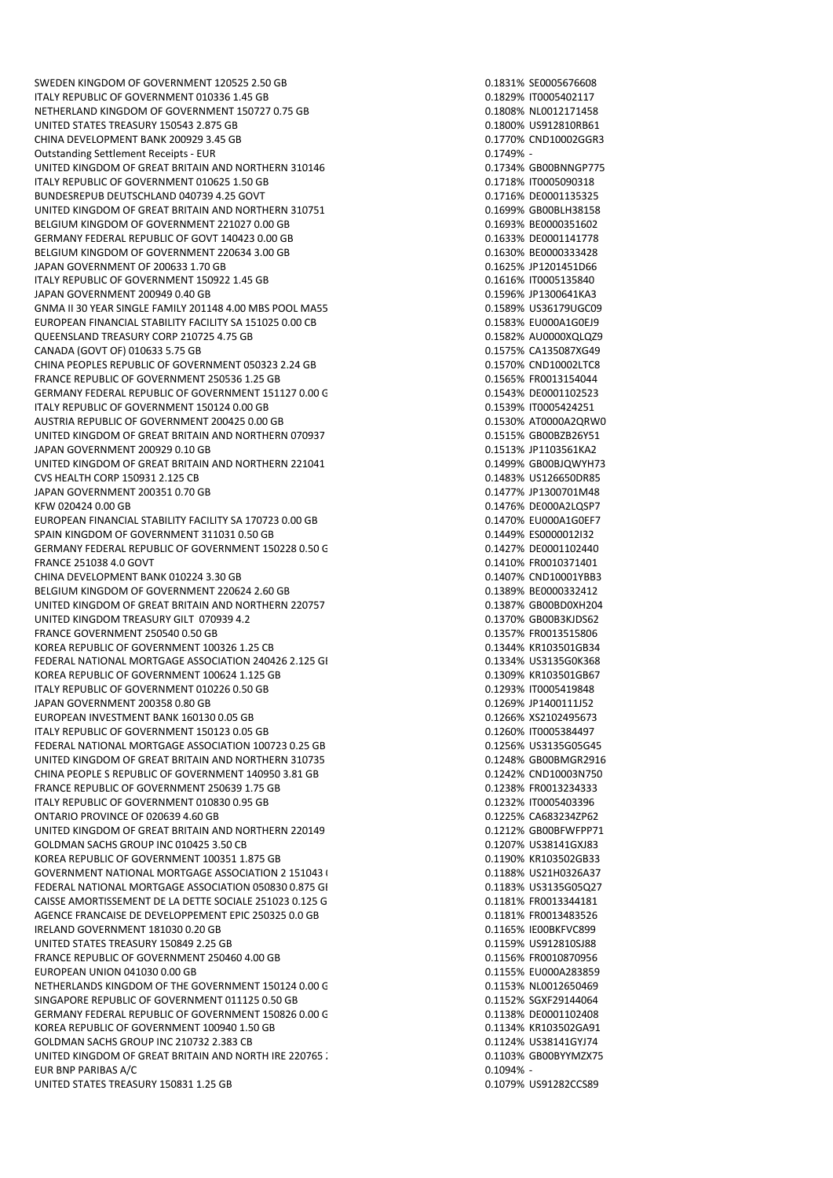| | | |
|---|---|---|
| SWEDEN KINGDOM OF GOVERNMENT 120525 2.50 GB | 0.1831% | SE0005676608 |
| ITALY REPUBLIC OF GOVERNMENT 010336 1.45 GB | 0.1829% | IT0005402117 |
| NETHERLAND KINGDOM OF GOVERNMENT 150727 0.75 GB | 0.1808% | NL0012171458 |
| UNITED STATES TREASURY 150543 2.875 GB | 0.1800% | US912810RB61 |
| CHINA DEVELOPMENT BANK 200929 3.45 GB | 0.1770% | CND10002GGR3 |
| Outstanding Settlement Receipts - EUR | 0.1749% | - |
| UNITED KINGDOM OF GREAT BRITAIN AND NORTHERN 310146 | 0.1734% | GB00BNNGP775 |
| ITALY REPUBLIC OF GOVERNMENT 010625 1.50 GB | 0.1718% | IT0005090318 |
| BUNDESREPUB DEUTSCHLAND 040739 4.25 GOVT | 0.1716% | DE0001135325 |
| UNITED KINGDOM OF GREAT BRITAIN AND NORTHERN 310751 | 0.1699% | GB00BLH38158 |
| BELGIUM KINGDOM OF GOVERNMENT 221027 0.00 GB | 0.1693% | BE0000351602 |
| GERMANY FEDERAL REPUBLIC OF GOVT 140423 0.00 GB | 0.1633% | DE0001141778 |
| BELGIUM KINGDOM OF GOVERNMENT 220634 3.00 GB | 0.1630% | BE0000333428 |
| JAPAN GOVERNMENT OF 200633 1.70 GB | 0.1625% | JP1201451D66 |
| ITALY REPUBLIC OF GOVERNMENT 150922 1.45 GB | 0.1616% | IT0005135840 |
| JAPAN GOVERNMENT 200949 0.40 GB | 0.1596% | JP1300641KA3 |
| GNMA II 30 YEAR SINGLE FAMILY 201148 4.00 MBS POOL MA55 | 0.1589% | US36179UGC09 |
| EUROPEAN FINANCIAL STABILITY FACILITY SA 151025 0.00 CB | 0.1583% | EU000A1G0EJ9 |
| QUEENSLAND TREASURY CORP 210725 4.75 GB | 0.1582% | AU0000XQLQZ9 |
| CANADA (GOVT OF) 010633 5.75 GB | 0.1575% | CA135087XG49 |
| CHINA PEOPLES REPUBLIC OF GOVERNMENT 050323 2.24 GB | 0.1570% | CND10002LTC8 |
| FRANCE REPUBLIC OF GOVERNMENT 250536 1.25 GB | 0.1565% | FR0013154044 |
| GERMANY FEDERAL REPUBLIC OF GOVERNMENT 151127 0.00 G | 0.1543% | DE0001102523 |
| ITALY REPUBLIC OF GOVERNMENT 150124 0.00 GB | 0.1539% | IT0005424251 |
| AUSTRIA REPUBLIC OF GOVERNMENT 200425 0.00 GB | 0.1530% | AT0000A2QRW0 |
| UNITED KINGDOM OF GREAT BRITAIN AND NORTHERN 070937 | 0.1515% | GB00BZB26Y51 |
| JAPAN GOVERNMENT 200929 0.10 GB | 0.1513% | JP1103561KA2 |
| UNITED KINGDOM OF GREAT BRITAIN AND NORTHERN 221041 | 0.1499% | GB00BJQWYH73 |
| CVS HEALTH CORP 150931 2.125 CB | 0.1483% | US126650DR85 |
| JAPAN GOVERNMENT 200351 0.70 GB | 0.1477% | JP1300701M48 |
| KFW 020424 0.00 GB | 0.1476% | DE000A2LQSP7 |
| EUROPEAN FINANCIAL STABILITY FACILITY SA 170723 0.00 GB | 0.1470% | EU000A1G0EF7 |
| SPAIN KINGDOM OF GOVERNMENT 311031 0.50 GB | 0.1449% | ES0000012I32 |
| GERMANY FEDERAL REPUBLIC OF GOVERNMENT 150228 0.50 G | 0.1427% | DE0001102440 |
| FRANCE 251038 4.0 GOVT | 0.1410% | FR0010371401 |
| CHINA DEVELOPMENT BANK 010224 3.30 GB | 0.1407% | CND10001YBB3 |
| BELGIUM KINGDOM OF GOVERNMENT 220624 2.60 GB | 0.1389% | BE0000332412 |
| UNITED KINGDOM OF GREAT BRITAIN AND NORTHERN 220757 | 0.1387% | GB00BD0XH204 |
| UNITED KINGDOM TREASURY GILT 070939 4.2 | 0.1370% | GB00B3KJDS62 |
| FRANCE GOVERNMENT 250540 0.50 GB | 0.1357% | FR0013515806 |
| KOREA REPUBLIC OF GOVERNMENT 100326 1.25 CB | 0.1344% | KR103501GB34 |
| FEDERAL NATIONAL MORTGAGE ASSOCIATION 240426 2.125 GI | 0.1334% | US3135G0K368 |
| KOREA REPUBLIC OF GOVERNMENT 100624 1.125 GB | 0.1309% | KR103501GB67 |
| ITALY REPUBLIC OF GOVERNMENT 010226 0.50 GB | 0.1293% | IT0005419848 |
| JAPAN GOVERNMENT 200358 0.80 GB | 0.1269% | JP1400111J52 |
| EUROPEAN INVESTMENT BANK 160130 0.05 GB | 0.1266% | XS2102495673 |
| ITALY REPUBLIC OF GOVERNMENT 150123 0.05 GB | 0.1260% | IT0005384497 |
| FEDERAL NATIONAL MORTGAGE ASSOCIATION 100723 0.25 GB | 0.1256% | US3135G05G45 |
| UNITED KINGDOM OF GREAT BRITAIN AND NORTHERN 310735 | 0.1248% | GB00BMGR2916 |
| CHINA PEOPLE S REPUBLIC OF GOVERNMENT 140950 3.81 GB | 0.1242% | CND10003N750 |
| FRANCE REPUBLIC OF GOVERNMENT 250639 1.75 GB | 0.1238% | FR0013234333 |
| ITALY REPUBLIC OF GOVERNMENT 010830 0.95 GB | 0.1232% | IT0005403396 |
| ONTARIO PROVINCE OF 020639 4.60 GB | 0.1225% | CA683234ZP62 |
| UNITED KINGDOM OF GREAT BRITAIN AND NORTHERN 220149 | 0.1212% | GB00BFWFPP71 |
| GOLDMAN SACHS GROUP INC 010425 3.50 CB | 0.1207% | US38141GXJ83 |
| KOREA REPUBLIC OF GOVERNMENT 100351 1.875 GB | 0.1190% | KR103502GB33 |
| GOVERNMENT NATIONAL MORTGAGE ASSOCIATION 2 151043 ( | 0.1188% | US21H0326A37 |
| FEDERAL NATIONAL MORTGAGE ASSOCIATION 050830 0.875 GI | 0.1183% | US3135G05Q27 |
| CAISSE AMORTISSEMENT DE LA DETTE SOCIALE 251023 0.125 G | 0.1181% | FR0013344181 |
| AGENCE FRANCAISE DE DEVELOPPEMENT EPIC 250325 0.0 GB | 0.1181% | FR0013483526 |
| IRELAND GOVERNMENT 181030 0.20 GB | 0.1165% | IE00BKFVC899 |
| UNITED STATES TREASURY 150849 2.25 GB | 0.1159% | US912810SJ88 |
| FRANCE REPUBLIC OF GOVERNMENT 250460 4.00 GB | 0.1156% | FR0010870956 |
| EUROPEAN UNION 041030 0.00 GB | 0.1155% | EU000A283859 |
| NETHERLANDS KINGDOM OF THE GOVERNMENT 150124 0.00 G | 0.1153% | NL0012650469 |
| SINGAPORE REPUBLIC OF GOVERNMENT 011125 0.50 GB | 0.1152% | SGXF29144064 |
| GERMANY FEDERAL REPUBLIC OF GOVERNMENT 150826 0.00 G | 0.1138% | DE0001102408 |
| KOREA REPUBLIC OF GOVERNMENT 100940 1.50 GB | 0.1134% | KR103502GA91 |
| GOLDMAN SACHS GROUP INC 210732 2.383 CB | 0.1124% | US38141GYJ74 |
| UNITED KINGDOM OF GREAT BRITAIN AND NORTH IRE 220765 : | 0.1103% | GB00BYYMZX75 |
| EUR BNP PARIBAS A/C | 0.1094% | - |
| UNITED STATES TREASURY 150831 1.25 GB | 0.1079% | US91282CCS89 |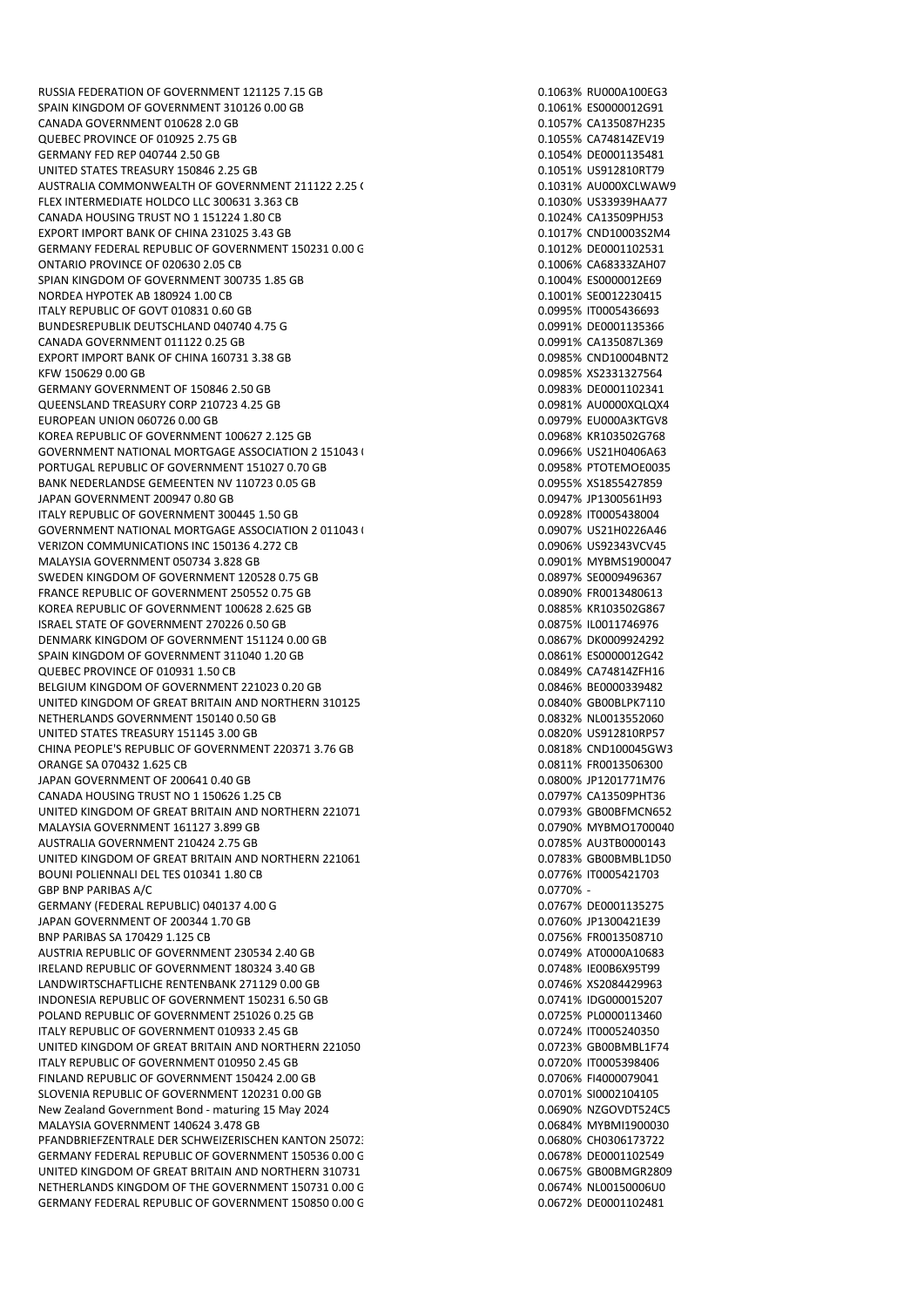| | | |
|---|---|---|
| RUSSIA FEDERATION OF GOVERNMENT 121125 7.15 GB | 0.1063% | RU000A100EG3 |
| SPAIN KINGDOM OF GOVERNMENT 310126 0.00 GB | 0.1061% | ES0000012G91 |
| CANADA GOVERNMENT 010628 2.0 GB | 0.1057% | CA135087H235 |
| QUEBEC PROVINCE OF 010925 2.75 GB | 0.1055% | CA74814ZEV19 |
| GERMANY FED REP 040744 2.50 GB | 0.1054% | DE0001135481 |
| UNITED STATES TREASURY 150846 2.25 GB | 0.1051% | US912810RT79 |
| AUSTRALIA COMMONWEALTH OF GOVERNMENT 211122 2.25 ( | 0.1031% | AU000XCLWAW9 |
| FLEX INTERMEDIATE HOLDCO LLC 300631 3.363 CB | 0.1030% | US33939HAA77 |
| CANADA HOUSING TRUST NO 1 151224 1.80 CB | 0.1024% | CA13509PHJ53 |
| EXPORT IMPORT BANK OF CHINA 231025 3.43 GB | 0.1017% | CND10003S2M4 |
| GERMANY FEDERAL REPUBLIC OF GOVERNMENT 150231 0.00 G | 0.1012% | DE0001102531 |
| ONTARIO PROVINCE OF 020630 2.05 CB | 0.1006% | CA68333ZAH07 |
| SPIAN KINGDOM OF GOVERNMENT 300735 1.85 GB | 0.1004% | ES0000012E69 |
| NORDEA HYPOTEK AB 180924 1.00 CB | 0.1001% | SE0012230415 |
| ITALY REPUBLIC OF GOVT 010831 0.60 GB | 0.0995% | IT0005436693 |
| BUNDESREPUBLIK DEUTSCHLAND 040740 4.75 G | 0.0991% | DE0001135366 |
| CANADA GOVERNMENT 011122 0.25 GB | 0.0991% | CA135087L369 |
| EXPORT IMPORT BANK OF CHINA 160731 3.38 GB | 0.0985% | CND10004BNT2 |
| KFW 150629 0.00 GB | 0.0985% | XS2331327564 |
| GERMANY GOVERNMENT OF 150846 2.50 GB | 0.0983% | DE0001102341 |
| QUEENSLAND TREASURY CORP 210723 4.25 GB | 0.0981% | AU0000XQLQX4 |
| EUROPEAN UNION 060726 0.00 GB | 0.0979% | EU000A3KTGV8 |
| KOREA REPUBLIC OF GOVERNMENT 100627 2.125 GB | 0.0968% | KR103502G768 |
| GOVERNMENT NATIONAL MORTGAGE ASSOCIATION 2 151043 ( | 0.0966% | US21H0406A63 |
| PORTUGAL REPUBLIC OF GOVERNMENT 151027 0.70 GB | 0.0958% | PTOTEMOE0035 |
| BANK NEDERLANDSE GEMEENTEN NV 110723 0.05 GB | 0.0955% | XS1855427859 |
| JAPAN GOVERNMENT 200947 0.80 GB | 0.0947% | JP1300561H93 |
| ITALY REPUBLIC OF GOVERNMENT 300445 1.50 GB | 0.0928% | IT0005438004 |
| GOVERNMENT NATIONAL MORTGAGE ASSOCIATION 2 011043 ( | 0.0907% | US21H0226A46 |
| VERIZON COMMUNICATIONS INC 150136 4.272 CB | 0.0906% | US92343VCV45 |
| MALAYSIA GOVERNMENT 050734 3.828 GB | 0.0901% | MYBMS1900047 |
| SWEDEN KINGDOM OF GOVERNMENT 120528 0.75 GB | 0.0897% | SE0009496367 |
| FRANCE REPUBLIC OF GOVERNMENT 250552 0.75 GB | 0.0890% | FR0013480613 |
| KOREA REPUBLIC OF GOVERNMENT 100628 2.625 GB | 0.0885% | KR103502G867 |
| ISRAEL STATE OF GOVERNMENT 270226 0.50 GB | 0.0875% | IL0011746976 |
| DENMARK KINGDOM OF GOVERNMENT 151124 0.00 GB | 0.0867% | DK0009924292 |
| SPAIN KINGDOM OF GOVERNMENT 311040 1.20 GB | 0.0861% | ES0000012G42 |
| QUEBEC PROVINCE OF 010931 1.50 CB | 0.0849% | CA74814ZFH16 |
| BELGIUM KINGDOM OF GOVERNMENT 221023 0.20 GB | 0.0846% | BE0000339482 |
| UNITED KINGDOM OF GREAT BRITAIN AND NORTHERN 310125 | 0.0840% | GB00BLPK7110 |
| NETHERLANDS GOVERNMENT 150140 0.50 GB | 0.0832% | NL0013552060 |
| UNITED STATES TREASURY 151145 3.00 GB | 0.0820% | US912810RP57 |
| CHINA PEOPLE'S REPUBLIC OF GOVERNMENT 220371 3.76 GB | 0.0818% | CND100045GW3 |
| ORANGE SA 070432 1.625 CB | 0.0811% | FR0013506300 |
| JAPAN GOVERNMENT OF 200641 0.40 GB | 0.0800% | JP1201771M76 |
| CANADA HOUSING TRUST NO 1 150626 1.25 CB | 0.0797% | CA13509PHT36 |
| UNITED KINGDOM OF GREAT BRITAIN AND NORTHERN 221071 | 0.0793% | GB00BFMCN652 |
| MALAYSIA GOVERNMENT 161127 3.899 GB | 0.0790% | MYBMO1700040 |
| AUSTRALIA GOVERNMENT 210424 2.75 GB | 0.0785% | AU3TB0000143 |
| UNITED KINGDOM OF GREAT BRITAIN AND NORTHERN 221061 | 0.0783% | GB00BMBL1D50 |
| BOUNI POLIENNALI DEL TES 010341 1.80 CB | 0.0776% | IT0005421703 |
| GBP BNP PARIBAS A/C | 0.0770% | - |
| GERMANY (FEDERAL REPUBLIC) 040137 4.00 G | 0.0767% | DE0001135275 |
| JAPAN GOVERNMENT OF 200344 1.70 GB | 0.0760% | JP1300421E39 |
| BNP PARIBAS SA 170429 1.125 CB | 0.0756% | FR0013508710 |
| AUSTRIA REPUBLIC OF GOVERNMENT 230534 2.40 GB | 0.0749% | AT0000A10683 |
| IRELAND REPUBLIC OF GOVERNMENT 180324 3.40 GB | 0.0748% | IE00B6X95T99 |
| LANDWIRTSCHAFTLICHE RENTENBANK 271129 0.00 GB | 0.0746% | XS2084429963 |
| INDONESIA REPUBLIC OF GOVERNMENT 150231 6.50 GB | 0.0741% | IDG000015207 |
| POLAND REPUBLIC OF GOVERNMENT 251026 0.25 GB | 0.0725% | PL0000113460 |
| ITALY REPUBLIC OF GOVERNMENT 010933 2.45 GB | 0.0724% | IT0005240350 |
| UNITED KINGDOM OF GREAT BRITAIN AND NORTHERN 221050 | 0.0723% | GB00BMBL1F74 |
| ITALY REPUBLIC OF GOVERNMENT 010950 2.45 GB | 0.0720% | IT0005398406 |
| FINLAND REPUBLIC OF GOVERNMENT 150424 2.00 GB | 0.0706% | FI4000079041 |
| SLOVENIA REPUBLIC OF GOVERNMENT 120231 0.00 GB | 0.0701% | SI0002104105 |
| New Zealand Government Bond - maturing 15 May 2024 | 0.0690% | NZGOVDT524C5 |
| MALAYSIA GOVERNMENT 140624 3.478 GB | 0.0684% | MYBMI1900030 |
| PFANDBRIEFZENTRALE DER SCHWEIZERISCHEN KANTON 25072: | 0.0680% | CH0306173722 |
| GERMANY FEDERAL REPUBLIC OF GOVERNMENT 150536 0.00 G | 0.0678% | DE0001102549 |
| UNITED KINGDOM OF GREAT BRITAIN AND NORTHERN 310731 | 0.0675% | GB00BMGR2809 |
| NETHERLANDS KINGDOM OF THE GOVERNMENT 150731 0.00 G | 0.0674% | NL00150006U0 |
| GERMANY FEDERAL REPUBLIC OF GOVERNMENT 150850 0.00 G | 0.0672% | DE0001102481 |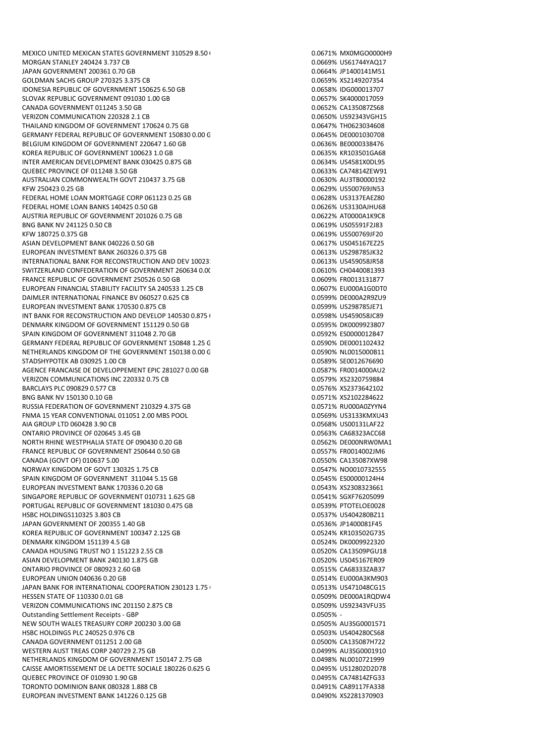| | | |
|---|---|---|
| MEXICO UNITED MEXICAN STATES GOVERNMENT 310529 8.50 ( | 0.0671% | MX0MGO0000H9 |
| MORGAN STANLEY 240424 3.737 CB | 0.0669% | US61744YAQ17 |
| JAPAN GOVERNMENT 200361 0.70 GB | 0.0664% | JP1400141M51 |
| GOLDMAN SACHS GROUP 270325 3.375 CB | 0.0659% | XS2149207354 |
| IDONESIA REPUBLIC OF GOVERNMENT 150625 6.50 GB | 0.0658% | IDG000013707 |
| SLOVAK REPUBLIC GOVERNMENT 091030 1.00 GB | 0.0657% | SK4000017059 |
| CANADA GOVERNMENT 011245 3.50 GB | 0.0652% | CA135087ZS68 |
| VERIZON COMMUNICATION 220328 2.1 CB | 0.0650% | US92343VGH15 |
| THAILAND KINGDOM OF GOVERNMENT 170624 0.75 GB | 0.0647% | TH0623034608 |
| GERMANY FEDERAL REPUBLIC OF GOVERNMENT 150830 0.00 G | 0.0645% | DE0001030708 |
| BELGIUM KINGDOM OF GOVERNMENT 220647 1.60 GB | 0.0636% | BE0000338476 |
| KOREA REPUBLIC OF GOVERNMENT 100623 1.0 GB | 0.0635% | KR103501GA68 |
| INTER AMERICAN DEVELOPMENT BANK 030425 0.875 GB | 0.0634% | US4581X0DL95 |
| QUEBEC PROVINCE OF 011248 3.50 GB | 0.0633% | CA74814ZEW91 |
| AUSTRALIAN COMMONWEALTH GOVT 210437 3.75 GB | 0.0630% | AU3TB0000192 |
| KFW 250423 0.25 GB | 0.0629% | US500769JN53 |
| FEDERAL HOME LOAN MORTGAGE CORP 061123 0.25 GB | 0.0628% | US3137EAEZ80 |
| FEDERAL HOME LOAN BANKS 140425 0.50 GB | 0.0626% | US3130AJHU68 |
| AUSTRIA REPUBLIC OF GOVERNMENT 201026 0.75 GB | 0.0622% | AT0000A1K9C8 |
| BNG BANK NV 241125 0.50 CB | 0.0619% | US05591F2J83 |
| KFW 180725 0.375 GB | 0.0619% | US500769JF20 |
| ASIAN DEVELOPMENT BANK 040226 0.50 GB | 0.0617% | US045167EZ25 |
| EUROPEAN INVESTMENT BANK 260326 0.375 GB | 0.0613% | US298785JK32 |
| INTERNATIONAL BANK FOR RECONSTRUCTION AND DEV 10023 | 0.0613% | US459058JR58 |
| SWITZERLAND CONFEDERATION OF GOVERNMENT 260634 0.00 | 0.0610% | CH0440081393 |
| FRANCE REPUBLIC OF GOVERNMENT 250526 0.50 GB | 0.0609% | FR0013131877 |
| EUROPEAN FINANCIAL STABILITY FACILITY SA 240533 1.25 CB | 0.0607% | EU000A1G0DT0 |
| DAIMLER INTERNATIONAL FINANCE BV 060527 0.625 CB | 0.0599% | DE000A2R9ZU9 |
| EUROPEAN INVESTMENT BANK 170530 0.875 CB | 0.0599% | US298785JE71 |
| INT BANK FOR RECONSTRUCTION AND DEVELOP 140530 0.875 ( | 0.0598% | US459058JC89 |
| DENMARK KINGDOM OF GOVERNMENT 151129 0.50 GB | 0.0595% | DK0009923807 |
| SPAIN KINGDOM OF GOVERNMENT 311048 2.70 GB | 0.0592% | ES0000012B47 |
| GERMANY FEDERAL REPUBLIC OF GOVERNMENT 150848 1.25 G | 0.0590% | DE0001102432 |
| NETHERLANDS KINGDOM OF THE GOVERNMENT 150138 0.00 G | 0.0590% | NL0015000B11 |
| STADSHYPOTEK AB 030925 1.00 CB | 0.0589% | SE0012676690 |
| AGENCE FRANCAISE DE DEVELOPPEMENT EPIC 281027 0.00 GB | 0.0587% | FR0014000AU2 |
| VERIZON COMMUNICATIONS INC 220332 0.75 CB | 0.0579% | XS2320759884 |
| BARCLAYS PLC 090829 0.577 CB | 0.0576% | XS2373642102 |
| BNG BANK NV 150130 0.10 GB | 0.0571% | XS2102284622 |
| RUSSIA FEDERATION OF GOVERNMENT 210329 4.375 GB | 0.0571% | RU000A0ZYYN4 |
| FNMA 15 YEAR CONVENTIONAL 011051 2.00 MBS POOL | 0.0569% | US3133KMXU43 |
| AIA GROUP LTD 060428 3.90 CB | 0.0568% | US00131LAF22 |
| ONTARIO PROVINCE OF 020645 3.45 GB | 0.0563% | CA68323ACC68 |
| NORTH RHINE WESTPHALIA STATE OF 090430 0.20 GB | 0.0562% | DE000NRW0MA1 |
| FRANCE REPUBLIC OF GOVERNMENT 250644 0.50 GB | 0.0557% | FR0014002JM6 |
| CANADA (GOVT OF) 010637 5.00 | 0.0550% | CA135087XW98 |
| NORWAY KINGDOM OF GOVT 130325 1.75 CB | 0.0547% | NO0010732555 |
| SPAIN KINGDOM OF GOVERNMENT 311044 5.15 GB | 0.0545% | ES00000124H4 |
| EUROPEAN INVESTMENT BANK 170336 0.20 GB | 0.0543% | XS2308323661 |
| SINGAPORE REPUBLIC OF GOVERNMENT 010731 1.625 GB | 0.0541% | SGXF76205099 |
| PORTUGAL REPUBLIC OF GOVERNMENT 181030 0.475 GB | 0.0539% | PTOTELOE0028 |
| HSBC HOLDINGS110325 3.803 CB | 0.0537% | US404280BZ11 |
| JAPAN GOVERNMENT OF 200355 1.40 GB | 0.0536% | JP1400081F45 |
| KOREA REPUBLIC OF GOVERNMENT 100347 2.125 GB | 0.0524% | KR103502G735 |
| DENMARK KINGDOM 151139 4.5 GB | 0.0524% | DK0009922320 |
| CANADA HOUSING TRUST NO 1 151223 2.55 CB | 0.0520% | CA13509PGU18 |
| ASIAN DEVELOPMENT BANK 240130 1.875 GB | 0.0520% | US045167ER09 |
| ONTARIO PROVINCE OF 080923 2.60 GB | 0.0515% | CA68333ZAB37 |
| EUROPEAN UNION 040636 0.20 GB | 0.0514% | EU000A3KM903 |
| JAPAN BANK FOR INTERNATIONAL COOPERATION 230123 1.75 ( | 0.0513% | US471048CG15 |
| HESSEN STATE OF 110330 0.01 GB | 0.0509% | DE000A1RQDW4 |
| VERIZON COMMUNICATIONS INC 201150 2.875 CB | 0.0509% | US92343VFU35 |
| Outstanding Settlement Receipts - GBP | 0.0505% | - |
| NEW SOUTH WALES TREASURY CORP 200230 3.00 GB | 0.0505% | AU3SG0001571 |
| HSBC HOLDINGS PLC 240525 0.976 CB | 0.0503% | US404280CS68 |
| CANADA GOVERNMENT 011251 2.00 GB | 0.0500% | CA135087H722 |
| WESTERN AUST TREAS CORP 240729 2.75 GB | 0.0499% | AU3SG0001910 |
| NETHERLANDS KINGDOM OF GOVERNMENT 150147 2.75 GB | 0.0498% | NL0010721999 |
| CAISSE AMORTISSEMENT DE LA DETTE SOCIALE 180226 0.625 G | 0.0495% | US12802D2D78 |
| QUEBEC PROVINCE OF 010930 1.90 GB | 0.0495% | CA74814ZFG33 |
| TORONTO DOMINION BANK 080328 1.888 CB | 0.0491% | CA89117FA338 |
| EUROPEAN INVESTMENT BANK 141226 0.125 GB | 0.0490% | XS2281370903 |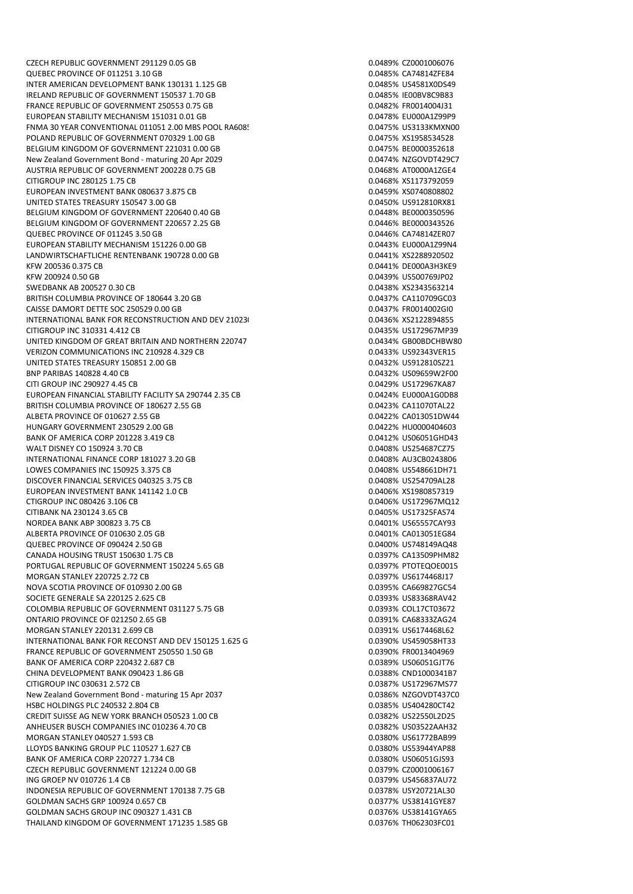| | | |
|---|---|---|
| CZECH REPUBLIC GOVERNMENT 291129 0.05 GB | 0.0489% | CZ0001006076 |
| QUEBEC PROVINCE OF 011251 3.10 GB | 0.0485% | CA74814ZFE84 |
| INTER AMERICAN DEVELOPMENT BANK 130131 1.125 GB | 0.0485% | US4581X0DS49 |
| IRELAND REPUBLIC OF GOVERNMENT 150537 1.70 GB | 0.0485% | IE00BV8C9B83 |
| FRANCE REPUBLIC OF GOVERNMENT 250553 0.75 GB | 0.0482% | FR0014004J31 |
| EUROPEAN STABILITY MECHANISM 151031 0.01 GB | 0.0478% | EU000A1Z99P9 |
| FNMA 30 YEAR CONVENTIONAL 011051 2.00 MBS POOL RA608! | 0.0475% | US3133KMXN00 |
| POLAND REPUBLIC OF GOVERNMENT 070329 1.00 GB | 0.0475% | XS1958534528 |
| BELGIUM KINGDOM OF GOVERNMENT 221031 0.00 GB | 0.0475% | BE0000352618 |
| New Zealand Government Bond - maturing 20 Apr 2029 | 0.0474% | NZGOVDT429C7 |
| AUSTRIA REPUBLIC OF GOVERNMENT 200228 0.75 GB | 0.0468% | AT0000A1ZGE4 |
| CITIGROUP INC 280125 1.75 CB | 0.0468% | XS1173792059 |
| EUROPEAN INVESTMENT BANK 080637 3.875 CB | 0.0459% | XS0740808802 |
| UNITED STATES TREASURY 150547 3.00 GB | 0.0450% | US912810RX81 |
| BELGIUM KINGDOM OF GOVERNMENT 220640 0.40 GB | 0.0448% | BE0000350596 |
| BELGIUM KINGDOM OF GOVERNMENT 220657 2.25 GB | 0.0446% | BE0000343526 |
| QUEBEC PROVINCE OF 011245 3.50 GB | 0.0446% | CA74814ZER07 |
| EUROPEAN STABILITY MECHANISM 151226 0.00 GB | 0.0443% | EU000A1Z99N4 |
| LANDWIRTSCHAFTLICHE RENTENBANK 190728 0.00 GB | 0.0441% | XS2288920502 |
| KFW 200536 0.375 CB | 0.0441% | DE000A3H3KE9 |
| KFW 200924 0.50 GB | 0.0439% | US500769JP02 |
| SWEDBANK AB 200527 0.30 CB | 0.0438% | XS2343563214 |
| BRITISH COLUMBIA PROVINCE OF 180644 3.20 GB | 0.0437% | CA110709GC03 |
| CAISSE DAMORT DETTE SOC 250529 0.00 GB | 0.0437% | FR0014002GI0 |
| INTERNATIONAL BANK FOR RECONSTRUCTION AND DEV 21023( | 0.0436% | XS2122894855 |
| CITIGROUP INC 310331 4.412 CB | 0.0435% | US172967MP39 |
| UNITED KINGDOM OF GREAT BRITAIN AND NORTHERN 220747 | 0.0434% | GB00BDCHBW80 |
| VERIZON COMMUNICATIONS INC 210928 4.329 CB | 0.0433% | US92343VER15 |
| UNITED STATES TREASURY 150851 2.00 GB | 0.0432% | US912810SZ21 |
| BNP PARIBAS 140828 4.40 CB | 0.0432% | US09659W2F00 |
| CITI GROUP INC 290927 4.45 CB | 0.0429% | US172967KA87 |
| EUROPEAN FINANCIAL STABILITY FACILITY SA 290744 2.35 CB | 0.0424% | EU000A1G0DB8 |
| BRITISH COLUMBIA PROVINCE OF 180627 2.55 GB | 0.0423% | CA11070TAL22 |
| ALBETA PROVINCE OF 010627 2.55 GB | 0.0422% | CA013051DW44 |
| HUNGARY GOVERNMENT 230529 2.00 GB | 0.0422% | HU0000404603 |
| BANK OF AMERICA CORP 201228 3.419 CB | 0.0412% | US06051GHD43 |
| WALT DISNEY CO 150924 3.70 CB | 0.0408% | US254687CZ75 |
| INTERNATIONAL FINANCE CORP 181027 3.20 GB | 0.0408% | AU3CB0243806 |
| LOWES COMPANIES INC 150925 3.375 CB | 0.0408% | US548661DH71 |
| DISCOVER FINANCIAL SERVICES 040325 3.75 CB | 0.0408% | US254709AL28 |
| EUROPEAN INVESTMENT BANK 141142 1.0 CB | 0.0406% | XS1980857319 |
| CTIGROUP INC 080426 3.106 CB | 0.0406% | US172967MQ12 |
| CITIBANK NA 230124 3.65 CB | 0.0405% | US17325FAS74 |
| NORDEA BANK ABP 300823 3.75 CB | 0.0401% | US65557CAY93 |
| ALBERTA PROVINCE OF 010630 2.05 GB | 0.0401% | CA013051EG84 |
| QUEBEC PROVINCE OF 090424 2.50 GB | 0.0400% | US748149AQ48 |
| CANADA HOUSING TRUST 150630 1.75 CB | 0.0397% | CA13509PHM82 |
| PORTUGAL REPUBLIC OF GOVERNMENT 150224 5.65 GB | 0.0397% | PTOTEQOE0015 |
| MORGAN STANLEY 220725 2.72 CB | 0.0397% | US6174468J17 |
| NOVA SCOTIA PROVINCE OF 010930 2.00 GB | 0.0395% | CA669827GC54 |
| SOCIETE GENERALE SA 220125 2.625 CB | 0.0393% | US83368RAV42 |
| COLOMBIA REPUBLIC OF GOVERNMENT 031127 5.75 GB | 0.0393% | COL17CT03672 |
| ONTARIO PROVINCE OF 021250 2.65 GB | 0.0391% | CA68333ZAG24 |
| MORGAN STANLEY 220131 2.699 CB | 0.0391% | US6174468L62 |
| INTERNATIONAL BANK FOR RECONST AND DEV 150125 1.625 G | 0.0390% | US459058HT33 |
| FRANCE REPUBLIC OF GOVERNMENT 250550 1.50 GB | 0.0390% | FR0013404969 |
| BANK OF AMERICA CORP 220432 2.687 CB | 0.0389% | US06051GJT76 |
| CHINA DEVELOPMENT BANK 090423 1.86 GB | 0.0388% | CND1000341B7 |
| CITIGROUP INC 030631 2.572 CB | 0.0387% | US172967MS77 |
| New Zealand Government Bond - maturing 15 Apr 2037 | 0.0386% | NZGOVDT437C0 |
| HSBC HOLDINGS PLC 240532 2.804 CB | 0.0385% | US404280CT42 |
| CREDIT SUISSE AG NEW YORK BRANCH 050523 1.00 CB | 0.0382% | US22550L2D25 |
| ANHEUSER BUSCH COMPANIES INC 010236 4.70 CB | 0.0382% | US03522AAH32 |
| MORGAN STANLEY 040527 1.593 CB | 0.0380% | US61772BAB99 |
| LLOYDS BANKING GROUP PLC 110527 1.627 CB | 0.0380% | US53944YAP88 |
| BANK OF AMERICA CORP 220727 1.734 CB | 0.0380% | US06051GJS93 |
| CZECH REPUBLIC GOVERNMENT 121224 0.00 GB | 0.0379% | CZ0001006167 |
| ING GROEP NV 010726 1.4 CB | 0.0379% | US456837AU72 |
| INDONESIA REPUBLIC OF GOVERNMENT 170138 7.75 GB | 0.0378% | USY20721AL30 |
| GOLDMAN SACHS GRP 100924 0.657 CB | 0.0377% | US38141GYE87 |
| GOLDMAN SACHS GROUP INC 090327 1.431 CB | 0.0376% | US38141GYA65 |
| THAILAND KINGDOM OF GOVERNMENT 171235 1.585 GB | 0.0376% | TH062303FC01 |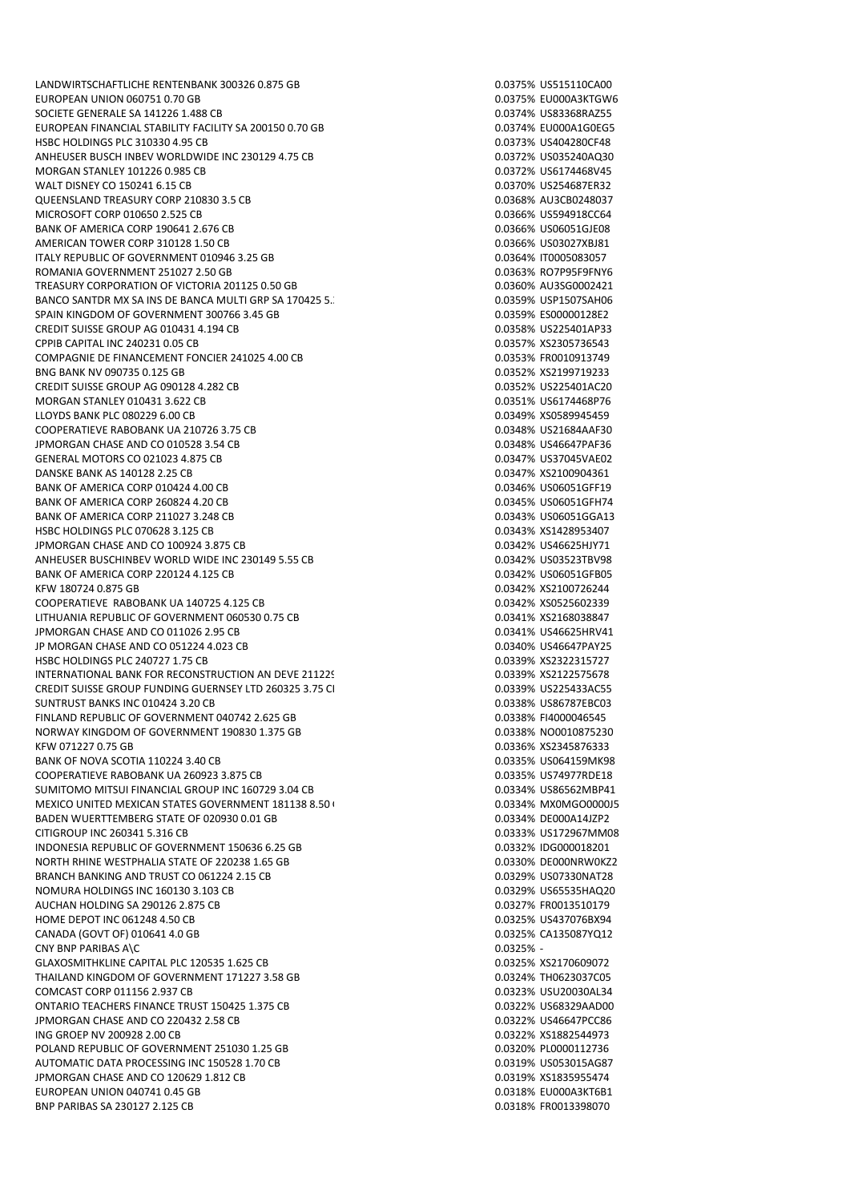| | | |
|---|---|---|
| LANDWIRTSCHAFTLICHE RENTENBANK 300326 0.875 GB | 0.0375% | US515110CA00 |
| EUROPEAN UNION 060751 0.70 GB | 0.0375% | EU000A3KTGW6 |
| SOCIETE GENERALE SA 141226 1.488 CB | 0.0374% | US83368RAZ55 |
| EUROPEAN FINANCIAL STABILITY FACILITY SA 200150 0.70 GB | 0.0374% | EU000A1G0EG5 |
| HSBC HOLDINGS PLC 310330 4.95 CB | 0.0373% | US404280CF48 |
| ANHEUSER BUSCH INBEV WORLDWIDE INC 230129 4.75 CB | 0.0372% | US035240AQ30 |
| MORGAN STANLEY 101226 0.985 CB | 0.0372% | US6174468V45 |
| WALT DISNEY CO 150241 6.15 CB | 0.0370% | US254687ER32 |
| QUEENSLAND TREASURY CORP 210830 3.5 CB | 0.0368% | AU3CB0248037 |
| MICROSOFT CORP 010650 2.525 CB | 0.0366% | US594918CC64 |
| BANK OF AMERICA CORP 190641 2.676 CB | 0.0366% | US06051GJE08 |
| AMERICAN TOWER CORP 310128 1.50 CB | 0.0366% | US03027XBJ81 |
| ITALY REPUBLIC OF GOVERNMENT 010946 3.25 GB | 0.0364% | IT0005083057 |
| ROMANIA GOVERNMENT 251027 2.50 GB | 0.0363% | RO7P95F9FNY6 |
| TREASURY CORPORATION OF VICTORIA 201125 0.50 GB | 0.0360% | AU3SG0002421 |
| BANCO SANTDR MX SA INS DE BANCA MULTI GRP SA 170425 5.: | 0.0359% | USP1507SAH06 |
| SPAIN KINGDOM OF GOVERNMENT 300766 3.45 GB | 0.0359% | ES00000128E2 |
| CREDIT SUISSE GROUP AG 010431 4.194 CB | 0.0358% | US225401AP33 |
| CPPIB CAPITAL INC 240231 0.05 CB | 0.0357% | XS2305736543 |
| COMPAGNIE DE FINANCEMENT FONCIER 241025 4.00 CB | 0.0353% | FR0010913749 |
| BNG BANK NV 090735 0.125 GB | 0.0352% | XS2199719233 |
| CREDIT SUISSE GROUP AG 090128 4.282 CB | 0.0352% | US225401AC20 |
| MORGAN STANLEY 010431 3.622 CB | 0.0351% | US6174468P76 |
| LLOYDS BANK PLC 080229 6.00 CB | 0.0349% | XS0589945459 |
| COOPERATIEVE RABOBANK UA 210726 3.75 CB | 0.0348% | US21684AAF30 |
| JPMORGAN CHASE AND CO 010528 3.54 CB | 0.0348% | US46647PAF36 |
| GENERAL MOTORS CO 021023 4.875 CB | 0.0347% | US37045VAE02 |
| DANSKE BANK AS 140128 2.25 CB | 0.0347% | XS2100904361 |
| BANK OF AMERICA CORP 010424 4.00 CB | 0.0346% | US06051GFF19 |
| BANK OF AMERICA CORP 260824 4.20 CB | 0.0345% | US06051GFH74 |
| BANK OF AMERICA CORP 211027 3.248 CB | 0.0343% | US06051GGA13 |
| HSBC HOLDINGS PLC 070628 3.125 CB | 0.0343% | XS1428953407 |
| JPMORGAN CHASE AND CO 100924 3.875 CB | 0.0342% | US46625HJY71 |
| ANHEUSER BUSCHINBEV WORLD WIDE INC 230149 5.55 CB | 0.0342% | US03523TBV98 |
| BANK OF AMERICA CORP 220124 4.125 CB | 0.0342% | US06051GFB05 |
| KFW 180724 0.875 GB | 0.0342% | XS2100726244 |
| COOPERATIEVE RABOBANK UA 140725 4.125 CB | 0.0342% | XS0525602339 |
| LITHUANIA REPUBLIC OF GOVERNMENT 060530 0.75 CB | 0.0341% | XS2168038847 |
| JPMORGAN CHASE AND CO 011026 2.95 CB | 0.0341% | US46625HRV41 |
| JP MORGAN CHASE AND CO 051224 4.023 CB | 0.0340% | US46647PAY25 |
| HSBC HOLDINGS PLC 240727 1.75 CB | 0.0339% | XS2322315727 |
| INTERNATIONAL BANK FOR RECONSTRUCTION AN DEVE 21122( | 0.0339% | XS2122575678 |
| CREDIT SUISSE GROUP FUNDING GUERNSEY LTD 260325 3.75 CI | 0.0339% | US225433AC55 |
| SUNTRUST BANKS INC 010424 3.20 CB | 0.0338% | US86787EBC03 |
| FINLAND REPUBLIC OF GOVERNMENT 040742 2.625 GB | 0.0338% | FI4000046545 |
| NORWAY KINGDOM OF GOVERNMENT 190830 1.375 GB | 0.0338% | NO0010875230 |
| KFW 071227 0.75 GB | 0.0336% | XS2345876333 |
| BANK OF NOVA SCOTIA 110224 3.40 CB | 0.0335% | US064159MK98 |
| COOPERATIEVE RABOBANK UA 260923 3.875 CB | 0.0335% | US74977RDE18 |
| SUMITOMO MITSUI FINANCIAL GROUP INC 160729 3.04 CB | 0.0334% | US86562MBP41 |
| MEXICO UNITED MEXICAN STATES GOVERNMENT 181138 8.50 ( | 0.0334% | MX0MGO0000J5 |
| BADEN WUERTTEMBERG STATE OF 020930 0.01 GB | 0.0334% | DE000A14JZP2 |
| CITIGROUP INC 260341 5.316 CB | 0.0333% | US172967MM08 |
| INDONESIA REPUBLIC OF GOVERNMENT 150636 6.25 GB | 0.0332% | IDG000018201 |
| NORTH RHINE WESTPHALIA STATE OF 220238 1.65 GB | 0.0330% | DE000NRW0KZ2 |
| BRANCH BANKING AND TRUST CO 061224 2.15 CB | 0.0329% | US07330NAT28 |
| NOMURA HOLDINGS INC 160130 3.103 CB | 0.0329% | US65535HAQ20 |
| AUCHAN HOLDING SA 290126 2.875 CB | 0.0327% | FR0013510179 |
| HOME DEPOT INC 061248 4.50 CB | 0.0325% | US437076BX94 |
| CANADA (GOVT OF) 010641 4.0 GB | 0.0325% | CA135087YQ12 |
| CNY BNP PARIBAS A\C | 0.0325% | - |
| GLAXOSMITHKLINE CAPITAL PLC 120535 1.625 CB | 0.0325% | XS2170609072 |
| THAILAND KINGDOM OF GOVERNMENT 171227 3.58 GB | 0.0324% | TH0623037C05 |
| COMCAST CORP 011156 2.937 CB | 0.0323% | USU20030AL34 |
| ONTARIO TEACHERS FINANCE TRUST 150425 1.375 CB | 0.0322% | US68329AAD00 |
| JPMORGAN CHASE AND CO 220432 2.58 CB | 0.0322% | US46647PCC86 |
| ING GROEP NV 200928 2.00 CB | 0.0322% | XS1882544973 |
| POLAND REPUBLIC OF GOVERNMENT 251030 1.25 GB | 0.0320% | PL0000112736 |
| AUTOMATIC DATA PROCESSING INC 150528 1.70 CB | 0.0319% | US053015AG87 |
| JPMORGAN CHASE AND CO 120629 1.812 CB | 0.0319% | XS1835955474 |
| EUROPEAN UNION 040741 0.45 GB | 0.0318% | EU000A3KT6B1 |
| BNP PARIBAS SA 230127 2.125 CB | 0.0318% | FR0013398070 |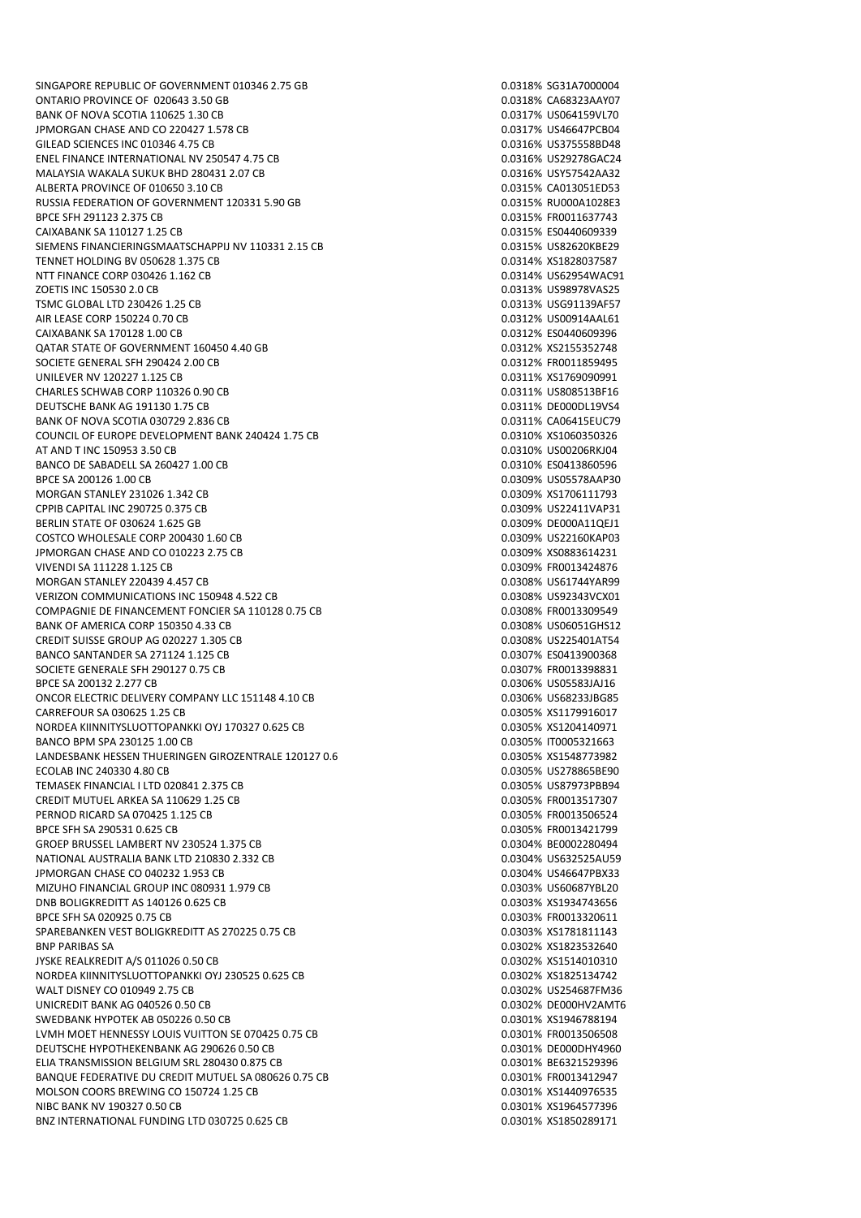| | | |
|---|---|---|
| SINGAPORE REPUBLIC OF GOVERNMENT 010346 2.75 GB | 0.0318% | SG31A7000004 |
| ONTARIO PROVINCE OF 020643 3.50 GB | 0.0318% | CA68323AAY07 |
| BANK OF NOVA SCOTIA 110625 1.30 CB | 0.0317% | US064159VL70 |
| JPMORGAN CHASE AND CO 220427 1.578 CB | 0.0317% | US46647PCB04 |
| GILEAD SCIENCES INC 010346 4.75 CB | 0.0316% | US375558BD48 |
| ENEL FINANCE INTERNATIONAL NV 250547 4.75 CB | 0.0316% | US29278GAC24 |
| MALAYSIA WAKALA SUKUK BHD 280431 2.07 CB | 0.0316% | USY57542AA32 |
| ALBERTA PROVINCE OF 010650 3.10 CB | 0.0315% | CA013051ED53 |
| RUSSIA FEDERATION OF GOVERNMENT 120331 5.90 GB | 0.0315% | RU000A1028E3 |
| BPCE SFH 291123 2.375 CB | 0.0315% | FR0011637743 |
| CAIXABANK SA 110127 1.25 CB | 0.0315% | ES0440609339 |
| SIEMENS FINANCIERINGSMAATSCHAPPIJ NV 110331 2.15 CB | 0.0315% | US82620KBE29 |
| TENNET HOLDING BV 050628 1.375 CB | 0.0314% | XS1828037587 |
| NTT FINANCE CORP 030426 1.162 CB | 0.0314% | US62954WAC91 |
| ZOETIS INC 150530 2.0 CB | 0.0313% | US98978VAS25 |
| TSMC GLOBAL LTD 230426 1.25 CB | 0.0313% | USG91139AF57 |
| AIR LEASE CORP 150224 0.70 CB | 0.0312% | US00914AAL61 |
| CAIXABANK SA 170128 1.00 CB | 0.0312% | ES0440609396 |
| QATAR STATE OF GOVERNMENT 160450 4.40 GB | 0.0312% | XS2155352748 |
| SOCIETE GENERAL SFH 290424 2.00 CB | 0.0312% | FR0011859495 |
| UNILEVER NV 120227 1.125 CB | 0.0311% | XS1769090991 |
| CHARLES SCHWAB CORP 110326 0.90 CB | 0.0311% | US808513BF16 |
| DEUTSCHE BANK AG 191130 1.75 CB | 0.0311% | DE000DL19VS4 |
| BANK OF NOVA SCOTIA 030729 2.836 CB | 0.0311% | CA06415EUC79 |
| COUNCIL OF EUROPE DEVELOPMENT BANK 240424 1.75 CB | 0.0310% | XS1060350326 |
| AT AND T INC 150953 3.50 CB | 0.0310% | US00206RKJ04 |
| BANCO DE SABADELL SA 260427 1.00 CB | 0.0310% | ES0413860596 |
| BPCE SA 200126 1.00 CB | 0.0309% | US05578AAP30 |
| MORGAN STANLEY 231026 1.342 CB | 0.0309% | XS1706111793 |
| CPPIB CAPITAL INC 290725 0.375 CB | 0.0309% | US22411VAP31 |
| BERLIN STATE OF 030624 1.625 GB | 0.0309% | DE000A11QEJ1 |
| COSTCO WHOLESALE CORP 200430 1.60 CB | 0.0309% | US22160KAP03 |
| JPMORGAN CHASE AND CO 010223 2.75 CB | 0.0309% | XS0883614231 |
| VIVENDI SA 111228 1.125 CB | 0.0309% | FR0013424876 |
| MORGAN STANLEY 220439 4.457 CB | 0.0308% | US61744YAR99 |
| VERIZON COMMUNICATIONS INC 150948 4.522 CB | 0.0308% | US92343VCX01 |
| COMPAGNIE DE FINANCEMENT FONCIER SA 110128 0.75 CB | 0.0308% | FR0013309549 |
| BANK OF AMERICA CORP 150350 4.33 CB | 0.0308% | US06051GHS12 |
| CREDIT SUISSE GROUP AG 020227 1.305 CB | 0.0308% | US225401AT54 |
| BANCO SANTANDER SA 271124 1.125 CB | 0.0307% | ES0413900368 |
| SOCIETE GENERALE SFH 290127 0.75 CB | 0.0307% | FR0013398831 |
| BPCE SA 200132 2.277 CB | 0.0306% | US05583JAJ16 |
| ONCOR ELECTRIC DELIVERY COMPANY LLC 151148 4.10 CB | 0.0306% | US68233JBG85 |
| CARREFOUR SA 030625 1.25 CB | 0.0305% | XS1179916017 |
| NORDEA KIINNITYSLUOTTOPANKKI OYJ 170327 0.625 CB | 0.0305% | XS1204140971 |
| BANCO BPM SPA 230125 1.00 CB | 0.0305% | IT0005321663 |
| LANDESBANK HESSEN THUERINGEN GIROZENTRALE 120127 0.6 | 0.0305% | XS1548773982 |
| ECOLAB INC 240330 4.80 CB | 0.0305% | US278865BE90 |
| TEMASEK FINANCIAL I LTD 020841 2.375 CB | 0.0305% | US87973PBB94 |
| CREDIT MUTUEL ARKEA SA 110629 1.25 CB | 0.0305% | FR0013517307 |
| PERNOD RICARD SA 070425 1.125 CB | 0.0305% | FR0013506524 |
| BPCE SFH SA 290531 0.625 CB | 0.0305% | FR0013421799 |
| GROEP BRUSSEL LAMBERT NV 230524 1.375 CB | 0.0304% | BE0002280494 |
| NATIONAL AUSTRALIA BANK LTD 210830 2.332 CB | 0.0304% | US632525AU59 |
| JPMORGAN CHASE CO 040232 1.953 CB | 0.0304% | US46647PBX33 |
| MIZUHO FINANCIAL GROUP INC 080931 1.979 CB | 0.0303% | US60687YBL20 |
| DNB BOLIGKREDITT AS 140126 0.625 CB | 0.0303% | XS1934743656 |
| BPCE SFH SA 020925 0.75 CB | 0.0303% | FR0013320611 |
| SPAREBANKEN VEST BOLIGKREDITT AS 270225 0.75 CB | 0.0303% | XS1781811143 |
| BNP PARIBAS SA | 0.0302% | XS1823532640 |
| JYSKE REALKREDIT A/S 011026 0.50 CB | 0.0302% | XS1514010310 |
| NORDEA KIINNITYSLUOTTOPANKKI OYJ 230525 0.625 CB | 0.0302% | XS1825134742 |
| WALT DISNEY CO 010949 2.75 CB | 0.0302% | US254687FM36 |
| UNICREDIT BANK AG 040526 0.50 CB | 0.0302% | DE000HV2AMT6 |
| SWEDBANK HYPOTEK AB 050226 0.50 CB | 0.0301% | XS1946788194 |
| LVMH MOET HENNESSY LOUIS VUITTON SE 070425 0.75 CB | 0.0301% | FR0013506508 |
| DEUTSCHE HYPOTHEKENBANK AG 290626 0.50 CB | 0.0301% | DE000DHY4960 |
| ELIA TRANSMISSION BELGIUM SRL 280430 0.875 CB | 0.0301% | BE6321529396 |
| BANQUE FEDERATIVE DU CREDIT MUTUEL SA 080626 0.75 CB | 0.0301% | FR0013412947 |
| MOLSON COORS BREWING CO 150724 1.25 CB | 0.0301% | XS1440976535 |
| NIBC BANK NV 190327 0.50 CB | 0.0301% | XS1964577396 |
| BNZ INTERNATIONAL FUNDING LTD 030725 0.625 CB | 0.0301% | XS1850289171 |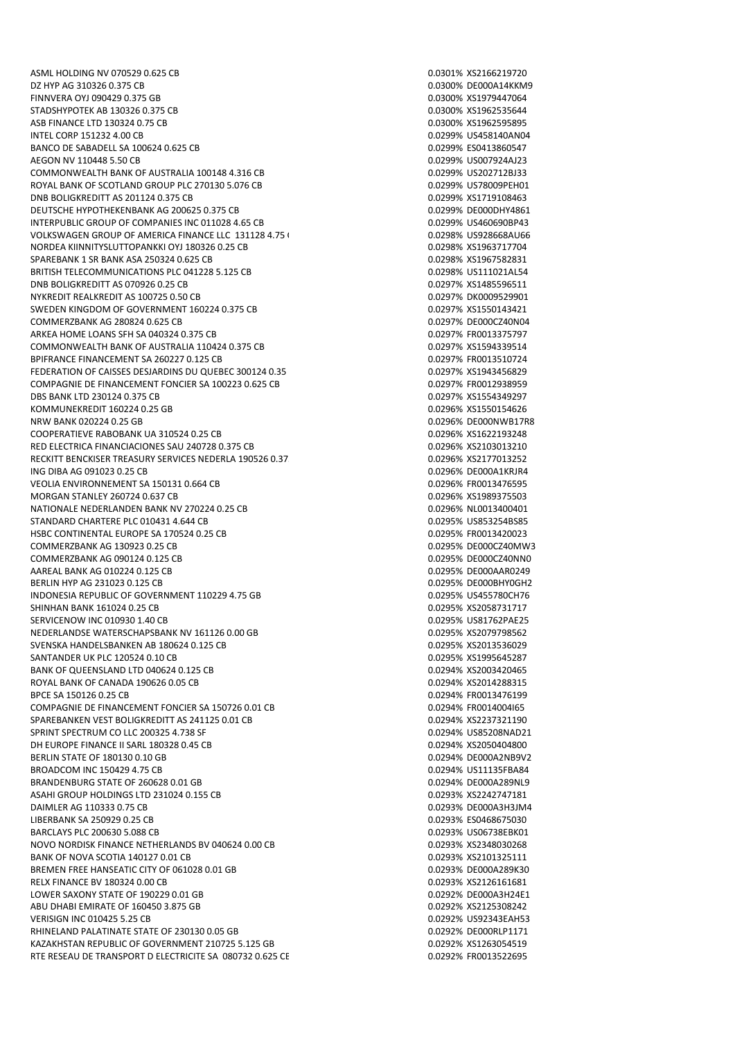| | | |
|---|---|---|
| ASML HOLDING NV 070529 0.625 CB | 0.0301% | XS2166219720 |
| DZ HYP AG 310326 0.375 CB | 0.0300% | DE000A14KKM9 |
| FINNVERA OYJ 090429 0.375 GB | 0.0300% | XS1979447064 |
| STADSHYPOTEK AB 130326 0.375 CB | 0.0300% | XS1962535644 |
| ASB FINANCE LTD 130324 0.75 CB | 0.0300% | XS1962595895 |
| INTEL CORP 151232 4.00 CB | 0.0299% | US458140AN04 |
| BANCO DE SABADELL SA 100624 0.625 CB | 0.0299% | ES0413860547 |
| AEGON NV 110448 5.50 CB | 0.0299% | US007924AJ23 |
| COMMONWEALTH BANK OF AUSTRALIA 100148 4.316 CB | 0.0299% | US202712BJ33 |
| ROYAL BANK OF SCOTLAND GROUP PLC 270130 5.076 CB | 0.0299% | US78009PEH01 |
| DNB BOLIGKREDITT AS 201124 0.375 CB | 0.0299% | XS1719108463 |
| DEUTSCHE HYPOTHEKENBANK AG 200625 0.375 CB | 0.0299% | DE000DHY4861 |
| INTERPUBLIC GROUP OF COMPANIES INC 011028 4.65 CB | 0.0299% | US460690BP43 |
| VOLKSWAGEN GROUP OF AMERICA FINANCE LLC 131128 4.75 ( | 0.0298% | US928668AU66 |
| NORDEA KIINNITYSLUTTOPANKKI OYJ 180326 0.25 CB | 0.0298% | XS1963717704 |
| SPAREBANK 1 SR BANK ASA 250324 0.625 CB | 0.0298% | XS1967582831 |
| BRITISH TELECOMMUNICATIONS PLC 041228 5.125 CB | 0.0298% | US111021AL54 |
| DNB BOLIGKREDITT AS 070926 0.25 CB | 0.0297% | XS1485596511 |
| NYKREDIT REALKREDIT AS 100725 0.50 CB | 0.0297% | DK0009529901 |
| SWEDEN KINGDOM OF GOVERNMENT 160224 0.375 CB | 0.0297% | XS1550143421 |
| COMMERZBANK AG 280824 0.625 CB | 0.0297% | DE000CZ40N04 |
| ARKEA HOME LOANS SFH SA 040324 0.375 CB | 0.0297% | FR0013375797 |
| COMMONWEALTH BANK OF AUSTRALIA 110424 0.375 CB | 0.0297% | XS1594339514 |
| BPIFRANCE FINANCEMENT SA 260227 0.125 CB | 0.0297% | FR0013510724 |
| FEDERATION OF CAISSES DESJARDINS DU QUEBEC 300124 0.35 | 0.0297% | XS1943456829 |
| COMPAGNIE DE FINANCEMENT FONCIER SA 100223 0.625 CB | 0.0297% | FR0012938959 |
| DBS BANK LTD 230124 0.375 CB | 0.0297% | XS1554349297 |
| KOMMUNEKREDIT 160224 0.25 GB | 0.0296% | XS1550154626 |
| NRW BANK 020224 0.25 GB | 0.0296% | DE000NWB17R8 |
| COOPERATIEVE RABOBANK UA 310524 0.25 CB | 0.0296% | XS1622193248 |
| RED ELECTRICA FINANCIACIONES SAU 240728 0.375 CB | 0.0296% | XS2103013210 |
| RECKITT BENCKISER TREASURY SERVICES NEDERLA 190526 0.37 | 0.0296% | XS2177013252 |
| ING DIBA AG 091023 0.25 CB | 0.0296% | DE000A1KRJR4 |
| VEOLIA ENVIRONNEMENT SA 150131 0.664 CB | 0.0296% | FR0013476595 |
| MORGAN STANLEY 260724 0.637 CB | 0.0296% | XS1989375503 |
| NATIONALE NEDERLANDEN BANK NV 270224 0.25 CB | 0.0296% | NL0013400401 |
| STANDARD CHARTERE PLC 010431 4.644 CB | 0.0295% | US853254BS85 |
| HSBC CONTINENTAL EUROPE SA 170524 0.25 CB | 0.0295% | FR0013420023 |
| COMMERZBANK AG 130923 0.25 CB | 0.0295% | DE000CZ40MW3 |
| COMMERZBANK AG 090124 0.125 CB | 0.0295% | DE000CZ40NN0 |
| AAREAL BANK AG 010224 0.125 CB | 0.0295% | DE000AAR0249 |
| BERLIN HYP AG 231023 0.125 CB | 0.0295% | DE000BHY0GH2 |
| INDONESIA REPUBLIC OF GOVERNMENT 110229 4.75 GB | 0.0295% | US455780CH76 |
| SHINHAN BANK 161024 0.25 CB | 0.0295% | XS2058731717 |
| SERVICENOW INC 010930 1.40 CB | 0.0295% | US81762PAE25 |
| NEDERLANDSE WATERSCHAPSBANK NV 161126 0.00 GB | 0.0295% | XS2079798562 |
| SVENSKA HANDELSBANKEN AB 180624 0.125 CB | 0.0295% | XS2013536029 |
| SANTANDER UK PLC 120524 0.10 CB | 0.0295% | XS1995645287 |
| BANK OF QUEENSLAND LTD 040624 0.125 CB | 0.0294% | XS2003420465 |
| ROYAL BANK OF CANADA 190626 0.05 CB | 0.0294% | XS2014288315 |
| BPCE SA 150126 0.25 CB | 0.0294% | FR0013476199 |
| COMPAGNIE DE FINANCEMENT FONCIER SA 150726 0.01 CB | 0.0294% | FR0014004I65 |
| SPAREBANKEN VEST BOLIGKREDITT AS 241125 0.01 CB | 0.0294% | XS2237321190 |
| SPRINT SPECTRUM CO LLC 200325 4.738 SF | 0.0294% | US85208NAD21 |
| DH EUROPE FINANCE II SARL 180328 0.45 CB | 0.0294% | XS2050404800 |
| BERLIN STATE OF 180130 0.10 GB | 0.0294% | DE000A2NB9V2 |
| BROADCOM INC 150429 4.75 CB | 0.0294% | US11135FBA84 |
| BRANDENBURG STATE OF 260628 0.01 GB | 0.0294% | DE000A289NL9 |
| ASAHI GROUP HOLDINGS LTD 231024 0.155 CB | 0.0293% | XS2242747181 |
| DAIMLER AG 110333 0.75 CB | 0.0293% | DE000A3H3JM4 |
| LIBERBANK SA 250929 0.25 CB | 0.0293% | ES0468675030 |
| BARCLAYS PLC 200630 5.088 CB | 0.0293% | US06738EBK01 |
| NOVO NORDISK FINANCE NETHERLANDS BV 040624 0.00 CB | 0.0293% | XS2348030268 |
| BANK OF NOVA SCOTIA 140127 0.01 CB | 0.0293% | XS2101325111 |
| BREMEN FREE HANSEATIC CITY OF 061028 0.01 GB | 0.0293% | DE000A289K30 |
| RELX FINANCE BV 180324 0.00 CB | 0.0293% | XS2126161681 |
| LOWER SAXONY STATE OF 190229 0.01 GB | 0.0292% | DE000A3H24E1 |
| ABU DHABI EMIRATE OF 160450 3.875 GB | 0.0292% | XS2125308242 |
| VERISIGN INC 010425 5.25 CB | 0.0292% | US92343EAH53 |
| RHINELAND PALATINATE STATE OF 230130 0.05 GB | 0.0292% | DE000RLP1171 |
| KAZAKHSTAN REPUBLIC OF GOVERNMENT 210725 5.125 GB | 0.0292% | XS1263054519 |
| RTE RESEAU DE TRANSPORT D ELECTRICITE SA 080732 0.625 CE | 0.0292% | FR0013522695 |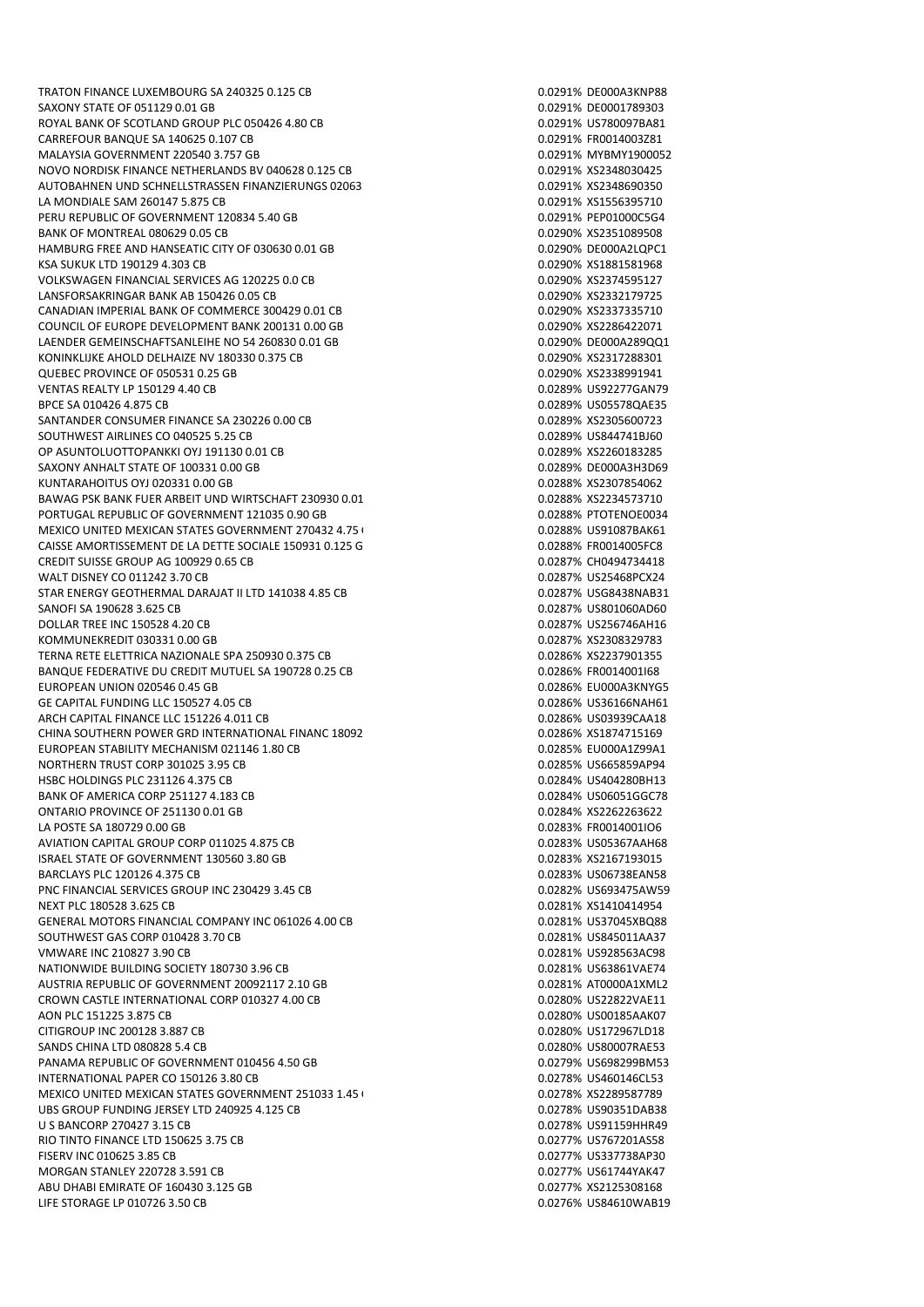| | | |
|---|---|---|
| TRATON FINANCE LUXEMBOURG SA 240325 0.125 CB | 0.0291% | DE000A3KNP88 |
| SAXONY STATE OF 051129 0.01 GB | 0.0291% | DE0001789303 |
| ROYAL BANK OF SCOTLAND GROUP PLC 050426 4.80 CB | 0.0291% | US780097BA81 |
| CARREFOUR BANQUE SA 140625 0.107 CB | 0.0291% | FR0014003Z81 |
| MALAYSIA GOVERNMENT 220540 3.757 GB | 0.0291% | MYBMY1900052 |
| NOVO NORDISK FINANCE NETHERLANDS BV 040628 0.125 CB | 0.0291% | XS2348030425 |
| AUTOBAHNEN UND SCHNELLSTRASSEN FINANZIERUNGS 02063 | 0.0291% | XS2348690350 |
| LA MONDIALE SAM 260147 5.875 CB | 0.0291% | XS1556395710 |
| PERU REPUBLIC OF GOVERNMENT 120834 5.40 GB | 0.0291% | PEP01000C5G4 |
| BANK OF MONTREAL 080629 0.05 CB | 0.0290% | XS2351089508 |
| HAMBURG FREE AND HANSEATIC CITY OF 030630 0.01 GB | 0.0290% | DE000A2LQPC1 |
| KSA SUKUK LTD 190129 4.303 CB | 0.0290% | XS1881581968 |
| VOLKSWAGEN FINANCIAL SERVICES AG 120225 0.0 CB | 0.0290% | XS2374595127 |
| LANSFORSAKRINGAR BANK AB 150426 0.05 CB | 0.0290% | XS2332179725 |
| CANADIAN IMPERIAL BANK OF COMMERCE 300429 0.01 CB | 0.0290% | XS2337335710 |
| COUNCIL OF EUROPE DEVELOPMENT BANK 200131 0.00 GB | 0.0290% | XS2286422071 |
| LAENDER GEMEINSCHAFTSANLEIHE NO 54 260830 0.01 GB | 0.0290% | DE000A289QQ1 |
| KONINKLIJKE AHOLD DELHAIZE NV 180330 0.375 CB | 0.0290% | XS2317288301 |
| QUEBEC PROVINCE OF 050531 0.25 GB | 0.0290% | XS2338991941 |
| VENTAS REALTY LP 150129 4.40 CB | 0.0289% | US92277GAN79 |
| BPCE SA 010426 4.875 CB | 0.0289% | US05578QAE35 |
| SANTANDER CONSUMER FINANCE SA 230226 0.00 CB | 0.0289% | XS2305600723 |
| SOUTHWEST AIRLINES CO 040525 5.25 CB | 0.0289% | US844741BJ60 |
| OP ASUNTOLUOTTOPANKKI OYJ 191130 0.01 CB | 0.0289% | XS2260183285 |
| SAXONY ANHALT STATE OF 100331 0.00 GB | 0.0289% | DE000A3H3D69 |
| KUNTARAHOITUS OYJ 020331 0.00 GB | 0.0288% | XS2307854062 |
| BAWAG PSK BANK FUER ARBEIT UND WIRTSCHAFT 230930 0.01 | 0.0288% | XS2234573710 |
| PORTUGAL REPUBLIC OF GOVERNMENT 121035 0.90 GB | 0.0288% | PTOTENOE0034 |
| MEXICO UNITED MEXICAN STATES GOVERNMENT 270432 4.75 ( | 0.0288% | US91087BAK61 |
| CAISSE AMORTISSEMENT DE LA DETTE SOCIALE 150931 0.125 G | 0.0288% | FR0014005FC8 |
| CREDIT SUISSE GROUP AG 100929 0.65 CB | 0.0287% | CH0494734418 |
| WALT DISNEY CO 011242 3.70 CB | 0.0287% | US25468PCX24 |
| STAR ENERGY GEOTHERMAL DARAJAT II LTD 141038 4.85 CB | 0.0287% | USG8438NAB31 |
| SANOFI SA 190628 3.625 CB | 0.0287% | US801060AD60 |
| DOLLAR TREE INC 150528 4.20 CB | 0.0287% | US256746AH16 |
| KOMMUNEKREDIT 030331 0.00 GB | 0.0287% | XS2308329783 |
| TERNA RETE ELETTRICA NAZIONALE SPA 250930 0.375 CB | 0.0286% | XS2237901355 |
| BANQUE FEDERATIVE DU CREDIT MUTUEL SA 190728 0.25 CB | 0.0286% | FR0014001I68 |
| EUROPEAN UNION 020546 0.45 GB | 0.0286% | EU000A3KNYG5 |
| GE CAPITAL FUNDING LLC 150527 4.05 CB | 0.0286% | US36166NAH61 |
| ARCH CAPITAL FINANCE LLC 151226 4.011 CB | 0.0286% | US03939CAA18 |
| CHINA SOUTHERN POWER GRD INTERNATIONAL FINANC 18092 | 0.0286% | XS1874715169 |
| EUROPEAN STABILITY MECHANISM 021146 1.80 CB | 0.0285% | EU000A1Z99A1 |
| NORTHERN TRUST CORP 301025 3.95 CB | 0.0285% | US665859AP94 |
| HSBC HOLDINGS PLC 231126 4.375 CB | 0.0284% | US404280BH13 |
| BANK OF AMERICA CORP 251127 4.183 CB | 0.0284% | US06051GGC78 |
| ONTARIO PROVINCE OF 251130 0.01 GB | 0.0284% | XS2262263622 |
| LA POSTE SA 180729 0.00 GB | 0.0283% | FR0014001IO6 |
| AVIATION CAPITAL GROUP CORP 011025 4.875 CB | 0.0283% | US05367AAH68 |
| ISRAEL STATE OF GOVERNMENT 130560 3.80 GB | 0.0283% | XS2167193015 |
| BARCLAYS PLC 120126 4.375 CB | 0.0283% | US06738EAN58 |
| PNC FINANCIAL SERVICES GROUP INC 230429 3.45 CB | 0.0282% | US693475AW59 |
| NEXT PLC 180528 3.625 CB | 0.0281% | XS1410414954 |
| GENERAL MOTORS FINANCIAL COMPANY INC 061026 4.00 CB | 0.0281% | US37045XBQ88 |
| SOUTHWEST GAS CORP 010428 3.70 CB | 0.0281% | US845011AA37 |
| VMWARE INC 210827 3.90 CB | 0.0281% | US928563AC98 |
| NATIONWIDE BUILDING SOCIETY 180730 3.96 CB | 0.0281% | US63861VAE74 |
| AUSTRIA REPUBLIC OF GOVERNMENT 20092117 2.10 GB | 0.0281% | AT0000A1XML2 |
| CROWN CASTLE INTERNATIONAL CORP 010327 4.00 CB | 0.0280% | US22822VAE11 |
| AON PLC 151225 3.875 CB | 0.0280% | US00185AAK07 |
| CITIGROUP INC 200128 3.887 CB | 0.0280% | US172967LD18 |
| SANDS CHINA LTD 080828 5.4 CB | 0.0280% | US80007RAE53 |
| PANAMA REPUBLIC OF GOVERNMENT 010456 4.50 GB | 0.0279% | US698299BM53 |
| INTERNATIONAL PAPER CO 150126 3.80 CB | 0.0278% | US460146CL53 |
| MEXICO UNITED MEXICAN STATES GOVERNMENT 251033 1.45 ( | 0.0278% | XS2289587789 |
| UBS GROUP FUNDING JERSEY LTD 240925 4.125 CB | 0.0278% | US90351DAB38 |
| U S BANCORP 270427 3.15 CB | 0.0278% | US91159HHR49 |
| RIO TINTO FINANCE LTD 150625 3.75 CB | 0.0277% | US767201AS58 |
| FISERV INC 010625 3.85 CB | 0.0277% | US337738AP30 |
| MORGAN STANLEY 220728 3.591 CB | 0.0277% | US61744YAK47 |
| ABU DHABI EMIRATE OF 160430 3.125 GB | 0.0277% | XS2125308168 |
| LIFE STORAGE LP 010726 3.50 CB | 0.0276% | US84610WAB19 |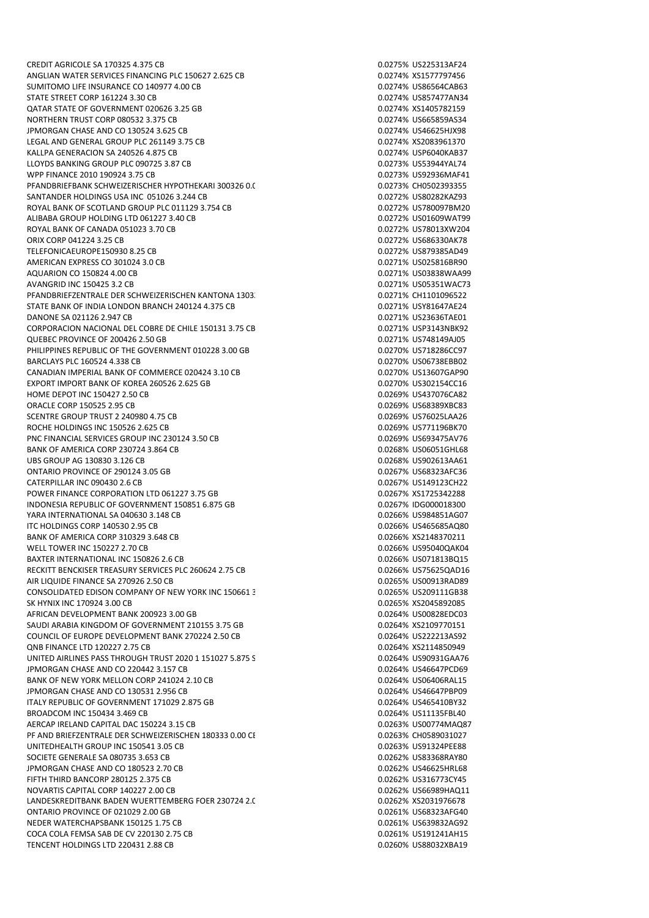| | | |
|---|---|---|
| CREDIT AGRICOLE SA 170325 4.375 CB | 0.0275% | US225313AF24 |
| ANGLIAN WATER SERVICES FINANCING PLC 150627 2.625 CB | 0.0274% | XS1577797456 |
| SUMITOMO LIFE INSURANCE CO 140977 4.00 CB | 0.0274% | US86564CAB63 |
| STATE STREET CORP 161224 3.30 CB | 0.0274% | US857477AN34 |
| QATAR STATE OF GOVERNMENT 020626 3.25 GB | 0.0274% | XS1405782159 |
| NORTHERN TRUST CORP 080532 3.375 CB | 0.0274% | US665859AS34 |
| JPMORGAN CHASE AND CO 130524 3.625 CB | 0.0274% | US46625HJX98 |
| LEGAL AND GENERAL GROUP PLC 261149 3.75 CB | 0.0274% | XS2083961370 |
| KALLPA GENERACION SA 240526 4.875 CB | 0.0274% | USP6040KAB37 |
| LLOYDS BANKING GROUP PLC 090725 3.87 CB | 0.0273% | US53944YAL74 |
| WPP FINANCE 2010 190924 3.75 CB | 0.0273% | US92936MAF41 |
| PFANDBRIEFBANK SCHWEIZERISCHER HYPOTHEKARI 300326 0.( | 0.0273% | CH0502393355 |
| SANTANDER HOLDINGS USA INC 051026 3.244 CB | 0.0272% | US80282KAZ93 |
| ROYAL BANK OF SCOTLAND GROUP PLC 011129 3.754 CB | 0.0272% | US780097BM20 |
| ALIBABA GROUP HOLDING LTD 061227 3.40 CB | 0.0272% | US01609WAT99 |
| ROYAL BANK OF CANADA 051023 3.70 CB | 0.0272% | US78013XW204 |
| ORIX CORP 041224 3.25 CB | 0.0272% | US686330AK78 |
| TELEFONICAEUROPE150930 8.25 CB | 0.0272% | US879385AD49 |
| AMERICAN EXPRESS CO 301024 3.0 CB | 0.0271% | US025816BR90 |
| AQUARION CO 150824 4.00 CB | 0.0271% | US03838WAA99 |
| AVANGRID INC 150425 3.2 CB | 0.0271% | US05351WAC73 |
| PFANDBRIEFZENTRALE DER SCHWEIZERISCHEN KANTONA 1303: | 0.0271% | CH1101096522 |
| STATE BANK OF INDIA LONDON BRANCH 240124 4.375 CB | 0.0271% | USY81647AE24 |
| DANONE SA 021126 2.947 CB | 0.0271% | US23636TAE01 |
| CORPORACION NACIONAL DEL COBRE DE CHILE 150131 3.75 CB | 0.0271% | USP3143NBK92 |
| QUEBEC PROVINCE OF 200426 2.50 GB | 0.0271% | US748149AJ05 |
| PHILIPPINES REPUBLIC OF THE GOVERNMENT 010228 3.00 GB | 0.0270% | US718286CC97 |
| BARCLAYS PLC 160524 4.338 CB | 0.0270% | US06738EBB02 |
| CANADIAN IMPERIAL BANK OF COMMERCE 020424 3.10 CB | 0.0270% | US13607GAP90 |
| EXPORT IMPORT BANK OF KOREA 260526 2.625 GB | 0.0270% | US302154CC16 |
| HOME DEPOT INC 150427 2.50 CB | 0.0269% | US437076CA82 |
| ORACLE CORP 150525 2.95 CB | 0.0269% | US68389XBC83 |
| SCENTRE GROUP TRUST 2 240980 4.75 CB | 0.0269% | US76025LAA26 |
| ROCHE HOLDINGS INC 150526 2.625 CB | 0.0269% | US771196BK70 |
| PNC FINANCIAL SERVICES GROUP INC 230124 3.50 CB | 0.0269% | US693475AV76 |
| BANK OF AMERICA CORP 230724 3.864 CB | 0.0268% | US06051GHL68 |
| UBS GROUP AG 130830 3.126 CB | 0.0268% | US902613AA61 |
| ONTARIO PROVINCE OF 290124 3.05 GB | 0.0267% | US68323AFC36 |
| CATERPILLAR INC 090430 2.6 CB | 0.0267% | US149123CH22 |
| POWER FINANCE CORPORATION LTD 061227 3.75 GB | 0.0267% | XS1725342288 |
| INDONESIA REPUBLIC OF GOVERNMENT 150851 6.875 GB | 0.0267% | IDG000018300 |
| YARA INTERNATIONAL SA 040630 3.148 CB | 0.0266% | US984851AG07 |
| ITC HOLDINGS CORP 140530 2.95 CB | 0.0266% | US465685AQ80 |
| BANK OF AMERICA CORP 310329 3.648 CB | 0.0266% | XS2148370211 |
| WELL TOWER INC 150227 2.70 CB | 0.0266% | US95040QAK04 |
| BAXTER INTERNATIONAL INC 150826 2.6 CB | 0.0266% | US071813BQ15 |
| RECKITT BENCKISER TREASURY SERVICES PLC 260624 2.75 CB | 0.0266% | US75625QAD16 |
| AIR LIQUIDE FINANCE SA 270926 2.50 CB | 0.0265% | US00913RAD89 |
| CONSOLIDATED EDISON COMPANY OF NEW YORK INC 150661 3 | 0.0265% | US209111GB38 |
| SK HYNIX INC 170924 3.00 CB | 0.0265% | XS2045892085 |
| AFRICAN DEVELOPMENT BANK 200923 3.00 GB | 0.0264% | US00828EDC03 |
| SAUDI ARABIA KINGDOM OF GOVERNMENT 210155 3.75 GB | 0.0264% | XS2109770151 |
| COUNCIL OF EUROPE DEVELOPMENT BANK 270224 2.50 GB | 0.0264% | US222213AS92 |
| QNB FINANCE LTD 120227 2.75 CB | 0.0264% | XS2114850949 |
| UNITED AIRLINES PASS THROUGH TRUST 2020 1 151027 5.875 S | 0.0264% | US90931GAA76 |
| JPMORGAN CHASE AND CO 220442 3.157 CB | 0.0264% | US46647PCD69 |
| BANK OF NEW YORK MELLON CORP 241024 2.10 CB | 0.0264% | US06406RAL15 |
| JPMORGAN CHASE AND CO 130531 2.956 CB | 0.0264% | US46647PBP09 |
| ITALY REPUBLIC OF GOVERNMENT 171029 2.875 GB | 0.0264% | US465410BY32 |
| BROADCOM INC 150434 3.469 CB | 0.0264% | US11135FBL40 |
| AERCAP IRELAND CAPITAL DAC 150224 3.15 CB | 0.0263% | US00774MAQ87 |
| PF AND BRIEFZENTRALE DER SCHWEIZERISCHEN 180333 0.00 CI | 0.0263% | CH0589031027 |
| UNITEDHEALTH GROUP INC 150541 3.05 CB | 0.0263% | US91324PEE88 |
| SOCIETE GENERALE SA 080735 3.653 CB | 0.0262% | US83368RAY80 |
| JPMORGAN CHASE AND CO 180523 2.70 CB | 0.0262% | US46625HRL68 |
| FIFTH THIRD BANCORP 280125 2.375 CB | 0.0262% | US316773CY45 |
| NOVARTIS CAPITAL CORP 140227 2.00 CB | 0.0262% | US66989HAQ11 |
| LANDESKREDITBANK BADEN WUERTTEMBERG FOER 230724 2.( | 0.0262% | XS2031976678 |
| ONTARIO PROVINCE OF 021029 2.00 GB | 0.0261% | US68323AFG40 |
| NEDER WATERCHAPSBANK 150125 1.75 CB | 0.0261% | US639832AG92 |
| COCA COLA FEMSA SAB DE CV 220130 2.75 CB | 0.0261% | US191241AH15 |
| TENCENT HOLDINGS LTD 220431 2.88 CB | 0.0260% | US88032XBA19 |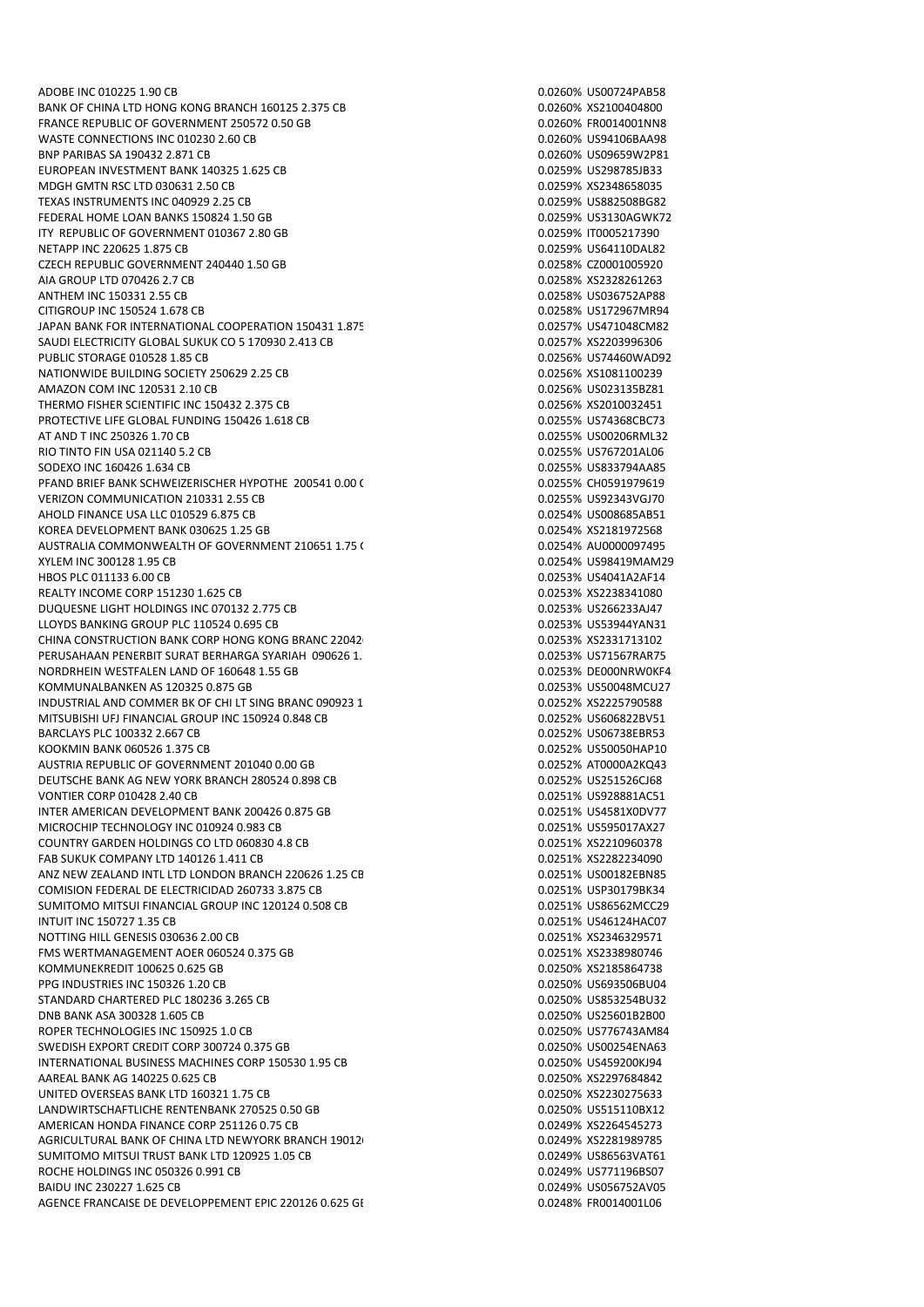| | | |
|---|---|---|
| ADOBE INC 010225 1.90 CB | 0.0260% | US00724PAB58 |
| BANK OF CHINA LTD HONG KONG BRANCH 160125 2.375 CB | 0.0260% | XS2100404800 |
| FRANCE REPUBLIC OF GOVERNMENT 250572 0.50 GB | 0.0260% | FR0014001NN8 |
| WASTE CONNECTIONS INC 010230 2.60 CB | 0.0260% | US94106BAA98 |
| BNP PARIBAS SA 190432 2.871 CB | 0.0260% | US09659W2P81 |
| EUROPEAN INVESTMENT BANK 140325 1.625 CB | 0.0259% | US298785JB33 |
| MDGH GMTN RSC LTD 030631 2.50 CB | 0.0259% | XS2348658035 |
| TEXAS INSTRUMENTS INC 040929 2.25 CB | 0.0259% | US882508BG82 |
| FEDERAL HOME LOAN BANKS 150824 1.50 GB | 0.0259% | US3130AGWK72 |
| ITY REPUBLIC OF GOVERNMENT 010367 2.80 GB | 0.0259% | IT0005217390 |
| NETAPP INC 220625 1.875 CB | 0.0259% | US64110DAL82 |
| CZECH REPUBLIC GOVERNMENT 240440 1.50 GB | 0.0258% | CZ0001005920 |
| AIA GROUP LTD 070426 2.7 CB | 0.0258% | XS2328261263 |
| ANTHEM INC 150331 2.55 CB | 0.0258% | US036752AP88 |
| CITIGROUP INC 150524 1.678 CB | 0.0258% | US172967MR94 |
| JAPAN BANK FOR INTERNATIONAL COOPERATION 150431 1.875 | 0.0257% | US471048CM82 |
| SAUDI ELECTRICITY GLOBAL SUKUK CO 5 170930 2.413 CB | 0.0257% | XS2203996306 |
| PUBLIC STORAGE 010528 1.85 CB | 0.0256% | US74460WAD92 |
| NATIONWIDE BUILDING SOCIETY 250629 2.25 CB | 0.0256% | XS1081100239 |
| AMAZON COM INC 120531 2.10 CB | 0.0256% | US023135BZ81 |
| THERMO FISHER SCIENTIFIC INC 150432 2.375 CB | 0.0256% | XS2010032451 |
| PROTECTIVE LIFE GLOBAL FUNDING 150426 1.618 CB | 0.0255% | US74368CBC73 |
| AT AND T INC 250326 1.70 CB | 0.0255% | US00206RML32 |
| RIO TINTO FIN USA 021140 5.2 CB | 0.0255% | US767201AL06 |
| SODEXO INC 160426 1.634 CB | 0.0255% | US833794AA85 |
| PFAND BRIEF BANK SCHWEIZERISCHER HYPOTHE 200541 0.00 ( | 0.0255% | CH0591979619 |
| VERIZON COMMUNICATION 210331 2.55 CB | 0.0255% | US92343VGJ70 |
| AHOLD FINANCE USA LLC 010529 6.875 CB | 0.0254% | US008685AB51 |
| KOREA DEVELOPMENT BANK 030625 1.25 GB | 0.0254% | XS2181972568 |
| AUSTRALIA COMMONWEALTH OF GOVERNMENT 210651 1.75 ( | 0.0254% | AU0000097495 |
| XYLEM INC 300128 1.95 CB | 0.0254% | US98419MAM29 |
| HBOS PLC 011133 6.00 CB | 0.0253% | US4041A2AF14 |
| REALTY INCOME CORP 151230 1.625 CB | 0.0253% | XS2238341080 |
| DUQUESNE LIGHT HOLDINGS INC 070132 2.775 CB | 0.0253% | US266233AJ47 |
| LLOYDS BANKING GROUP PLC 110524 0.695 CB | 0.0253% | US53944YAN31 |
| CHINA CONSTRUCTION BANK CORP HONG KONG BRANC 22042 | 0.0253% | XS2331713102 |
| PERUSAHAAN PENERBIT SURAT BERHARGA SYARIAH 090626 1. | 0.0253% | US71567RAR75 |
| NORDRHEIN WESTFALEN LAND OF 160648 1.55 GB | 0.0253% | DE000NRW0KF4 |
| KOMMUNALBANKEN AS 120325 0.875 GB | 0.0253% | US50048MCU27 |
| INDUSTRIAL AND COMMER BK OF CHI LT SING BRANC 090923 1 | 0.0252% | XS2225790588 |
| MITSUBISHI UFJ FINANCIAL GROUP INC 150924 0.848 CB | 0.0252% | US606822BV51 |
| BARCLAYS PLC 100332 2.667 CB | 0.0252% | US06738EBR53 |
| KOOKMIN BANK 060526 1.375 CB | 0.0252% | US50050HAP10 |
| AUSTRIA REPUBLIC OF GOVERNMENT 201040 0.00 GB | 0.0252% | AT0000A2KQ43 |
| DEUTSCHE BANK AG NEW YORK BRANCH 280524 0.898 CB | 0.0252% | US251526CJ68 |
| VONTIER CORP 010428 2.40 CB | 0.0251% | US928881AC51 |
| INTER AMERICAN DEVELOPMENT BANK 200426 0.875 GB | 0.0251% | US4581X0DV77 |
| MICROCHIP TECHNOLOGY INC 010924 0.983 CB | 0.0251% | US595017AX27 |
| COUNTRY GARDEN HOLDINGS CO LTD 060830 4.8 CB | 0.0251% | XS2210960378 |
| FAB SUKUK COMPANY LTD 140126 1.411 CB | 0.0251% | XS2282234090 |
| ANZ NEW ZEALAND INTL LTD LONDON BRANCH 220626 1.25 CB | 0.0251% | US00182EBN85 |
| COMISION FEDERAL DE ELECTRICIDAD 260733 3.875 CB | 0.0251% | USP30179BK34 |
| SUMITOMO MITSUI FINANCIAL GROUP INC 120124 0.508 CB | 0.0251% | US86562MCC29 |
| INTUIT INC 150727 1.35 CB | 0.0251% | US46124HAC07 |
| NOTTING HILL GENESIS 030636 2.00 CB | 0.0251% | XS2346329571 |
| FMS WERTMANAGEMENT AOER 060524 0.375 GB | 0.0251% | XS2338980746 |
| KOMMUNEKREDIT 100625 0.625 GB | 0.0250% | XS2185864738 |
| PPG INDUSTRIES INC 150326 1.20 CB | 0.0250% | US693506BU04 |
| STANDARD CHARTERED PLC 180236 3.265 CB | 0.0250% | US853254BU32 |
| DNB BANK ASA 300328 1.605 CB | 0.0250% | US25601B2B00 |
| ROPER TECHNOLOGIES INC 150925 1.0 CB | 0.0250% | US776743AM84 |
| SWEDISH EXPORT CREDIT CORP 300724 0.375 GB | 0.0250% | US00254ENA63 |
| INTERNATIONAL BUSINESS MACHINES CORP 150530 1.95 CB | 0.0250% | US459200KJ94 |
| AAREAL BANK AG 140225 0.625 GB | 0.0250% | XS2297684842 |
| UNITED OVERSEAS BANK LTD 160321 1.75 CB | 0.0250% | XS2230275633 |
| LANDWIRTSCHAFTLICHE RENTENBANK 270525 0.50 GB | 0.0250% | US515110BX12 |
| AMERICAN HONDA FINANCE CORP 251126 0.75 CB | 0.0249% | XS2264545273 |
| AGRICULTURAL BANK OF CHINA LTD NEWYORK BRANCH 19012 | 0.0249% | XS2281989785 |
| SUMITOMO MITSUI TRUST BANK LTD 120925 1.05 CB | 0.0249% | US86563VAT61 |
| ROCHE HOLDINGS INC 050326 0.991 CB | 0.0249% | US771196BS07 |
| BAIDU INC 230227 1.625 CB | 0.0249% | US056752AV05 |
| AGENCE FRANCAISE DE DEVELOPPEMENT EPIC 220126 0.625 GI | 0.0248% | FR0014001L06 |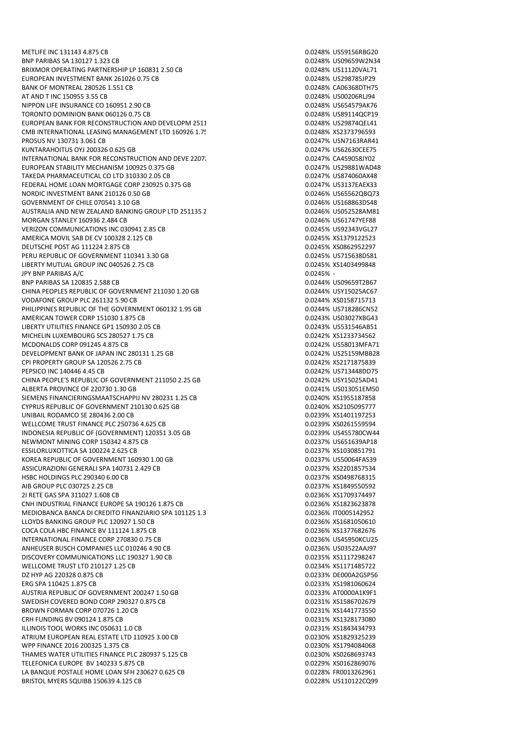| | | |
|---|---|---|
| METLIFE INC 131143 4.875 CB | 0.0248% | US59156RBG20 |
| BNP PARIBAS SA 130127 1.323 CB | 0.0248% | US09659W2N34 |
| BRIXMOR OPERATING PARTNERSHIP LP 160831 2.50 CB | 0.0248% | US11120VAL71 |
| EUROPEAN INVESTMENT BANK 261026 0.75 CB | 0.0248% | US298785JP29 |
| BANK OF MONTREAL 280526 1.551 CB | 0.0248% | CA06368DTH75 |
| AT AND T INC 150955 3.55 CB | 0.0248% | US00206RLJ94 |
| NIPPON LIFE INSURANCE CO 160951 2.90 CB | 0.0248% | US654579AK76 |
| TORONTO DOMINION BANK 060126 0.75 CB | 0.0248% | US89114QCP19 |
| EUROPEAN BANK FOR RECONSTRUCTION AND DEVELOPM 2511 | 0.0248% | US29874QEL41 |
| CMB INTERNATIONAL LEASING MANAGEMENT LTD 160926 1.75 | 0.0248% | XS2373796593 |
| PROSUS NV 130731 3.061 CB | 0.0247% | USN7163RAR41 |
| KUNTARAHOITUS OYJ 200326 0.625 GB | 0.0247% | US62630CEE75 |
| INTERNATIONAL BANK FOR RECONSTRUCTION AND DEVE 2207 | 0.0247% | CA459058JY02 |
| EUROPEAN STABILITY MECHANISM 100925 0.375 GB | 0.0247% | US29881WAD48 |
| TAKEDA PHARMACEUTICAL CO LTD 310330 2.05 CB | 0.0247% | US874060AX48 |
| FEDERAL HOME LOAN MORTGAGE CORP 230925 0.375 GB | 0.0247% | US3137EAEX33 |
| NORDIC INVESTMENT BANK 210126 0.50 GB | 0.0246% | US65562QBQ73 |
| GOVERNMENT OF CHILE 070541 3.10 GB | 0.0246% | US168863DS48 |
| AUSTRALIA AND NEW ZEALAND BANKING GROUP LTD 251135 2 | 0.0246% | US052528AM81 |
| MORGAN STANLEY 160936 2.484 CB | 0.0246% | US61747YEF88 |
| VERIZON COMMUNICATIONS INC 030941 2.85 CB | 0.0245% | US92343VGL27 |
| AMERICA MOVIL SAB DE CV 100328 2.125 CB | 0.0245% | XS1379122523 |
| DEUTSCHE POST AG 111224 2.875 CB | 0.0245% | XS0862952297 |
| PERU REPUBLIC OF GOVERNMENT 110341 3.30 GB | 0.0245% | US715638DS81 |
| LIBERTY MUTUAL GROUP INC 040526 2.75 CB | 0.0245% | XS1403499848 |
| JPY BNP PARIBAS A/C | 0.0245% | - |
| BNP PARIBAS SA 120835 2.588 CB | 0.0244% | US09659T2B67 |
| CHINA PEOPLES REPUBLIC OF GOVERNMENT 211030 1.20 GB | 0.0244% | USY15025AC67 |
| VODAFONE GROUP PLC 261132 5.90 CB | 0.0244% | XS0158715713 |
| PHILIPPINES REPUBLIC OF THE GOVERNMENT 060132 1.95 GB | 0.0244% | US718286CN52 |
| AMERICAN TOWER CORP 151030 1.875 CB | 0.0243% | US03027XBG43 |
| LIBERTY UTILITIES FINANCE GP1 150930 2.05 CB | 0.0243% | US531546AB51 |
| MICHELIN LUXEMBOURG SCS 280527 1.75 CB | 0.0242% | XS1233734562 |
| MCDONALDS CORP 091245 4.875 CB | 0.0242% | US58013MFA71 |
| DEVELOPMENT BANK OF JAPAN INC 280131 1.25 GB | 0.0242% | US25159MBB28 |
| CPI PROPERTY GROUP SA 120526 2.75 CB | 0.0242% | XS2171875839 |
| PEPSICO INC 140446 4.45 CB | 0.0242% | US713448DD75 |
| CHINA PEOPLE'S REPUBLIC OF GOVERNMENT 211050 2.25 GB | 0.0242% | USY15025AD41 |
| ALBERTA PROVINCE OF 220730 1.30 GB | 0.0241% | US013051EM50 |
| SIEMENS FINANCIERINGSMAATSCHAPPIJ NV 280231 1.25 CB | 0.0240% | XS1955187858 |
| CYPRUS REPUBLIC OF GOVERNMENT 210130 0.625 GB | 0.0240% | XS2105095777 |
| UNIBAIL RODAMCO SE 280436 2.00 CB | 0.0239% | XS1401197253 |
| WELLCOME TRUST FINANCE PLC 250736 4.625 CB | 0.0239% | XS0261559594 |
| INDONESIA REPUBLIC OF (GOVERNMENT) 120351 3.05 GB | 0.0239% | US455780CW44 |
| NEWMONT MINING CORP 150342 4.875 CB | 0.0237% | US651639AP18 |
| ESSILORLUXOTTICA SA 100224 2.625 CB | 0.0237% | XS1030851791 |
| KOREA REPUBLIC OF GOVERNMENT 160930 1.00 GB | 0.0237% | US50064FAS39 |
| ASSICURAZIONI GENERALI SPA 140731 2.429 CB | 0.0237% | XS2201857534 |
| HSBC HOLDINGS PLC 290340 6.00 CB | 0.0237% | XS0498768315 |
| AIB GROUP PLC 030725 2.25 CB | 0.0237% | XS1849550592 |
| 2I RETE GAS SPA 311027 1.608 CB | 0.0236% | XS1709374497 |
| CNH INDUSTRIAL FINANCE EUROPE SA 190126 1.875 CB | 0.0236% | XS1823623878 |
| MEDIOBANCA BANCA DI CREDITO FINANZIARIO SPA 101125 1.3 | 0.0236% | IT0005142952 |
| LLOYDS BANKING GROUP PLC 120927 1.50 CB | 0.0236% | XS1681050610 |
| COCA COLA HBC FINANCE BV 111124 1.875 CB | 0.0236% | XS1377682676 |
| INTERNATIONAL FINANCE CORP 270830 0.75 CB | 0.0236% | US45950KCU25 |
| ANHEUSER BUSCH COMPANIES LLC 010246 4.90 CB | 0.0236% | US03522AAJ97 |
| DISCOVERY COMMUNICATIONS LLC 190327 1.90 CB | 0.0235% | XS1117298247 |
| WELLCOME TRUST LTD 210127 1.25 CB | 0.0234% | XS1171485722 |
| DZ HYP AG 220328 0.875 CB | 0.0233% | DE000A2GSP56 |
| ERG SPA 110425 1.875 CB | 0.0233% | XS1981060624 |
| AUSTRIA REPUBLIC OF GOVERNMENT 200247 1.50 GB | 0.0233% | AT0000A1K9F1 |
| SWEDISH COVERED BOND CORP 290327 0.875 CB | 0.0231% | XS1586702679 |
| BROWN FORMAN CORP 070726 1.20 CB | 0.0231% | XS1441773550 |
| CRH FUNDING BV 090124 1.875 CB | 0.0231% | XS1328173080 |
| ILLINOIS TOOL WORKS INC 050631 1.0 CB | 0.0231% | XS1843434793 |
| ATRIUM EUROPEAN REAL ESTATE LTD 110925 3.00 CB | 0.0230% | XS1829325239 |
| WPP FINANCE 2016 200325 1.375 CB | 0.0230% | XS1794084068 |
| THAMES WATER UTILITIES FINANCE PLC 280937 5.125 CB | 0.0230% | XS0268693743 |
| TELEFONICA EUROPE BV 140233 5.875 CB | 0.0229% | XS0162869076 |
| LA BANQUE POSTALE HOME LOAN SFH 230627 0.625 CB | 0.0228% | FR0013262961 |
| BRISTOL MYERS SQUIBB 150639 4.125 CB | 0.0228% | US110122CQ99 |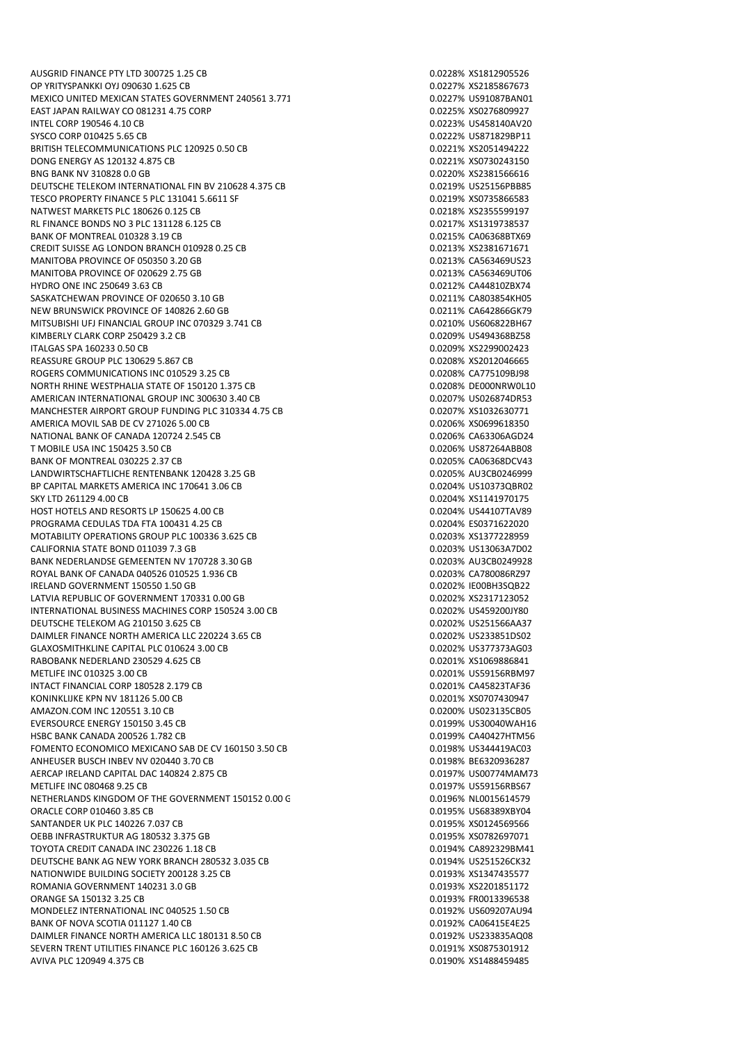| | | |
|---|---|---|
| AUSGRID FINANCE PTY LTD 300725 1.25 CB | 0.0228% | XS1812905526 |
| OP YRITYSPANKKI OYJ 090630 1.625 CB | 0.0227% | XS2185867673 |
| MEXICO UNITED MEXICAN STATES GOVERNMENT 240561 3.771 | 0.0227% | US91087BAN01 |
| EAST JAPAN RAILWAY CO 081231 4.75 CORP | 0.0225% | XS0276809927 |
| INTEL CORP 190546 4.10 CB | 0.0223% | US458140AV20 |
| SYSCO CORP 010425 5.65 CB | 0.0222% | US871829BP11 |
| BRITISH TELECOMMUNICATIONS PLC 120925 0.50 CB | 0.0221% | XS2051494222 |
| DONG ENERGY AS 120132 4.875 CB | 0.0221% | XS0730243150 |
| BNG BANK NV 310828 0.0 GB | 0.0220% | XS2381566616 |
| DEUTSCHE TELEKOM INTERNATIONAL FIN BV 210628 4.375 CB | 0.0219% | US25156PBB85 |
| TESCO PROPERTY FINANCE 5 PLC 131041 5.6611 SF | 0.0219% | XS0735866583 |
| NATWEST MARKETS PLC 180626 0.125 CB | 0.0218% | XS2355599197 |
| RL FINANCE BONDS NO 3 PLC 131128 6.125 CB | 0.0217% | XS1319738537 |
| BANK OF MONTREAL 010328 3.19 CB | 0.0215% | CA06368BTX69 |
| CREDIT SUISSE AG LONDON BRANCH 010928 0.25 CB | 0.0213% | XS2381671671 |
| MANITOBA PROVINCE OF 050350 3.20 GB | 0.0213% | CA563469US23 |
| MANITOBA PROVINCE OF 020629 2.75 GB | 0.0213% | CA563469UT06 |
| HYDRO ONE INC 250649 3.63 CB | 0.0212% | CA44810ZBX74 |
| SASKATCHEWAN PROVINCE OF 020650 3.10 GB | 0.0211% | CA803854KH05 |
| NEW BRUNSWICK PROVINCE OF 140826 2.60 GB | 0.0211% | CA642866GK79 |
| MITSUBISHI UFJ FINANCIAL GROUP INC 070329 3.741 CB | 0.0210% | US606822BH67 |
| KIMBERLY CLARK CORP 250429 3.2 CB | 0.0209% | US494368BZ58 |
| ITALGAS SPA 160233 0.50 CB | 0.0209% | XS2299002423 |
| REASSURE GROUP PLC 130629 5.867 CB | 0.0208% | XS2012046665 |
| ROGERS COMMUNICATIONS INC 010529 3.25 CB | 0.0208% | CA775109BJ98 |
| NORTH RHINE WESTPHALIA STATE OF 150120 1.375 CB | 0.0208% | DE000NRW0L10 |
| AMERICAN INTERNATIONAL GROUP INC 300630 3.40 CB | 0.0207% | US026874DR53 |
| MANCHESTER AIRPORT GROUP FUNDING PLC 310334 4.75 CB | 0.0207% | XS1032630771 |
| AMERICA MOVIL SAB DE CV 271026 5.00 CB | 0.0206% | XS0699618350 |
| NATIONAL BANK OF CANADA 120724 2.545 CB | 0.0206% | CA63306AGD24 |
| T MOBILE USA INC 150425 3.50 CB | 0.0206% | US87264ABB08 |
| BANK OF MONTREAL 030225 2.37 CB | 0.0205% | CA06368DCV43 |
| LANDWIRTSCHAFTLICHE RENTENBANK 120428 3.25 GB | 0.0205% | AU3CB0246999 |
| BP CAPITAL MARKETS AMERICA INC 170641 3.06 CB | 0.0204% | US10373QBR02 |
| SKY LTD 261129 4.00 CB | 0.0204% | XS1141970175 |
| HOST HOTELS AND RESORTS LP 150625 4.00 CB | 0.0204% | US44107TAV89 |
| PROGRAMA CEDULAS TDA FTA 100431 4.25 CB | 0.0204% | ES0371622020 |
| MOTABILITY OPERATIONS GROUP PLC 100336 3.625 CB | 0.0203% | XS1377228959 |
| CALIFORNIA STATE BOND 011039 7.3 GB | 0.0203% | US13063A7D02 |
| BANK NEDERLANDSE GEMEENTEN NV 170728 3.30 GB | 0.0203% | AU3CB0249928 |
| ROYAL BANK OF CANADA 040526 010525 1.936 CB | 0.0203% | CA780086RZ97 |
| IRELAND GOVERNMENT 150550 1.50 GB | 0.0202% | IE00BH3SQB22 |
| LATVIA REPUBLIC OF GOVERNMENT 170331 0.00 GB | 0.0202% | XS2317123052 |
| INTERNATIONAL BUSINESS MACHINES CORP 150524 3.00 CB | 0.0202% | US459200JY80 |
| DEUTSCHE TELEKOM AG 210150 3.625 CB | 0.0202% | US251566AA37 |
| DAIMLER FINANCE NORTH AMERICA LLC 220224 3.65 CB | 0.0202% | US233851DS02 |
| GLAXOSMITHKLINE CAPITAL PLC 010624 3.00 CB | 0.0202% | US377373AG03 |
| RABOBANK NEDERLAND 230529 4.625 CB | 0.0201% | XS1069886841 |
| METLIFE INC 010325 3.00 CB | 0.0201% | US59156RBM97 |
| INTACT FINANCIAL CORP 180528 2.179 CB | 0.0201% | CA45823TAF36 |
| KONINKLIJKE KPN NV 181126 5.00 CB | 0.0201% | XS0707430947 |
| AMAZON.COM INC 120551 3.10 CB | 0.0200% | US023135CB05 |
| EVERSOURCE ENERGY 150150 3.45 CB | 0.0199% | US30040WAH16 |
| HSBC BANK CANADA 200526 1.782 CB | 0.0199% | CA40427HTM56 |
| FOMENTO ECONOMICO MEXICANO SAB DE CV 160150 3.50 CB | 0.0198% | US344419AC03 |
| ANHEUSER BUSCH INBEV NV 020440 3.70 CB | 0.0198% | BE6320936287 |
| AERCAP IRELAND CAPITAL DAC 140824 2.875 CB | 0.0197% | US00774MAM73 |
| METLIFE INC 080468 9.25 CB | 0.0197% | US59156RBS67 |
| NETHERLANDS KINGDOM OF THE GOVERNMENT 150152 0.00 G | 0.0196% | NL0015614579 |
| ORACLE CORP 010460 3.85 CB | 0.0195% | US68389XBY04 |
| SANTANDER UK PLC 140226 7.037 CB | 0.0195% | XS0124569566 |
| OEBB INFRASTRUKTUR AG 180532 3.375 GB | 0.0195% | XS0782697071 |
| TOYOTA CREDIT CANADA INC 230226 1.18 CB | 0.0194% | CA892329BM41 |
| DEUTSCHE BANK AG NEW YORK BRANCH 280532 3.035 CB | 0.0194% | US251526CK32 |
| NATIONWIDE BUILDING SOCIETY 200128 3.25 CB | 0.0193% | XS1347435577 |
| ROMANIA GOVERNMENT 140231 3.0 GB | 0.0193% | XS2201851172 |
| ORANGE SA 150132 3.25 CB | 0.0193% | FR0013396538 |
| MONDELEZ INTERNATIONAL INC 040525 1.50 CB | 0.0192% | US609207AU94 |
| BANK OF NOVA SCOTIA 011127 1.40 CB | 0.0192% | CA06415E4E25 |
| DAIMLER FINANCE NORTH AMERICA LLC 180131 8.50 CB | 0.0192% | US233835AQ08 |
| SEVERN TRENT UTILITIES FINANCE PLC 160126 3.625 CB | 0.0191% | XS0875301912 |
| AVIVA PLC 120949 4.375 CB | 0.0190% | XS1488459485 |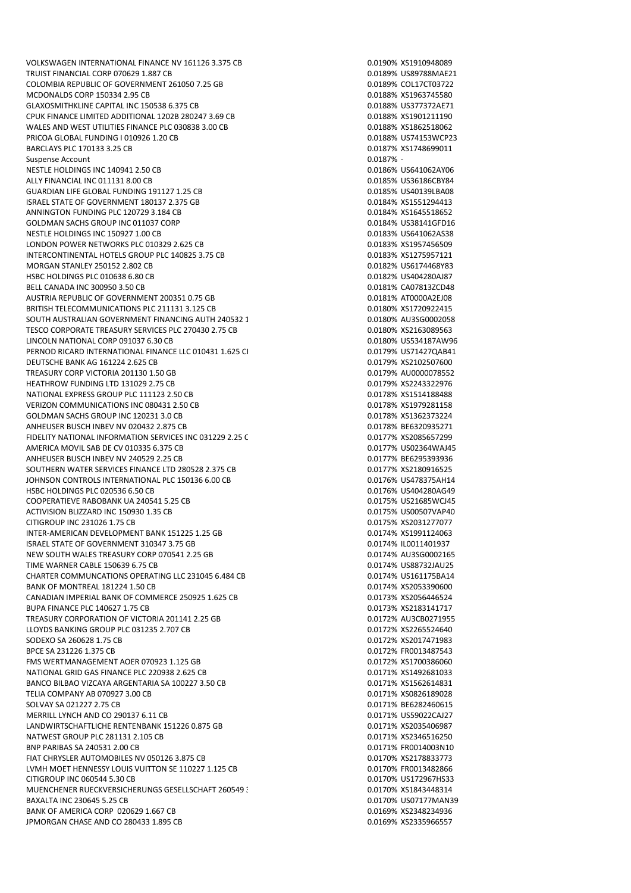| | | |
|---|---|---|
| VOLKSWAGEN INTERNATIONAL FINANCE NV 161126 3.375 CB | 0.0190% | XS1910948089 |
| TRUIST FINANCIAL CORP 070629 1.887 CB | 0.0189% | US89788MAE21 |
| COLOMBIA REPUBLIC OF GOVERNMENT 261050 7.25 GB | 0.0189% | COL17CT03722 |
| MCDONALDS CORP 150334 2.95 CB | 0.0188% | XS1963745580 |
| GLAXOSMITHKLINE CAPITAL INC 150538 6.375 CB | 0.0188% | US377372AE71 |
| CPUK FINANCE LIMITED ADDITIONAL 1202B 280247 3.69 CB | 0.0188% | XS1901211190 |
| WALES AND WEST UTILITIES FINANCE PLC 030838 3.00 CB | 0.0188% | XS1862518062 |
| PRICOA GLOBAL FUNDING I 010926 1.20 CB | 0.0188% | US74153WCP23 |
| BARCLAYS PLC 170133 3.25 CB | 0.0187% | XS1748699011 |
| Suspense Account | 0.0187% | - |
| NESTLE HOLDINGS INC 140941 2.50 CB | 0.0186% | US641062AY06 |
| ALLY FINANCIAL INC 011131 8.00 CB | 0.0185% | US36186CBY84 |
| GUARDIAN LIFE GLOBAL FUNDING 191127 1.25 CB | 0.0185% | US40139LBA08 |
| ISRAEL STATE OF GOVERNMENT 180137 2.375 GB | 0.0184% | XS1551294413 |
| ANNINGTON FUNDING PLC 120729 3.184 CB | 0.0184% | XS1645518652 |
| GOLDMAN SACHS GROUP INC 011037 CORP | 0.0184% | US38141GFD16 |
| NESTLE HOLDINGS INC 150927 1.00 CB | 0.0183% | US641062AS38 |
| LONDON POWER NETWORKS PLC 010329 2.625 CB | 0.0183% | XS1957456509 |
| INTERCONTINENTAL HOTELS GROUP PLC 140825 3.75 CB | 0.0183% | XS1275957121 |
| MORGAN STANLEY 250152 2.802 CB | 0.0182% | US6174468Y83 |
| HSBC HOLDINGS PLC 010638 6.80 CB | 0.0182% | US404280AJ87 |
| BELL CANADA INC 300950 3.50 CB | 0.0181% | CA07813ZCD48 |
| AUSTRIA REPUBLIC OF GOVERNMENT 200351 0.75 GB | 0.0181% | AT0000A2EJ08 |
| BRITISH TELECOMMUNICATIONS PLC 211131 3.125 CB | 0.0180% | XS1720922415 |
| SOUTH AUSTRALIAN GOVERNMENT FINANCING AUTH 240532 1 | 0.0180% | AU3SG0002058 |
| TESCO CORPORATE TREASURY SERVICES PLC 270430 2.75 CB | 0.0180% | XS2163089563 |
| LINCOLN NATIONAL CORP 091037 6.30 CB | 0.0180% | US534187AW96 |
| PERNOD RICARD INTERNATIONAL FINANCE LLC 010431 1.625 CI | 0.0179% | US71427QAB41 |
| DEUTSCHE BANK AG 161224 2.625 CB | 0.0179% | XS2102507600 |
| TREASURY CORP VICTORIA 201130 1.50 GB | 0.0179% | AU0000078552 |
| HEATHROW FUNDING LTD 131029 2.75 CB | 0.0179% | XS2243322976 |
| NATIONAL EXPRESS GROUP PLC 111123 2.50 CB | 0.0178% | XS1514188488 |
| VERIZON COMMUNICATIONS INC 080431 2.50 CB | 0.0178% | XS1979281158 |
| GOLDMAN SACHS GROUP INC 120231 3.0 CB | 0.0178% | XS1362373224 |
| ANHEUSER BUSCH INBEV NV 020432 2.875 CB | 0.0178% | BE6320935271 |
| FIDELITY NATIONAL INFORMATION SERVICES INC 031229 2.25 C | 0.0177% | XS2085657299 |
| AMERICA MOVIL SAB DE CV 010335 6.375 CB | 0.0177% | US02364WAJ45 |
| ANHEUSER BUSCH INBEV NV 240529 2.25 CB | 0.0177% | BE6295393936 |
| SOUTHERN WATER SERVICES FINANCE LTD 280528 2.375 CB | 0.0177% | XS2180916525 |
| JOHNSON CONTROLS INTERNATIONAL PLC 150136 6.00 CB | 0.0176% | US478375AH14 |
| HSBC HOLDINGS PLC 020536 6.50 CB | 0.0176% | US404280AG49 |
| COOPERATIEVE RABOBANK UA 240541 5.25 CB | 0.0175% | US21685WCJ45 |
| ACTIVISION BLIZZARD INC 150930 1.35 CB | 0.0175% | US00507VAP40 |
| CITIGROUP INC 231026 1.75 CB | 0.0175% | XS2031277077 |
| INTER-AMERICAN DEVELOPMENT BANK 151225 1.25 GB | 0.0174% | XS1991124063 |
| ISRAEL STATE OF GOVERNMENT 310347 3.75 GB | 0.0174% | IL0011401937 |
| NEW SOUTH WALES TREASURY CORP 070541 2.25 GB | 0.0174% | AU3SG0002165 |
| TIME WARNER CABLE 150639 6.75 CB | 0.0174% | US88732JAU25 |
| CHARTER COMMUNCATIONS OPERATING LLC 231045 6.484 CB | 0.0174% | US161175BA14 |
| BANK OF MONTREAL 181224 1.50 CB | 0.0174% | XS2053390600 |
| CANADIAN IMPERIAL BANK OF COMMERCE 250925 1.625 CB | 0.0173% | XS2056446524 |
| BUPA FINANCE PLC 140627 1.75 CB | 0.0173% | XS2183141717 |
| TREASURY CORPORATION OF VICTORIA 201141 2.25 GB | 0.0172% | AU3CB0271955 |
| LLOYDS BANKING GROUP PLC 031235 2.707 CB | 0.0172% | XS2265524640 |
| SODEXO SA 260628 1.75 CB | 0.0172% | XS2017471983 |
| BPCE SA 231226 1.375 CB | 0.0172% | FR0013487543 |
| FMS WERTMANAGEMENT AOER 070923 1.125 GB | 0.0172% | XS1700386060 |
| NATIONAL GRID GAS FINANCE PLC 220938 2.625 CB | 0.0171% | XS1492681033 |
| BANCO BILBAO VIZCAYA ARGENTARIA SA 100227 3.50 CB | 0.0171% | XS1562614831 |
| TELIA COMPANY AB 070927 3.00 CB | 0.0171% | XS0826189028 |
| SOLVAY SA 021227 2.75 CB | 0.0171% | BE6282460615 |
| MERRILL LYNCH AND CO 290137 6.11 CB | 0.0171% | US59022CAJ27 |
| LANDWIRTSCHAFTLICHE RENTENBANK 151226 0.875 GB | 0.0171% | XS2035406987 |
| NATWEST GROUP PLC 281131 2.105 CB | 0.0171% | XS2346516250 |
| BNP PARIBAS SA 240531 2.00 CB | 0.0171% | FR0014003N10 |
| FIAT CHRYSLER AUTOMOBILES NV 050126 3.875 CB | 0.0170% | XS2178833773 |
| LVMH MOET HENNESSY LOUIS VUITTON SE 110227 1.125 CB | 0.0170% | FR0013482866 |
| CITIGROUP INC 060544 5.30 CB | 0.0170% | US172967HS33 |
| MUENCHENER RUECKVERSICHERUNGS GESELLSCHAFT 260549 3 | 0.0170% | XS1843448314 |
| BAXALTA INC 230645 5.25 CB | 0.0170% | US07177MAN39 |
| BANK OF AMERICA CORP 020629 1.667 CB | 0.0169% | XS2348234936 |
| JPMORGAN CHASE AND CO 280433 1.895 CB | 0.0169% | XS2335966557 |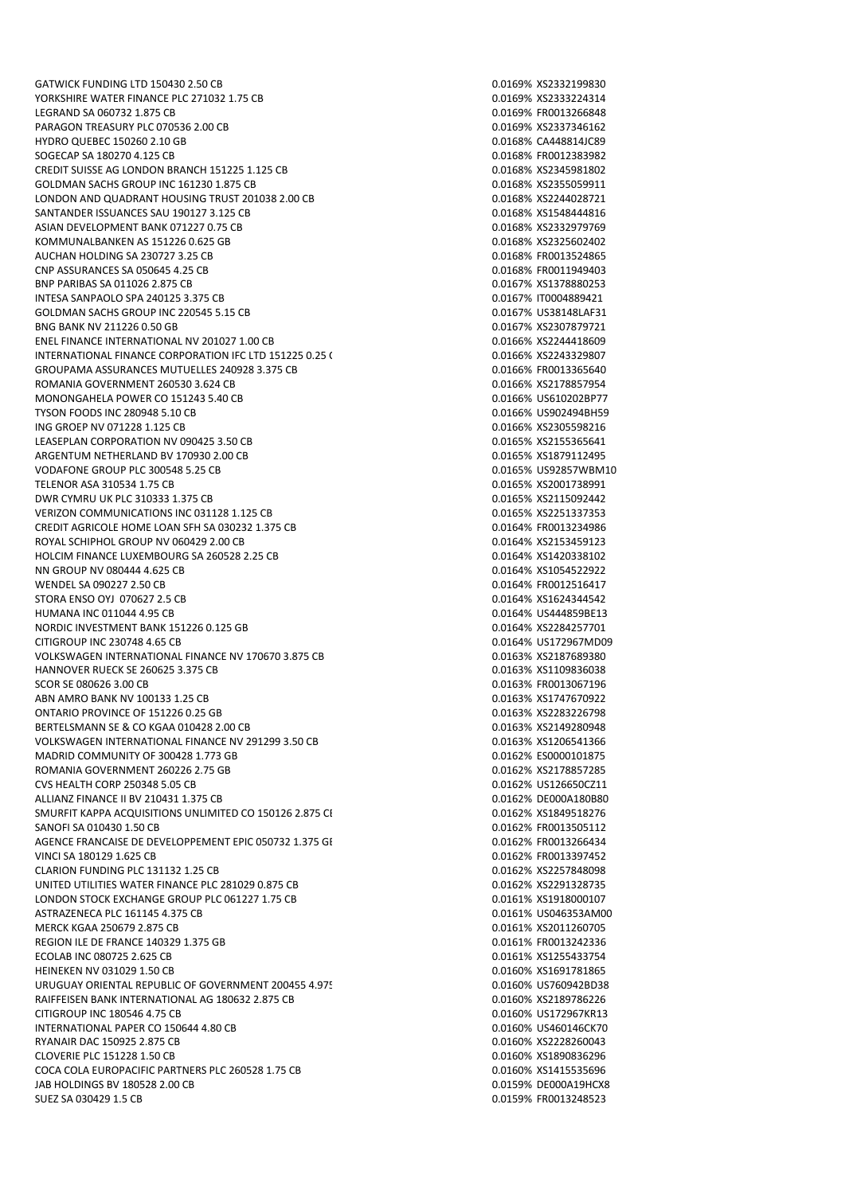| | | |
|---|---|---|
| GATWICK FUNDING LTD 150430 2.50 CB | 0.0169% | XS2332199830 |
| YORKSHIRE WATER FINANCE PLC 271032 1.75 CB | 0.0169% | XS2333224314 |
| LEGRAND SA 060732 1.875 CB | 0.0169% | FR0013266848 |
| PARAGON TREASURY PLC 070536 2.00 CB | 0.0169% | XS2337346162 |
| HYDRO QUEBEC 150260 2.10 GB | 0.0168% | CA448814JC89 |
| SOGECAP SA 180270 4.125 CB | 0.0168% | FR0012383982 |
| CREDIT SUISSE AG LONDON BRANCH 151225 1.125 CB | 0.0168% | XS2345981802 |
| GOLDMAN SACHS GROUP INC 161230 1.875 CB | 0.0168% | XS2355059911 |
| LONDON AND QUADRANT HOUSING TRUST 201038 2.00 CB | 0.0168% | XS2244028721 |
| SANTANDER ISSUANCES SAU 190127 3.125 CB | 0.0168% | XS1548444816 |
| ASIAN DEVELOPMENT BANK 071227 0.75 CB | 0.0168% | XS2332979769 |
| KOMMUNALBANKEN AS 151226 0.625 GB | 0.0168% | XS2325602402 |
| AUCHAN HOLDING SA 230727 3.25 CB | 0.0168% | FR0013524865 |
| CNP ASSURANCES SA 050645 4.25 CB | 0.0168% | FR0011949403 |
| BNP PARIBAS SA 011026 2.875 CB | 0.0167% | XS1378880253 |
| INTESA SANPAOLO SPA 240125 3.375 CB | 0.0167% | IT0004889421 |
| GOLDMAN SACHS GROUP INC 220545 5.15 CB | 0.0167% | US38148LAF31 |
| BNG BANK NV 211226 0.50 GB | 0.0167% | XS2307879721 |
| ENEL FINANCE INTERNATIONAL NV 201027 1.00 CB | 0.0166% | XS2244418609 |
| INTERNATIONAL FINANCE CORPORATION IFC LTD 151225 0.25 ( | 0.0166% | XS2243329807 |
| GROUPAMA ASSURANCES MUTUELLES 240928 3.375 CB | 0.0166% | FR0013365640 |
| ROMANIA GOVERNMENT 260530 3.624 CB | 0.0166% | XS2178857954 |
| MONONGAHELA POWER CO 151243 5.40 CB | 0.0166% | US610202BP77 |
| TYSON FOODS INC 280948 5.10 CB | 0.0166% | US902494BH59 |
| ING GROEP NV 071228 1.125 CB | 0.0166% | XS2305598216 |
| LEASEPLAN CORPORATION NV 090425 3.50 CB | 0.0165% | XS2155365641 |
| ARGENTUM NETHERLAND BV 170930 2.00 CB | 0.0165% | XS1879112495 |
| VODAFONE GROUP PLC 300548 5.25 CB | 0.0165% | US92857WBM10 |
| TELENOR ASA 310534 1.75 CB | 0.0165% | XS2001738991 |
| DWR CYMRU UK PLC 310333 1.375 CB | 0.0165% | XS2115092442 |
| VERIZON COMMUNICATIONS INC 031128 1.125 CB | 0.0165% | XS2251337353 |
| CREDIT AGRICOLE HOME LOAN SFH SA 030232 1.375 CB | 0.0164% | FR0013234986 |
| ROYAL SCHIPHOL GROUP NV 060429 2.00 CB | 0.0164% | XS2153459123 |
| HOLCIM FINANCE LUXEMBOURG SA 260528 2.25 CB | 0.0164% | XS1420338102 |
| NN GROUP NV 080444 4.625 CB | 0.0164% | XS1054522922 |
| WENDEL SA 090227 2.50 CB | 0.0164% | FR0012516417 |
| STORA ENSO OYJ 070627 2.5 CB | 0.0164% | XS1624344542 |
| HUMANA INC 011044 4.95 CB | 0.0164% | US444859BE13 |
| NORDIC INVESTMENT BANK 151226 0.125 GB | 0.0164% | XS2284257701 |
| CITIGROUP INC 230748 4.65 CB | 0.0164% | US172967MD09 |
| VOLKSWAGEN INTERNATIONAL FINANCE NV 170670 3.875 CB | 0.0163% | XS2187689380 |
| HANNOVER RUECK SE 260625 3.375 CB | 0.0163% | XS1109836038 |
| SCOR SE 080626 3.00 CB | 0.0163% | FR0013067196 |
| ABN AMRO BANK NV 100133 1.25 CB | 0.0163% | XS1747670922 |
| ONTARIO PROVINCE OF 151226 0.25 GB | 0.0163% | XS2283226798 |
| BERTELSMANN SE & CO KGAA 010428 2.00 CB | 0.0163% | XS2149280948 |
| VOLKSWAGEN INTERNATIONAL FINANCE NV 291299 3.50 CB | 0.0163% | XS1206541366 |
| MADRID COMMUNITY OF 300428 1.773 GB | 0.0162% | ES0000101875 |
| ROMANIA GOVERNMENT 260226 2.75 GB | 0.0162% | XS2178857285 |
| CVS HEALTH CORP 250348 5.05 CB | 0.0162% | US126650CZ11 |
| ALLIANZ FINANCE II BV 210431 1.375 CB | 0.0162% | DE000A180B80 |
| SMURFIT KAPPA ACQUISITIONS UNLIMITED CO 150126 2.875 CI | 0.0162% | XS1849518276 |
| SANOFI SA 010430 1.50 CB | 0.0162% | FR0013505112 |
| AGENCE FRANCAISE DE DEVELOPPEMENT EPIC 050732 1.375 GI | 0.0162% | FR0013266434 |
| VINCI SA 180129 1.625 CB | 0.0162% | FR0013397452 |
| CLARION FUNDING PLC 131132 1.25 CB | 0.0162% | XS2257848098 |
| UNITED UTILITIES WATER FINANCE PLC 281029 0.875 CB | 0.0162% | XS2291328735 |
| LONDON STOCK EXCHANGE GROUP PLC 061227 1.75 CB | 0.0161% | XS1918000107 |
| ASTRAZENECA PLC 161145 4.375 CB | 0.0161% | US046353AM00 |
| MERCK KGAA 250679 2.875 CB | 0.0161% | XS2011260705 |
| REGION ILE DE FRANCE 140329 1.375 GB | 0.0161% | FR0013242336 |
| ECOLAB INC 080725 2.625 CB | 0.0161% | XS1255433754 |
| HEINEKEN NV 031029 1.50 CB | 0.0160% | XS1691781865 |
| URUGUAY ORIENTAL REPUBLIC OF GOVERNMENT 200455 4.975 | 0.0160% | US760942BD38 |
| RAIFFEISEN BANK INTERNATIONAL AG 180632 2.875 CB | 0.0160% | XS2189786226 |
| CITIGROUP INC 180546 4.75 CB | 0.0160% | US172967KR13 |
| INTERNATIONAL PAPER CO 150644 4.80 CB | 0.0160% | US460146CK70 |
| RYANAIR DAC 150925 2.875 CB | 0.0160% | XS2228260043 |
| CLOVERIE PLC 151228 1.50 CB | 0.0160% | XS1890836296 |
| COCA COLA EUROPACIFIC PARTNERS PLC 260528 1.75 CB | 0.0160% | XS1415535696 |
| JAB HOLDINGS BV 180528 2.00 CB | 0.0159% | DE000A19HCX8 |
| SUEZ SA 030429 1.5 CB | 0.0159% | FR0013248523 |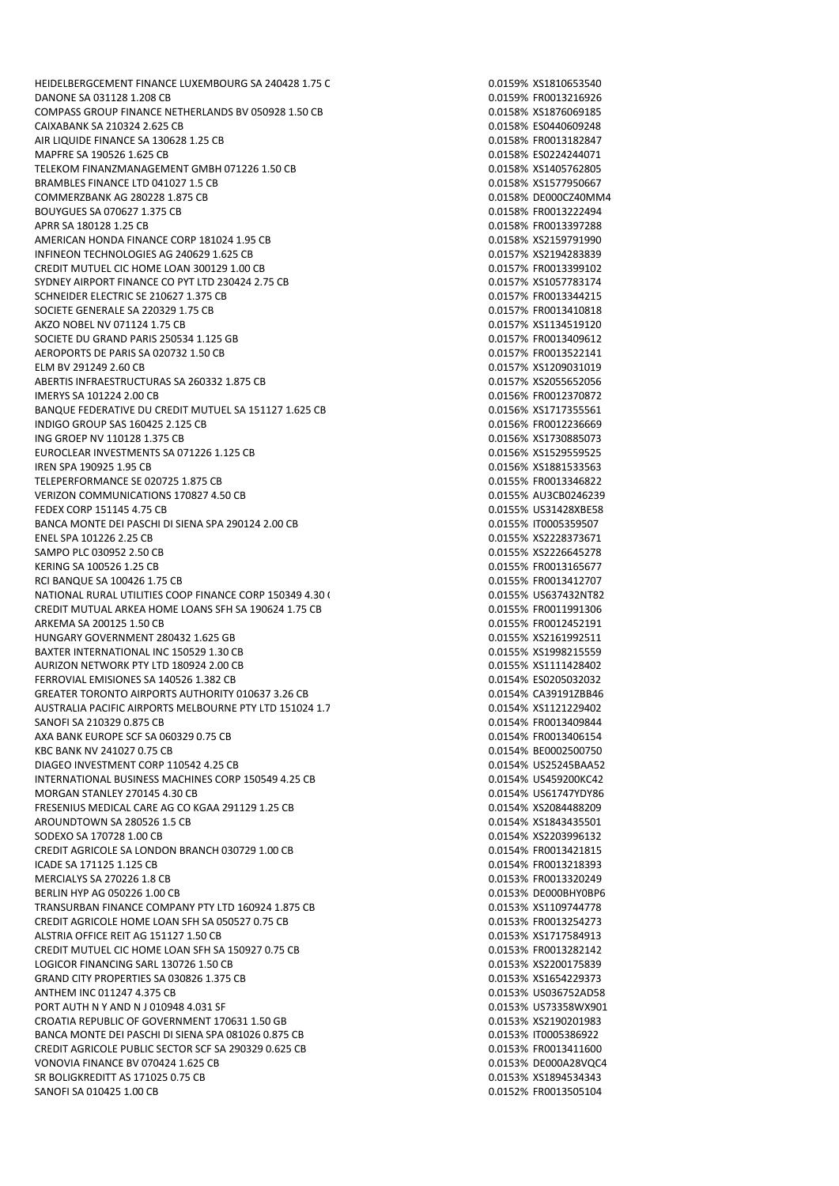| | | |
|---|---|---|
| HEIDELBERGCEMENT FINANCE LUXEMBOURG SA 240428 1.75 C | 0.0159% | XS1810653540 |
| DANONE SA 031128 1.208 CB | 0.0159% | FR0013216926 |
| COMPASS GROUP FINANCE NETHERLANDS BV 050928 1.50 CB | 0.0158% | XS1876069185 |
| CAIXABANK SA 210324 2.625 CB | 0.0158% | ES0440609248 |
| AIR LIQUIDE FINANCE SA 130628 1.25 CB | 0.0158% | FR0013182847 |
| MAPFRE SA 190526 1.625 CB | 0.0158% | ES0224244071 |
| TELEKOM FINANZMANAGEMENT GMBH 071226 1.50 CB | 0.0158% | XS1405762805 |
| BRAMBLES FINANCE LTD 041027 1.5 CB | 0.0158% | XS1577950667 |
| COMMERZBANK AG 280228 1.875 CB | 0.0158% | DE000CZ40MM4 |
| BOUYGUES SA 070627 1.375 CB | 0.0158% | FR0013222494 |
| APRR SA 180128 1.25 CB | 0.0158% | FR0013397288 |
| AMERICAN HONDA FINANCE CORP 181024 1.95 CB | 0.0158% | XS2159791990 |
| INFINEON TECHNOLOGIES AG 240629 1.625 CB | 0.0157% | XS2194283839 |
| CREDIT MUTUEL CIC HOME LOAN 300129 1.00 CB | 0.0157% | FR0013399102 |
| SYDNEY AIRPORT FINANCE CO PYT LTD 230424 2.75 CB | 0.0157% | XS1057783174 |
| SCHNEIDER ELECTRIC SE 210627 1.375 CB | 0.0157% | FR0013344215 |
| SOCIETE GENERALE SA 220329 1.75 CB | 0.0157% | FR0013410818 |
| AKZO NOBEL NV 071124 1.75 CB | 0.0157% | XS1134519120 |
| SOCIETE DU GRAND PARIS 250534 1.125 GB | 0.0157% | FR0013409612 |
| AEROPORTS DE PARIS SA 020732 1.50 CB | 0.0157% | FR0013522141 |
| ELM BV 291249 2.60 CB | 0.0157% | XS1209031019 |
| ABERTIS INFRAESTRUCTURAS SA 260332 1.875 CB | 0.0157% | XS2055652056 |
| IMERYS SA 101224 2.00 CB | 0.0156% | FR0012370872 |
| BANQUE FEDERATIVE DU CREDIT MUTUEL SA 151127 1.625 CB | 0.0156% | XS1717355561 |
| INDIGO GROUP SAS 160425 2.125 CB | 0.0156% | FR0012236669 |
| ING GROEP NV 110128 1.375 CB | 0.0156% | XS1730885073 |
| EUROCLEAR INVESTMENTS SA 071226 1.125 CB | 0.0156% | XS1529559525 |
| IREN SPA 190925 1.95 CB | 0.0156% | XS1881533563 |
| TELEPERFORMANCE SE 020725 1.875 CB | 0.0155% | FR0013346822 |
| VERIZON COMMUNICATIONS 170827 4.50 CB | 0.0155% | AU3CB0246239 |
| FEDEX CORP 151145 4.75 CB | 0.0155% | US31428XBE58 |
| BANCA MONTE DEI PASCHI DI SIENA SPA 290124 2.00 CB | 0.0155% | IT0005359507 |
| ENEL SPA 101226 2.25 CB | 0.0155% | XS2228373671 |
| SAMPO PLC 030952 2.50 CB | 0.0155% | XS2226645278 |
| KERING SA 100526 1.25 CB | 0.0155% | FR0013165677 |
| RCI BANQUE SA 100426 1.75 CB | 0.0155% | FR0013412707 |
| NATIONAL RURAL UTILITIES COOP FINANCE CORP 150349 4.30 ( | 0.0155% | US637432NT82 |
| CREDIT MUTUAL ARKEA HOME LOANS SFH SA 190624 1.75 CB | 0.0155% | FR0011991306 |
| ARKEMA SA 200125 1.50 CB | 0.0155% | FR0012452191 |
| HUNGARY GOVERNMENT 280432 1.625 GB | 0.0155% | XS2161992511 |
| BAXTER INTERNATIONAL INC 150529 1.30 CB | 0.0155% | XS1998215559 |
| AURIZON NETWORK PTY LTD 180924 2.00 CB | 0.0155% | XS1111428402 |
| FERROVIAL EMISIONES SA 140526 1.382 CB | 0.0154% | ES0205032032 |
| GREATER TORONTO AIRPORTS AUTHORITY 010637 3.26 CB | 0.0154% | CA39191ZBB46 |
| AUSTRALIA PACIFIC AIRPORTS MELBOURNE PTY LTD 151024 1.7 | 0.0154% | XS1121229402 |
| SANOFI SA 210329 0.875 CB | 0.0154% | FR0013409844 |
| AXA BANK EUROPE SCF SA 060329 0.75 CB | 0.0154% | FR0013406154 |
| KBC BANK NV 241027 0.75 CB | 0.0154% | BE0002500750 |
| DIAGEO INVESTMENT CORP 110542 4.25 CB | 0.0154% | US25245BAA52 |
| INTERNATIONAL BUSINESS MACHINES CORP 150549 4.25 CB | 0.0154% | US459200KC42 |
| MORGAN STANLEY 270145 4.30 CB | 0.0154% | US61747YDY86 |
| FRESENIUS MEDICAL CARE AG CO KGAA 291129 1.25 CB | 0.0154% | XS2084488209 |
| AROUNDTOWN SA 280526 1.5 CB | 0.0154% | XS1843435501 |
| SODEXO SA 170728 1.00 CB | 0.0154% | XS2203996132 |
| CREDIT AGRICOLE SA LONDON BRANCH 030729 1.00 CB | 0.0154% | FR0013421815 |
| ICADE SA 171125 1.125 CB | 0.0154% | FR0013218393 |
| MERCIALYS SA 270226 1.8 CB | 0.0153% | FR0013320249 |
| BERLIN HYP AG 050226 1.00 CB | 0.0153% | DE000BHY0BP6 |
| TRANSURBAN FINANCE COMPANY PTY LTD 160924 1.875 CB | 0.0153% | XS1109744778 |
| CREDIT AGRICOLE HOME LOAN SFH SA 050527 0.75 CB | 0.0153% | FR0013254273 |
| ALSTRIA OFFICE REIT AG 151127 1.50 CB | 0.0153% | XS1717584913 |
| CREDIT MUTUEL CIC HOME LOAN SFH SA 150927 0.75 CB | 0.0153% | FR0013282142 |
| LOGICOR FINANCING SARL 130726 1.50 CB | 0.0153% | XS2200175839 |
| GRAND CITY PROPERTIES SA 030826 1.375 CB | 0.0153% | XS1654229373 |
| ANTHEM INC 011247 4.375 CB | 0.0153% | US036752AD58 |
| PORT AUTH N Y AND N J 010948 4.031 SF | 0.0153% | US73358WX901 |
| CROATIA REPUBLIC OF GOVERNMENT 170631 1.50 GB | 0.0153% | XS2190201983 |
| BANCA MONTE DEI PASCHI DI SIENA SPA 081026 0.875 CB | 0.0153% | IT0005386922 |
| CREDIT AGRICOLE PUBLIC SECTOR SCF SA 290329 0.625 CB | 0.0153% | FR0013411600 |
| VONOVIA FINANCE BV 070424 1.625 CB | 0.0153% | DE000A28VQC4 |
| SR BOLIGKREDITT AS 171025 0.75 CB | 0.0153% | XS1894534343 |
| SANOFI SA 010425 1.00 CB | 0.0152% | FR0013505104 |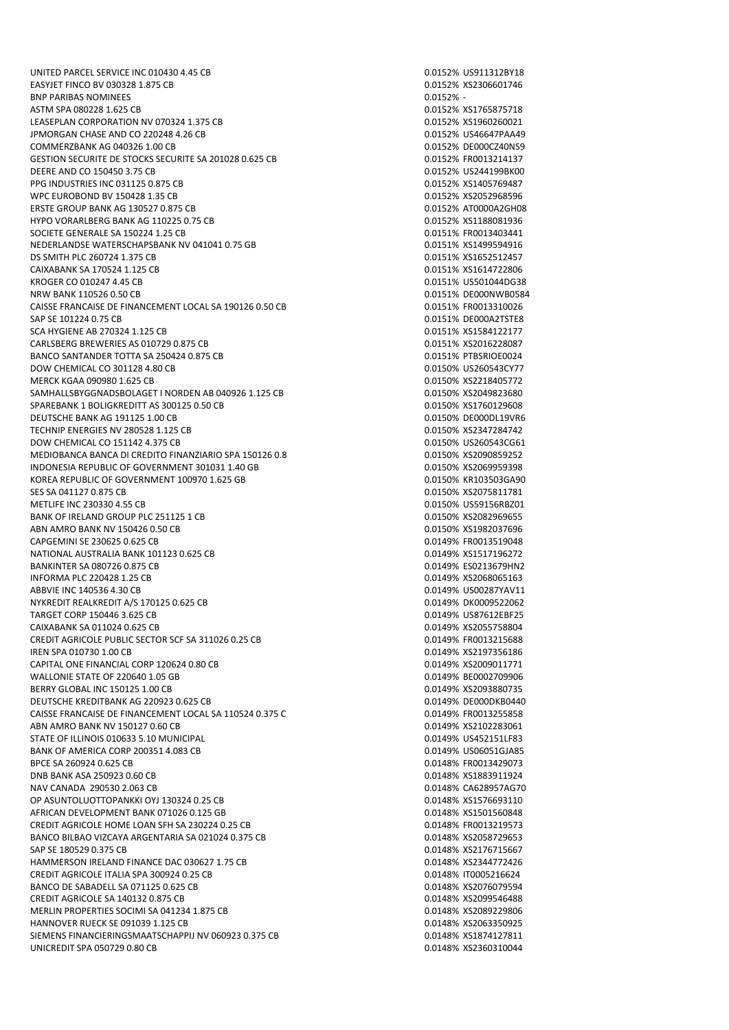| | | |
|---|---|---|
| UNITED PARCEL SERVICE INC 010430 4.45 CB | 0.0152% | US911312BY18 |
| EASYJET FINCO BV 030328 1.875 CB | 0.0152% | XS2306601746 |
| BNP PARIBAS NOMINEES | 0.0152% | - |
| ASTM SPA 080228 1.625 CB | 0.0152% | XS1765875718 |
| LEASEPLAN CORPORATION NV 070324 1.375 CB | 0.0152% | XS1960260021 |
| JPMORGAN CHASE AND CO 220248 4.26 CB | 0.0152% | US46647PAA49 |
| COMMERZBANK AG 040326 1.00 CB | 0.0152% | DE000CZ40NS9 |
| GESTION SECURITE DE STOCKS SECURITE SA 201028 0.625 CB | 0.0152% | FR0013214137 |
| DEERE AND CO 150450 3.75 CB | 0.0152% | US244199BK00 |
| PPG INDUSTRIES INC 031125 0.875 CB | 0.0152% | XS1405769487 |
| WPC EUROBOND BV 150428 1.35 CB | 0.0152% | XS2052968596 |
| ERSTE GROUP BANK AG 130527 0.875 CB | 0.0152% | AT0000A2GH08 |
| HYPO VORARLBERG BANK AG 110225 0.75 CB | 0.0152% | XS1188081936 |
| SOCIETE GENERALE SA 150224 1.25 CB | 0.0151% | FR0013403441 |
| NEDERLANDSE WATERSCHAPSBANK NV 041041 0.75 GB | 0.0151% | XS1499594916 |
| DS SMITH PLC 260724 1.375 CB | 0.0151% | XS1652512457 |
| CAIXABANK SA 170524 1.125 CB | 0.0151% | XS1614722806 |
| KROGER CO 010247 4.45 CB | 0.0151% | US501044DG38 |
| NRW BANK 110526 0.50 CB | 0.0151% | DE000NWB0584 |
| CAISSE FRANCAISE DE FINANCEMENT LOCAL SA 190126 0.50 CB | 0.0151% | FR0013310026 |
| SAP SE 101224 0.75 CB | 0.0151% | DE000A2TSTE8 |
| SCA HYGIENE AB 270324 1.125 CB | 0.0151% | XS1584122177 |
| CARLSBERG BREWERIES AS 010729 0.875 CB | 0.0151% | XS2016228087 |
| BANCO SANTANDER TOTTA SA 250424 0.875 CB | 0.0151% | PTBSRIOE0024 |
| DOW CHEMICAL CO 301128 4.80 CB | 0.0150% | US260543CY77 |
| MERCK KGAA 090980 1.625 CB | 0.0150% | XS2218405772 |
| SAMHALLSBYGGNADSBOLAGET I NORDEN AB 040926 1.125 CB | 0.0150% | XS2049823680 |
| SPAREBANK 1 BOLIGKREDITT AS 300125 0.50 CB | 0.0150% | XS1760129608 |
| DEUTSCHE BANK AG 191125 1.00 CB | 0.0150% | DE000DL19VR6 |
| TECHNIP ENERGIES NV 280528 1.125 CB | 0.0150% | XS2347284742 |
| DOW CHEMICAL CO 151142 4.375 CB | 0.0150% | US260543CG61 |
| MEDIOBANCA BANCA DI CREDITO FINANZIARIO SPA 150126 0.8 | 0.0150% | XS2090859252 |
| INDONESIA REPUBLIC OF GOVERNMENT 301031 1.40 GB | 0.0150% | XS2069959398 |
| KOREA REPUBLIC OF GOVERNMENT 100970 1.625 GB | 0.0150% | KR103503GA90 |
| SES SA 041127 0.875 CB | 0.0150% | XS2075811781 |
| METLIFE INC 230330 4.55 CB | 0.0150% | US59156RBZ01 |
| BANK OF IRELAND GROUP PLC 251125 1 CB | 0.0150% | XS2082969655 |
| ABN AMRO BANK NV 150426 0.50 CB | 0.0150% | XS1982037696 |
| CAPGEMINI SE 230625 0.625 CB | 0.0149% | FR0013519048 |
| NATIONAL AUSTRALIA BANK 101123 0.625 CB | 0.0149% | XS1517196272 |
| BANKINTER SA 080726 0.875 CB | 0.0149% | ES0213679HN2 |
| INFORMA PLC 220428 1.25 CB | 0.0149% | XS2068065163 |
| ABBVIE INC 140536 4.30 CB | 0.0149% | US00287YAV11 |
| NYKREDIT REALKREDIT A/S 170125 0.625 CB | 0.0149% | DK0009522062 |
| TARGET CORP 150446 3.625 CB | 0.0149% | US87612EBF25 |
| CAIXABANK SA 011024 0.625 CB | 0.0149% | XS2055758804 |
| CREDIT AGRICOLE PUBLIC SECTOR SCF SA 311026 0.25 CB | 0.0149% | FR0013215688 |
| IREN SPA 010730 1.00 CB | 0.0149% | XS2197356186 |
| CAPITAL ONE FINANCIAL CORP 120624 0.80 CB | 0.0149% | XS2009011771 |
| WALLONIE STATE OF 220640 1.05 GB | 0.0149% | BE0002709906 |
| BERRY GLOBAL INC 150125 1.00 CB | 0.0149% | XS2093880735 |
| DEUTSCHE KREDITBANK AG 220923 0.625 CB | 0.0149% | DE000DKB0440 |
| CAISSE FRANCAISE DE FINANCEMENT LOCAL SA 110524 0.375 C | 0.0149% | FR0013255858 |
| ABN AMRO BANK NV 150127 0.60 CB | 0.0149% | XS2102283061 |
| STATE OF ILLINOIS 010633 5.10 MUNICIPAL | 0.0149% | US452151LF83 |
| BANK OF AMERICA CORP 200351 4.083 CB | 0.0149% | US06051GJA85 |
| BPCE SA 260924 0.625 CB | 0.0148% | FR0013429073 |
| DNB BANK ASA 250923 0.60 CB | 0.0148% | XS1883911924 |
| NAV CANADA 290530 2.063 CB | 0.0148% | CA628957AG70 |
| OP ASUNTOLUOTTOPANKKI OYJ 130324 0.25 CB | 0.0148% | XS1576693110 |
| AFRICAN DEVELOPMENT BANK 071026 0.125 GB | 0.0148% | XS1501560848 |
| CREDIT AGRICOLE HOME LOAN SFH SA 230224 0.25 CB | 0.0148% | FR0013219573 |
| BANCO BILBAO VIZCAYA ARGENTARIA SA 021024 0.375 CB | 0.0148% | XS2058729653 |
| SAP SE 180529 0.375 CB | 0.0148% | XS2176715667 |
| HAMMERSON IRELAND FINANCE DAC 030627 1.75 CB | 0.0148% | XS2344772426 |
| CREDIT AGRICOLE ITALIA SPA 300924 0.25 CB | 0.0148% | IT0005216624 |
| BANCO DE SABADELL SA 071125 0.625 CB | 0.0148% | XS2076079594 |
| CREDIT AGRICOLE SA 140132 0.875 CB | 0.0148% | XS2099546488 |
| MERLIN PROPERTIES SOCIMI SA 041234 1.875 CB | 0.0148% | XS2089229806 |
| HANNOVER RUECK SE 091039 1.125 CB | 0.0148% | XS2063350925 |
| SIEMENS FINANCIERINGSMAATSCHAPPIJ NV 060923 0.375 CB | 0.0148% | XS1874127811 |
| UNICREDIT SPA 050729 0.80 CB | 0.0148% | XS2360310044 |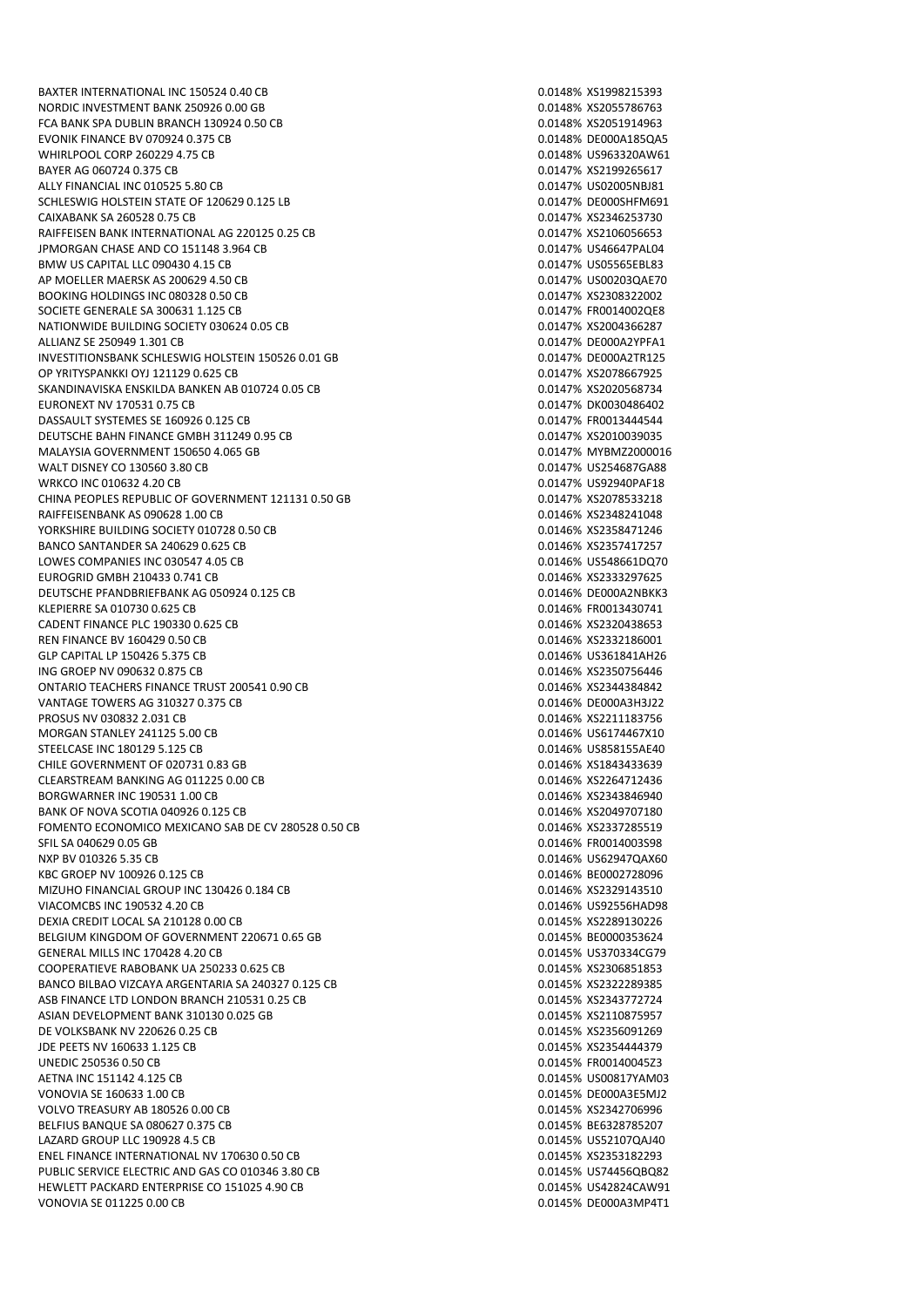| | | |
|---|---|---|
| BAXTER INTERNATIONAL INC 150524 0.40 CB | 0.0148% | XS1998215393 |
| NORDIC INVESTMENT BANK 250926 0.00 GB | 0.0148% | XS2055786763 |
| FCA BANK SPA DUBLIN BRANCH 130924 0.50 CB | 0.0148% | XS2051914963 |
| EVONIK FINANCE BV 070924 0.375 CB | 0.0148% | DE000A185QA5 |
| WHIRLPOOL CORP 260229 4.75 CB | 0.0148% | US963320AW61 |
| BAYER AG 060724 0.375 CB | 0.0147% | XS2199265617 |
| ALLY FINANCIAL INC 010525 5.80 CB | 0.0147% | US02005NBJ81 |
| SCHLESWIG HOLSTEIN STATE OF 120629 0.125 LB | 0.0147% | DE000SHFM691 |
| CAIXABANK SA 260528 0.75 CB | 0.0147% | XS2346253730 |
| RAIFFEISEN BANK INTERNATIONAL AG 220125 0.25 CB | 0.0147% | XS2106056653 |
| JPMORGAN CHASE AND CO 151148 3.964 CB | 0.0147% | US46647PAL04 |
| BMW US CAPITAL LLC 090430 4.15 CB | 0.0147% | US05565EBL83 |
| AP MOELLER MAERSK AS 200629 4.50 CB | 0.0147% | US00203QAE70 |
| BOOKING HOLDINGS INC 080328 0.50 CB | 0.0147% | XS2308322002 |
| SOCIETE GENERALE SA 300631 1.125 CB | 0.0147% | FR0014002QE8 |
| NATIONWIDE BUILDING SOCIETY 030624 0.05 CB | 0.0147% | XS2004366287 |
| ALLIANZ SE 250949 1.301 CB | 0.0147% | DE000A2YPFA1 |
| INVESTITIONSBANK SCHLESWIG HOLSTEIN 150526 0.01 GB | 0.0147% | DE000A2TR125 |
| OP YRITYSPANKKI OYJ 121129 0.625 CB | 0.0147% | XS2078667925 |
| SKANDINAVISKA ENSKILDA BANKEN AB 010724 0.05 CB | 0.0147% | XS2020568734 |
| EURONEXT NV 170531 0.75 CB | 0.0147% | DK0030486402 |
| DASSAULT SYSTEMES SE 160926 0.125 CB | 0.0147% | FR0013444544 |
| DEUTSCHE BAHN FINANCE GMBH 311249 0.95 CB | 0.0147% | XS2010039035 |
| MALAYSIA GOVERNMENT 150650 4.065 GB | 0.0147% | MYBMZ2000016 |
| WALT DISNEY CO 130560 3.80 CB | 0.0147% | US254687GA88 |
| WRKCO INC 010632 4.20 CB | 0.0147% | US92940PAF18 |
| CHINA PEOPLES REPUBLIC OF GOVERNMENT 121131 0.50 GB | 0.0147% | XS2078533218 |
| RAIFFEISENBANK AS 090628 1.00 CB | 0.0146% | XS2348241048 |
| YORKSHIRE BUILDING SOCIETY 010728 0.50 CB | 0.0146% | XS2358471246 |
| BANCO SANTANDER SA 240629 0.625 CB | 0.0146% | XS2357417257 |
| LOWES COMPANIES INC 030547 4.05 CB | 0.0146% | US548661DQ70 |
| EUROGRID GMBH 210433 0.741 CB | 0.0146% | XS2333297625 |
| DEUTSCHE PFANDBRIEFBANK AG 050924 0.125 CB | 0.0146% | DE000A2NBKK3 |
| KLEPIERRE SA 010730 0.625 CB | 0.0146% | FR0013430741 |
| CADENT FINANCE PLC 190330 0.625 CB | 0.0146% | XS2320438653 |
| REN FINANCE BV 160429 0.50 CB | 0.0146% | XS2332186001 |
| GLP CAPITAL LP 150426 5.375 CB | 0.0146% | US361841AH26 |
| ING GROEP NV 090632 0.875 CB | 0.0146% | XS2350756446 |
| ONTARIO TEACHERS FINANCE TRUST 200541 0.90 CB | 0.0146% | XS2344384842 |
| VANTAGE TOWERS AG 310327 0.375 CB | 0.0146% | DE000A3H3J22 |
| PROSUS NV 030832 2.031 CB | 0.0146% | XS2211183756 |
| MORGAN STANLEY 241125 5.00 CB | 0.0146% | US6174467X10 |
| STEELCASE INC 180129 5.125 CB | 0.0146% | US858155AE40 |
| CHILE GOVERNMENT OF 020731 0.83 GB | 0.0146% | XS1843433639 |
| CLEARSTREAM BANKING AG 011225 0.00 CB | 0.0146% | XS2264712436 |
| BORGWARNER INC 190531 1.00 CB | 0.0146% | XS2343846940 |
| BANK OF NOVA SCOTIA 040926 0.125 CB | 0.0146% | XS2049707180 |
| FOMENTO ECONOMICO MEXICANO SAB DE CV 280528 0.50 CB | 0.0146% | XS2337285519 |
| SFIL SA 040629 0.05 GB | 0.0146% | FR0014003S98 |
| NXP BV 010326 5.35 CB | 0.0146% | US62947QAX60 |
| KBC GROEP NV 100926 0.125 CB | 0.0146% | BE0002728096 |
| MIZUHO FINANCIAL GROUP INC 130426 0.184 CB | 0.0146% | XS2329143510 |
| VIACOMCBS INC 190532 4.20 CB | 0.0146% | US92556HAD98 |
| DEXIA CREDIT LOCAL SA 210128 0.00 CB | 0.0145% | XS2289130226 |
| BELGIUM KINGDOM OF GOVERNMENT 220671 0.65 GB | 0.0145% | BE0000353624 |
| GENERAL MILLS INC 170428 4.20 CB | 0.0145% | US370334CG79 |
| COOPERATIEVE RABOBANK UA 250233 0.625 CB | 0.0145% | XS2306851853 |
| BANCO BILBAO VIZCAYA ARGENTARIA SA 240327 0.125 CB | 0.0145% | XS2322289385 |
| ASB FINANCE LTD LONDON BRANCH 210531 0.25 CB | 0.0145% | XS2343772724 |
| ASIAN DEVELOPMENT BANK 310130 0.025 GB | 0.0145% | XS2110875957 |
| DE VOLKSBANK NV 220626 0.25 CB | 0.0145% | XS2356091269 |
| JDE PEETS NV 160633 1.125 CB | 0.0145% | XS2354444379 |
| UNEDIC 250536 0.50 CB | 0.0145% | FR00140045Z3 |
| AETNA INC 151142 4.125 CB | 0.0145% | US00817YAM03 |
| VONOVIA SE 160633 1.00 CB | 0.0145% | DE000A3E5MJ2 |
| VOLVO TREASURY AB 180526 0.00 CB | 0.0145% | XS2342706996 |
| BELFIUS BANQUE SA 080627 0.375 CB | 0.0145% | BE6328785207 |
| LAZARD GROUP LLC 190928 4.5 CB | 0.0145% | US52107QAJ40 |
| ENEL FINANCE INTERNATIONAL NV 170630 0.50 CB | 0.0145% | XS2353182293 |
| PUBLIC SERVICE ELECTRIC AND GAS CO 010346 3.80 CB | 0.0145% | US74456QBQ82 |
| HEWLETT PACKARD ENTERPRISE CO 151025 4.90 CB | 0.0145% | US42824CAW91 |
| VONOVIA SE 011225 0.00 CB | 0.0145% | DE000A3MP4T1 |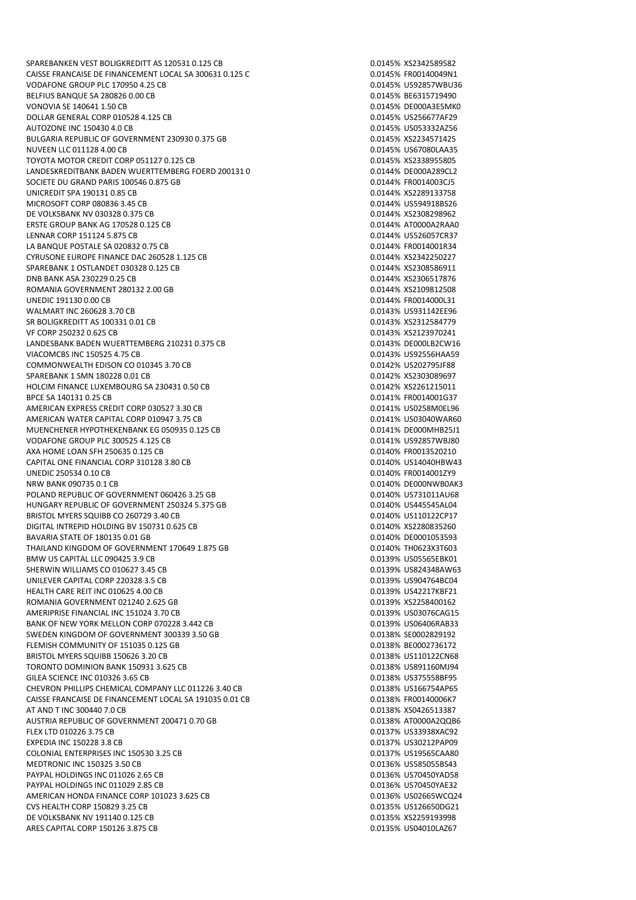| | | |
|---|---|---|
| SPAREBANKEN VEST BOLIGKREDITT AS 120531 0.125 CB | 0.0145% | XS2342589582 |
| CAISSE FRANCAISE DE FINANCEMENT LOCAL SA 300631 0.125 C | 0.0145% | FR00140049N1 |
| VODAFONE GROUP PLC 170950 4.25 CB | 0.0145% | US92857WBU36 |
| BELFIUS BANQUE SA 280826 0.00 CB | 0.0145% | BE6315719490 |
| VONOVIA SE 140641 1.50 CB | 0.0145% | DE000A3E5MK0 |
| DOLLAR GENERAL CORP 010528 4.125 CB | 0.0145% | US256677AF29 |
| AUTOZONE INC 150430 4.0 CB | 0.0145% | US053332AZ56 |
| BULGARIA REPUBLIC OF GOVERNMENT 230930 0.375 GB | 0.0145% | XS2234571425 |
| NUVEEN LLC 011128 4.00 CB | 0.0145% | US67080LAA35 |
| TOYOTA MOTOR CREDIT CORP 051127 0.125 CB | 0.0145% | XS2338955805 |
| LANDESKREDITBANK BADEN WUERTTEMBERG FOERD 200131 0 | 0.0144% | DE000A289CL2 |
| SOCIETE DU GRAND PARIS 100546 0.875 GB | 0.0144% | FR0014003CJ5 |
| UNICREDIT SPA 190131 0.85 CB | 0.0144% | XS2289133758 |
| MICROSOFT CORP 080836 3.45 CB | 0.0144% | US594918BS26 |
| DE VOLKSBANK NV 030328 0.375 CB | 0.0144% | XS2308298962 |
| ERSTE GROUP BANK AG 170528 0.125 CB | 0.0144% | AT0000A2RAA0 |
| LENNAR CORP 151124 5.875 CB | 0.0144% | US526057CR37 |
| LA BANQUE POSTALE SA 020832 0.75 CB | 0.0144% | FR0014001R34 |
| CYRUSONE EUROPE FINANCE DAC 260528 1.125 CB | 0.0144% | XS2342250227 |
| SPAREBANK 1 OSTLANDET 030328 0.125 CB | 0.0144% | XS2308586911 |
| DNB BANK ASA 230229 0.25 CB | 0.0144% | XS2306517876 |
| ROMANIA GOVERNMENT 280132 2.00 GB | 0.0144% | XS2109812508 |
| UNEDIC 191130 0.00 CB | 0.0144% | FR0014000L31 |
| WALMART INC 260628 3.70 CB | 0.0143% | US931142EE96 |
| SR BOLIGKREDITT AS 100331 0.01 CB | 0.0143% | XS2312584779 |
| VF CORP 250232 0.625 CB | 0.0143% | XS2123970241 |
| LANDESBANK BADEN WUERTTEMBERG 210231 0.375 CB | 0.0143% | DE000LB2CW16 |
| VIACOMCBS INC 150525 4.75 CB | 0.0143% | US92556HAA59 |
| COMMONWEALTH EDISON CO 010345 3.70 CB | 0.0142% | US202795JF88 |
| SPAREBANK 1 SMN 180228 0.01 CB | 0.0142% | XS2303089697 |
| HOLCIM FINANCE LUXEMBOURG SA 230431 0.50 CB | 0.0142% | XS2261215011 |
| BPCE SA 140131 0.25 CB | 0.0141% | FR0014001G37 |
| AMERICAN EXPRESS CREDIT CORP 030527 3.30 CB | 0.0141% | US0258M0EL96 |
| AMERICAN WATER CAPITAL CORP 010947 3.75 CB | 0.0141% | US03040WAR60 |
| MUENCHENER HYPOTHEKENBANK EG 050935 0.125 CB | 0.0141% | DE000MHB25J1 |
| VODAFONE GROUP PLC 300525 4.125 CB | 0.0141% | US92857WBJ80 |
| AXA HOME LOAN SFH 250635 0.125 CB | 0.0140% | FR0013520210 |
| CAPITAL ONE FINANCIAL CORP 310128 3.80 CB | 0.0140% | US14040HBW43 |
| UNEDIC 250534 0.10 CB | 0.0140% | FR0014001ZY9 |
| NRW BANK 090735 0.1 CB | 0.0140% | DE000NWB0AK3 |
| POLAND REPUBLIC OF GOVERNMENT 060426 3.25 GB | 0.0140% | US731011AU68 |
| HUNGARY REPUBLIC OF GOVERNMENT 250324 5.375 GB | 0.0140% | US445545AL04 |
| BRISTOL MYERS SQUIBB CO 260729 3.40 CB | 0.0140% | US110122CP17 |
| DIGITAL INTREPID HOLDING BV 150731 0.625 CB | 0.0140% | XS2280835260 |
| BAVARIA STATE OF 180135 0.01 GB | 0.0140% | DE0001053593 |
| THAILAND KINGDOM OF GOVERNMENT 170649 1.875 GB | 0.0140% | TH0623X3T603 |
| BMW US CAPITAL LLC 090425 3.9 CB | 0.0139% | US05565EBK01 |
| SHERWIN WILLIAMS CO 010627 3.45 CB | 0.0139% | US824348AW63 |
| UNILEVER CAPITAL CORP 220328 3.5 CB | 0.0139% | US904764BC04 |
| HEALTH CARE REIT INC 010625 4.00 CB | 0.0139% | US42217KBF21 |
| ROMANIA GOVERNMENT 021240 2.625 GB | 0.0139% | XS2258400162 |
| AMERIPRISE FINANCIAL INC 151024 3.70 CB | 0.0139% | US03076CAG15 |
| BANK OF NEW YORK MELLON CORP 070228 3.442 CB | 0.0139% | US06406RAB33 |
| SWEDEN KINGDOM OF GOVERNMENT 300339 3.50 GB | 0.0138% | SE0002829192 |
| FLEMISH COMMUNITY OF 151035 0.125 GB | 0.0138% | BE0002736172 |
| BRISTOL MYERS SQUIBB 150626 3.20 CB | 0.0138% | US110122CN68 |
| TORONTO DOMINION BANK 150931 3.625 CB | 0.0138% | US891160MJ94 |
| GILEA SCIENCE INC 010326 3.65 CB | 0.0138% | US375558BF95 |
| CHEVRON PHILLIPS CHEMICAL COMPANY LLC 011226 3.40 CB | 0.0138% | US166754AP65 |
| CAISSE FRANCAISE DE FINANCEMENT LOCAL SA 191035 0.01 CB | 0.0138% | FR00140006K7 |
| AT AND T INC 300440 7.0 CB | 0.0138% | XS0426513387 |
| AUSTRIA REPUBLIC OF GOVERNMENT 200471 0.70 GB | 0.0138% | AT0000A2QQB6 |
| FLEX LTD 010226 3.75 CB | 0.0137% | US33938XAC92 |
| EXPEDIA INC 150228 3.8 CB | 0.0137% | US30212PAP09 |
| COLONIAL ENTERPRISES INC 150530 3.25 CB | 0.0137% | US19565CAA80 |
| MEDTRONIC INC 150325 3.50 CB | 0.0136% | US585055BS43 |
| PAYPAL HOLDINGS INC 011026 2.65 CB | 0.0136% | US70450YAD58 |
| PAYPAL HOLDINGS INC 011029 2.85 CB | 0.0136% | US70450YAE32 |
| AMERICAN HONDA FINANCE CORP 101023 3.625 CB | 0.0136% | US02665WCQ24 |
| CVS HEALTH CORP 150829 3.25 CB | 0.0135% | US126650DG21 |
| DE VOLKSBANK NV 191140 0.125 CB | 0.0135% | XS2259193998 |
| ARES CAPITAL CORP 150126 3.875 CB | 0.0135% | US04010LAZ67 |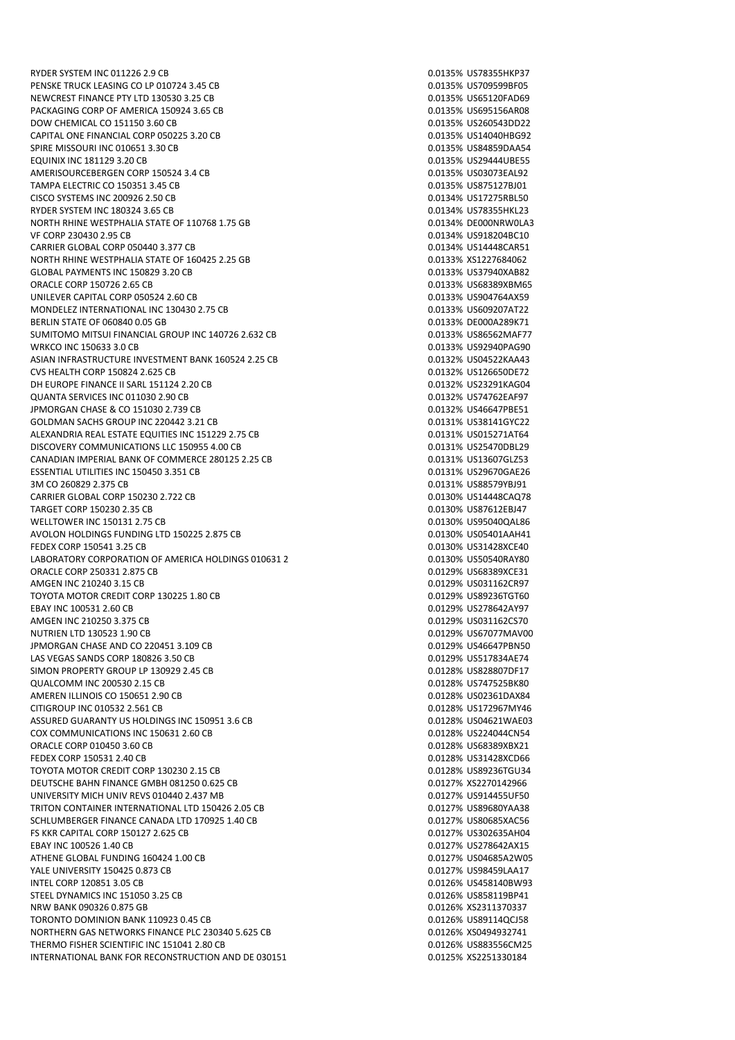| | | |
|---|---|---|
| RYDER SYSTEM INC 011226 2.9 CB | 0.0135% | US78355HKP37 |
| PENSKE TRUCK LEASING CO LP 010724 3.45 CB | 0.0135% | US709599BF05 |
| NEWCREST FINANCE PTY LTD 130530 3.25 CB | 0.0135% | US65120FAD69 |
| PACKAGING CORP OF AMERICA 150924 3.65 CB | 0.0135% | US695156AR08 |
| DOW CHEMICAL CO 151150 3.60 CB | 0.0135% | US260543DD22 |
| CAPITAL ONE FINANCIAL CORP 050225 3.20 CB | 0.0135% | US14040HBG92 |
| SPIRE MISSOURI INC 010651 3.30 CB | 0.0135% | US84859DAA54 |
| EQUINIX INC 181129 3.20 CB | 0.0135% | US29444UBE55 |
| AMERISOURCEBERGEN CORP 150524 3.4 CB | 0.0135% | US03073EAL92 |
| TAMPA ELECTRIC CO 150351 3.45 CB | 0.0135% | US875127BJ01 |
| CISCO SYSTEMS INC 200926 2.50 CB | 0.0134% | US17275RBL50 |
| RYDER SYSTEM INC 180324 3.65 CB | 0.0134% | US78355HKL23 |
| NORTH RHINE WESTPHALIA STATE OF 110768 1.75 GB | 0.0134% | DE000NRW0LA3 |
| VF CORP 230430 2.95 CB | 0.0134% | US918204BC10 |
| CARRIER GLOBAL CORP 050440 3.377 CB | 0.0134% | US14448CAR51 |
| NORTH RHINE WESTPHALIA STATE OF 160425 2.25 GB | 0.0133% | XS1227684062 |
| GLOBAL PAYMENTS INC 150829 3.20 CB | 0.0133% | US37940XAB82 |
| ORACLE CORP 150726 2.65 CB | 0.0133% | US68389XBM65 |
| UNILEVER CAPITAL CORP 050524 2.60 CB | 0.0133% | US904764AX59 |
| MONDELEZ INTERNATIONAL INC 130430 2.75 CB | 0.0133% | US609207AT22 |
| BERLIN STATE OF 060840 0.05 GB | 0.0133% | DE000A289K71 |
| SUMITOMO MITSUI FINANCIAL GROUP INC 140726 2.632 CB | 0.0133% | US86562MAF77 |
| WRKCO INC 150633 3.0 CB | 0.0133% | US92940PAG90 |
| ASIAN INFRASTRUCTURE INVESTMENT BANK 160524 2.25 CB | 0.0132% | US04522KAA43 |
| CVS HEALTH CORP 150824 2.625 CB | 0.0132% | US126650DE72 |
| DH EUROPE FINANCE II SARL 151124 2.20 CB | 0.0132% | US23291KAG04 |
| QUANTA SERVICES INC 011030 2.90 CB | 0.0132% | US74762EAF97 |
| JPMORGAN CHASE & CO 151030 2.739 CB | 0.0132% | US46647PBE51 |
| GOLDMAN SACHS GROUP INC 220442 3.21 CB | 0.0131% | US38141GYC22 |
| ALEXANDRIA REAL ESTATE EQUITIES INC 151229 2.75 CB | 0.0131% | US015271AT64 |
| DISCOVERY COMMUNICATIONS LLC 150955 4.00 CB | 0.0131% | US25470DBL29 |
| CANADIAN IMPERIAL BANK OF COMMERCE 280125 2.25 CB | 0.0131% | US13607GLZ53 |
| ESSENTIAL UTILITIES INC 150450 3.351 CB | 0.0131% | US29670GAE26 |
| 3M CO 260829 2.375 CB | 0.0131% | US88579YBJ91 |
| CARRIER GLOBAL CORP 150230 2.722 CB | 0.0130% | US14448CAQ78 |
| TARGET CORP 150230 2.35 CB | 0.0130% | US87612EBJ47 |
| WELLTOWER INC 150131 2.75 CB | 0.0130% | US95040QAL86 |
| AVOLON HOLDINGS FUNDING LTD 150225 2.875 CB | 0.0130% | US05401AAH41 |
| FEDEX CORP 150541 3.25 CB | 0.0130% | US31428XCE40 |
| LABORATORY CORPORATION OF AMERICA HOLDINGS 010631 2 | 0.0130% | US50540RAY80 |
| ORACLE CORP 250331 2.875 CB | 0.0129% | US68389XCE31 |
| AMGEN INC 210240 3.15 CB | 0.0129% | US031162CR97 |
| TOYOTA MOTOR CREDIT CORP 130225 1.80 CB | 0.0129% | US89236TGT60 |
| EBAY INC 100531 2.60 CB | 0.0129% | US278642AY97 |
| AMGEN INC 210250 3.375 CB | 0.0129% | US031162CS70 |
| NUTRIEN LTD 130523 1.90 CB | 0.0129% | US67077MAV00 |
| JPMORGAN CHASE AND CO 220451 3.109 CB | 0.0129% | US46647PBN50 |
| LAS VEGAS SANDS CORP 180826 3.50 CB | 0.0129% | US517834AE74 |
| SIMON PROPERTY GROUP LP 130929 2.45 CB | 0.0128% | US828807DF17 |
| QUALCOMM INC 200530 2.15 CB | 0.0128% | US747525BK80 |
| AMEREN ILLINOIS CO 150651 2.90 CB | 0.0128% | US02361DAX84 |
| CITIGROUP INC 010532 2.561 CB | 0.0128% | US172967MY46 |
| ASSURED GUARANTY US HOLDINGS INC 150951 3.6 CB | 0.0128% | US04621WAE03 |
| COX COMMUNICATIONS INC 150631 2.60 CB | 0.0128% | US224044CN54 |
| ORACLE CORP 010450 3.60 CB | 0.0128% | US68389XBX21 |
| FEDEX CORP 150531 2.40 CB | 0.0128% | US31428XCD66 |
| TOYOTA MOTOR CREDIT CORP 130230 2.15 CB | 0.0128% | US89236TGU34 |
| DEUTSCHE BAHN FINANCE GMBH 081250 0.625 CB | 0.0127% | XS2270142966 |
| UNIVERSITY MICH UNIV REVS 010440 2.437 MB | 0.0127% | US914455UF50 |
| TRITON CONTAINER INTERNATIONAL LTD 150426 2.05 CB | 0.0127% | US89680YAA38 |
| SCHLUMBERGER FINANCE CANADA LTD 170925 1.40 CB | 0.0127% | US80685XAC56 |
| FS KKR CAPITAL CORP 150127 2.625 CB | 0.0127% | US302635AH04 |
| EBAY INC 100526 1.40 CB | 0.0127% | US278642AX15 |
| ATHENE GLOBAL FUNDING 160424 1.00 CB | 0.0127% | US04685A2W05 |
| YALE UNIVERSITY 150425 0.873 CB | 0.0127% | US98459LAA17 |
| INTEL CORP 120851 3.05 CB | 0.0126% | US458140BW93 |
| STEEL DYNAMICS INC 151050 3.25 CB | 0.0126% | US858119BP41 |
| NRW BANK 090326 0.875 GB | 0.0126% | XS2311370337 |
| TORONTO DOMINION BANK 110923 0.45 CB | 0.0126% | US89114QCJ58 |
| NORTHERN GAS NETWORKS FINANCE PLC 230340 5.625 CB | 0.0126% | XS0494932741 |
| THERMO FISHER SCIENTIFIC INC 151041 2.80 CB | 0.0126% | US883556CM25 |
| INTERNATIONAL BANK FOR RECONSTRUCTION AND DE 030151 | 0.0125% | XS2251330184 |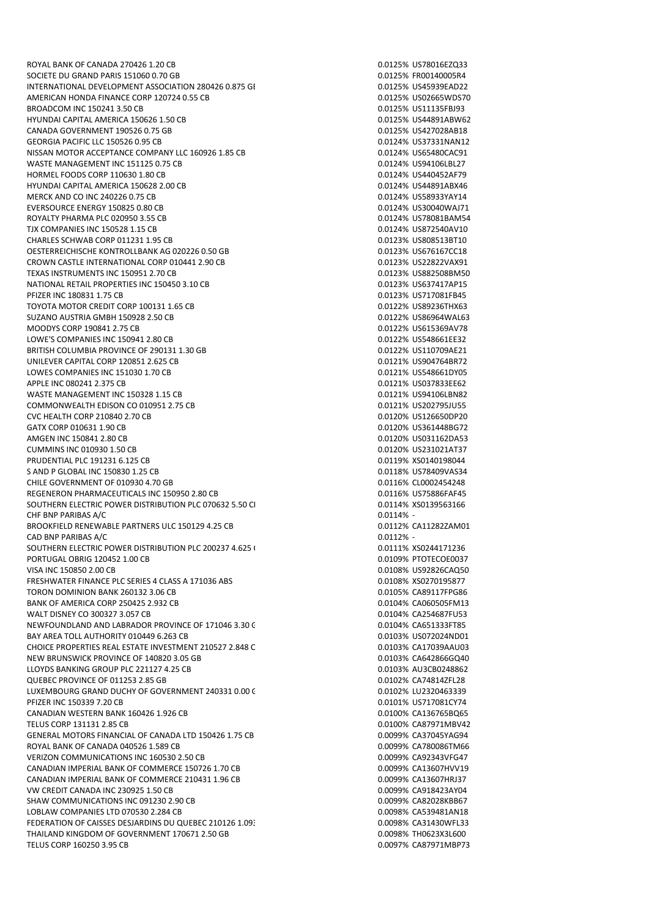| | | |
|---|---|---|
| ROYAL BANK OF CANADA 270426 1.20 CB | 0.0125% | US78016EZQ33 |
| SOCIETE DU GRAND PARIS 151060 0.70 GB | 0.0125% | FR00140005R4 |
| INTERNATIONAL DEVELOPMENT ASSOCIATION 280426 0.875 GI | 0.0125% | US45939EAD22 |
| AMERICAN HONDA FINANCE CORP 120724 0.55 CB | 0.0125% | US02665WDS70 |
| BROADCOM INC 150241 3.50 CB | 0.0125% | US11135FBJ93 |
| HYUNDAI CAPITAL AMERICA 150626 1.50 CB | 0.0125% | US44891ABW62 |
| CANADA GOVERNMENT 190526 0.75 GB | 0.0125% | US427028AB18 |
| GEORGIA PACIFIC LLC 150526 0.95 CB | 0.0124% | US37331NAN12 |
| NISSAN MOTOR ACCEPTANCE COMPANY LLC 160926 1.85 CB | 0.0124% | US65480CAC91 |
| WASTE MANAGEMENT INC 151125 0.75 CB | 0.0124% | US94106LBL27 |
| HORMEL FOODS CORP 110630 1.80 CB | 0.0124% | US440452AF79 |
| HYUNDAI CAPITAL AMERICA 150628 2.00 CB | 0.0124% | US44891ABX46 |
| MERCK AND CO INC 240226 0.75 CB | 0.0124% | US58933YAY14 |
| EVERSOURCE ENERGY 150825 0.80 CB | 0.0124% | US30040WAJ71 |
| ROYALTY PHARMA PLC 020950 3.55 CB | 0.0124% | US78081BAM54 |
| TJX COMPANIES INC 150528 1.15 CB | 0.0124% | US872540AV10 |
| CHARLES SCHWAB CORP 011231 1.95 CB | 0.0123% | US808513BT10 |
| OESTERREICHISCHE KONTROLLBANK AG 020226 0.50 GB | 0.0123% | US676167CC18 |
| CROWN CASTLE INTERNATIONAL CORP 010441 2.90 CB | 0.0123% | US22822VAX91 |
| TEXAS INSTRUMENTS INC 150951 2.70 CB | 0.0123% | US882508BM50 |
| NATIONAL RETAIL PROPERTIES INC 150450 3.10 CB | 0.0123% | US637417AP15 |
| PFIZER INC 180831 1.75 CB | 0.0123% | US717081FB45 |
| TOYOTA MOTOR CREDIT CORP 100131 1.65 CB | 0.0122% | US89236THX63 |
| SUZANO AUSTRIA GMBH 150928 2.50 CB | 0.0122% | US86964WAL63 |
| MOODYS CORP 190841 2.75 CB | 0.0122% | US615369AV78 |
| LOWE'S COMPANIES INC 150941 2.80 CB | 0.0122% | US548661EE32 |
| BRITISH COLUMBIA PROVINCE OF 290131 1.30 GB | 0.0122% | US110709AE21 |
| UNILEVER CAPITAL CORP 120851 2.625 CB | 0.0121% | US904764BR72 |
| LOWES COMPANIES INC 151030 1.70 CB | 0.0121% | US548661DY05 |
| APPLE INC 080241 2.375 CB | 0.0121% | US037833EE62 |
| WASTE MANAGEMENT INC 150328 1.15 CB | 0.0121% | US94106LBN82 |
| COMMONWEALTH EDISON CO 010951 2.75 CB | 0.0121% | US202795JU55 |
| CVC HEALTH CORP 210840 2.70 CB | 0.0120% | US126650DP20 |
| GATX CORP 010631 1.90 CB | 0.0120% | US361448BG72 |
| AMGEN INC 150841 2.80 CB | 0.0120% | US031162DA53 |
| CUMMINS INC 010930 1.50 CB | 0.0120% | US231021AT37 |
| PRUDENTIAL PLC 191231 6.125 CB | 0.0119% | XS0140198044 |
| S AND P GLOBAL INC 150830 1.25 CB | 0.0118% | US78409VAS34 |
| CHILE GOVERNMENT OF 010930 4.70 GB | 0.0116% | CL0002454248 |
| REGENERON PHARMACEUTICALS INC 150950 2.80 CB | 0.0116% | US75886FAF45 |
| SOUTHERN ELECTRIC POWER DISTRIBUTION PLC 070632 5.50 CI | 0.0114% | XS0139563166 |
| CHF BNP PARIBAS A/C | 0.0114% | - |
| BROOKFIELD RENEWABLE PARTNERS ULC 150129 4.25 CB | 0.0112% | CA11282ZAM01 |
| CAD BNP PARIBAS A/C | 0.0112% | - |
| SOUTHERN ELECTRIC POWER DISTRIBUTION PLC 200237 4.625 ( | 0.0111% | XS0244171236 |
| PORTUGAL OBRIG 120452 1.00 CB | 0.0109% | PTOTECOE0037 |
| VISA INC 150850 2.00 CB | 0.0108% | US92826CAQ50 |
| FRESHWATER FINANCE PLC SERIES 4 CLASS A 171036 ABS | 0.0108% | XS0270195877 |
| TORON DOMINION BANK 260132 3.06 CB | 0.0105% | CA89117FPG86 |
| BANK OF AMERICA CORP 250425 2.932 CB | 0.0104% | CA060505FM13 |
| WALT DISNEY CO 300327 3.057 CB | 0.0104% | CA254687FU53 |
| NEWFOUNDLAND AND LABRADOR PROVINCE OF 171046 3.30 G | 0.0104% | CA651333FT85 |
| BAY AREA TOLL AUTHORITY 010449 6.263 CB | 0.0103% | US072024ND01 |
| CHOICE PROPERTIES REAL ESTATE INVESTMENT 210527 2.848 C | 0.0103% | CA17039AAU03 |
| NEW BRUNSWICK PROVINCE OF 140820 3.05 GB | 0.0103% | CA642866GQ40 |
| LLOYDS BANKING GROUP PLC 221127 4.25 CB | 0.0103% | AU3CB0248862 |
| QUEBEC PROVINCE OF 011253 2.85 GB | 0.0102% | CA74814ZFL28 |
| LUXEMBOURG GRAND DUCHY OF GOVERNMENT 240331 0.00 G | 0.0102% | LU2320463339 |
| PFIZER INC 150339 7.20 CB | 0.0101% | US717081CY74 |
| CANADIAN WESTERN BANK 160426 1.926 CB | 0.0100% | CA136765BQ65 |
| TELUS CORP 131131 2.85 CB | 0.0100% | CA87971MBV42 |
| GENERAL MOTORS FINANCIAL OF CANADA LTD 150426 1.75 CB | 0.0099% | CA37045YAG94 |
| ROYAL BANK OF CANADA 040526 1.589 CB | 0.0099% | CA780086TM66 |
| VERIZON COMMUNICATIONS INC 160530 2.50 CB | 0.0099% | CA92343VFG47 |
| CANADIAN IMPERIAL BANK OF COMMERCE 150726 1.70 CB | 0.0099% | CA13607HVV19 |
| CANADIAN IMPERIAL BANK OF COMMERCE 210431 1.96 CB | 0.0099% | CA13607HRJ37 |
| VW CREDIT CANADA INC 230925 1.50 CB | 0.0099% | CA918423AY04 |
| SHAW COMMUNICATIONS INC 091230 2.90 CB | 0.0099% | CA82028KBB67 |
| LOBLAW COMPANIES LTD 070530 2.284 CB | 0.0098% | CA539481AN18 |
| FEDERATION OF CAISSES DESJARDINS DU QUEBEC 210126 1.093 | 0.0098% | CA31430WFL33 |
| THAILAND KINGDOM OF GOVERNMENT 170671 2.50 GB | 0.0098% | TH0623X3L600 |
| TELUS CORP 160250 3.95 CB | 0.0097% | CA87971MBP73 |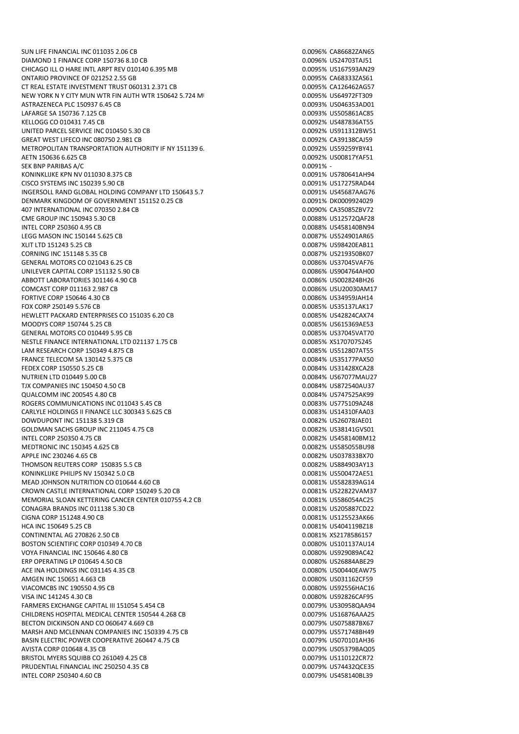| | | |
|---|---|---|
| SUN LIFE FINANCIAL INC 011035 2.06 CB | 0.0096% | CA86682ZAN65 |
| DIAMOND 1 FINANCE CORP 150736 8.10 CB | 0.0096% | US24703TAJ51 |
| CHICAGO ILL O HARE INTL ARPT REV 010140 6.395 MB | 0.0095% | US167593AN29 |
| ONTARIO PROVINCE OF 021252 2.55 GB | 0.0095% | CA68333ZAS61 |
| CT REAL ESTATE INVESTMENT TRUST 060131 2.371 CB | 0.0095% | CA126462AG57 |
| NEW YORK N Y CITY MUN WTR FIN AUTH WTR 150642 5.724 MI | 0.0095% | US64972FT309 |
| ASTRAZENECA PLC 150937 6.45 CB | 0.0093% | US046353AD01 |
| LAFARGE SA 150736 7.125 CB | 0.0093% | US505861AC85 |
| KELLOGG CO 010431 7.45 CB | 0.0092% | US487836AT55 |
| UNITED PARCEL SERVICE INC 010450 5.30 CB | 0.0092% | US911312BW51 |
| GREAT WEST LIFECO INC 080750 2.981 CB | 0.0092% | CA39138CAJ59 |
| METROPOLITAN TRANSPORTATION AUTHORITY IF NY 151139 6. | 0.0092% | US59259YBY41 |
| AETN 150636 6.625 CB | 0.0092% | US00817YAF51 |
| SEK BNP PARIBAS A/C | 0.0091% | - |
| KONINKLIJKE KPN NV 011030 8.375 CB | 0.0091% | US780641AH94 |
| CISCO SYSTEMS INC 150239 5.90 CB | 0.0091% | US17275RAD44 |
| INGERSOLL RAND GLOBAL HOLDING COMPANY LTD 150643 5.7 | 0.0091% | US45687AAG76 |
| DENMARK KINGDOM OF GOVERNMENT 151152 0.25 CB | 0.0091% | DK0009924029 |
| 407 INTERNATIONAL INC 070350 2.84 CB | 0.0090% | CA35085ZBV72 |
| CME GROUP INC 150943 5.30 CB | 0.0088% | US12572QAF28 |
| INTEL CORP 250360 4.95 CB | 0.0088% | US458140BN94 |
| LEGG MASON INC 150144 5.625 CB | 0.0087% | US524901AR65 |
| XLIT LTD 151243 5.25 CB | 0.0087% | US98420EAB11 |
| CORNING INC 151148 5.35 CB | 0.0087% | US219350BK07 |
| GENERAL MOTORS CO 021043 6.25 CB | 0.0086% | US37045VAF76 |
| UNILEVER CAPITAL CORP 151132 5.90 CB | 0.0086% | US904764AH00 |
| ABBOTT LABORATORIES 301146 4.90 CB | 0.0086% | US002824BH26 |
| COMCAST CORP 011163 2.987 CB | 0.0086% | USU20030AM17 |
| FORTIVE CORP 150646 4.30 CB | 0.0086% | US34959JAH14 |
| FOX CORP 250149 5.576 CB | 0.0085% | US35137LAK17 |
| HEWLETT PACKARD ENTERPRISES CO 151035 6.20 CB | 0.0085% | US42824CAX74 |
| MOODYS CORP 150744 5.25 CB | 0.0085% | US615369AE53 |
| GENERAL MOTORS CO 010449 5.95 CB | 0.0085% | US37045VAT70 |
| NESTLE FINANCE INTERNATIONAL LTD 021137 1.75 CB | 0.0085% | XS1707075245 |
| LAM RESEARCH CORP 150349 4.875 CB | 0.0085% | US512807AT55 |
| FRANCE TELECOM SA 130142 5.375 CB | 0.0084% | US35177PAX50 |
| FEDEX CORP 150550 5.25 CB | 0.0084% | US31428XCA28 |
| NUTRIEN LTD 010449 5.00 CB | 0.0084% | US67077MAU27 |
| TJX COMPANIES INC 150450 4.50 CB | 0.0084% | US872540AU37 |
| QUALCOMM INC 200545 4.80 CB | 0.0084% | US747525AK99 |
| ROGERS COMMUNICATIONS INC 011043 5.45 CB | 0.0083% | US775109AZ48 |
| CARLYLE HOLDINGS II FINANCE LLC 300343 5.625 CB | 0.0083% | US14310FAA03 |
| DOWDUPONT INC 151138 5.319 CB | 0.0082% | US26078JAE01 |
| GOLDMAN SACHS GROUP INC 211045 4.75 CB | 0.0082% | US38141GVS01 |
| INTEL CORP 250350 4.75 CB | 0.0082% | US458140BM12 |
| MEDTRONIC INC 150345 4.625 CB | 0.0082% | US585055BU98 |
| APPLE INC 230246 4.65 CB | 0.0082% | US037833BX70 |
| THOMSON REUTERS CORP 150835 5.5 CB | 0.0082% | US884903AY13 |
| KONINKLIJKE PHILIPS NV 150342 5.0 CB | 0.0081% | US500472AE51 |
| MEAD JOHNSON NUTRITION CO 010644 4.60 CB | 0.0081% | US582839AG14 |
| CROWN CASTLE INTERNATIONAL CORP 150249 5.20 CB | 0.0081% | US22822VAM37 |
| MEMORIAL SLOAN KETTERING CANCER CENTER 010755 4.2 CB | 0.0081% | US586054AC25 |
| CONAGRA BRANDS INC 011138 5.30 CB | 0.0081% | US205887CD22 |
| CIGNA CORP 151248 4.90 CB | 0.0081% | US125523AK66 |
| HCA INC 150649 5.25 CB | 0.0081% | US404119BZ18 |
| CONTINENTAL AG 270826 2.50 CB | 0.0081% | XS2178586157 |
| BOSTON SCIENTIFIC CORP 010349 4.70 CB | 0.0080% | US101137AU14 |
| VOYA FINANCIAL INC 150646 4.80 CB | 0.0080% | US929089AC42 |
| ERP OPERATING LP 010645 4.50 CB | 0.0080% | US26884ABE29 |
| ACE INA HOLDINGS INC 031145 4.35 CB | 0.0080% | US00440EAW75 |
| AMGEN INC 150651 4.663 CB | 0.0080% | US031162CF59 |
| VIACOMCBS INC 190550 4.95 CB | 0.0080% | US92556HAC16 |
| VISA INC 141245 4.30 CB | 0.0080% | US92826CAF95 |
| FARMERS EXCHANGE CAPITAL III 151054 5.454 CB | 0.0079% | US30958QAA94 |
| CHILDRENS HOSPITAL MEDICAL CENTER 150544 4.268 CB | 0.0079% | US16876AAA25 |
| BECTON DICKINSON AND CO 060647 4.669 CB | 0.0079% | US075887BX67 |
| MARSH AND MCLENNAN COMPANIES INC 150339 4.75 CB | 0.0079% | US571748BH49 |
| BASIN ELECTRIC POWER COOPERATIVE 260447 4.75 CB | 0.0079% | US070101AH36 |
| AVISTA CORP 010648 4.35 CB | 0.0079% | US05379BAQ05 |
| BRISTOL MYERS SQUIBB CO 261049 4.25 CB | 0.0079% | US110122CR72 |
| PRUDENTIAL FINANCIAL INC 250250 4.35 CB | 0.0079% | US74432QCE35 |
| INTEL CORP 250340 4.60 CB | 0.0079% | US458140BL39 |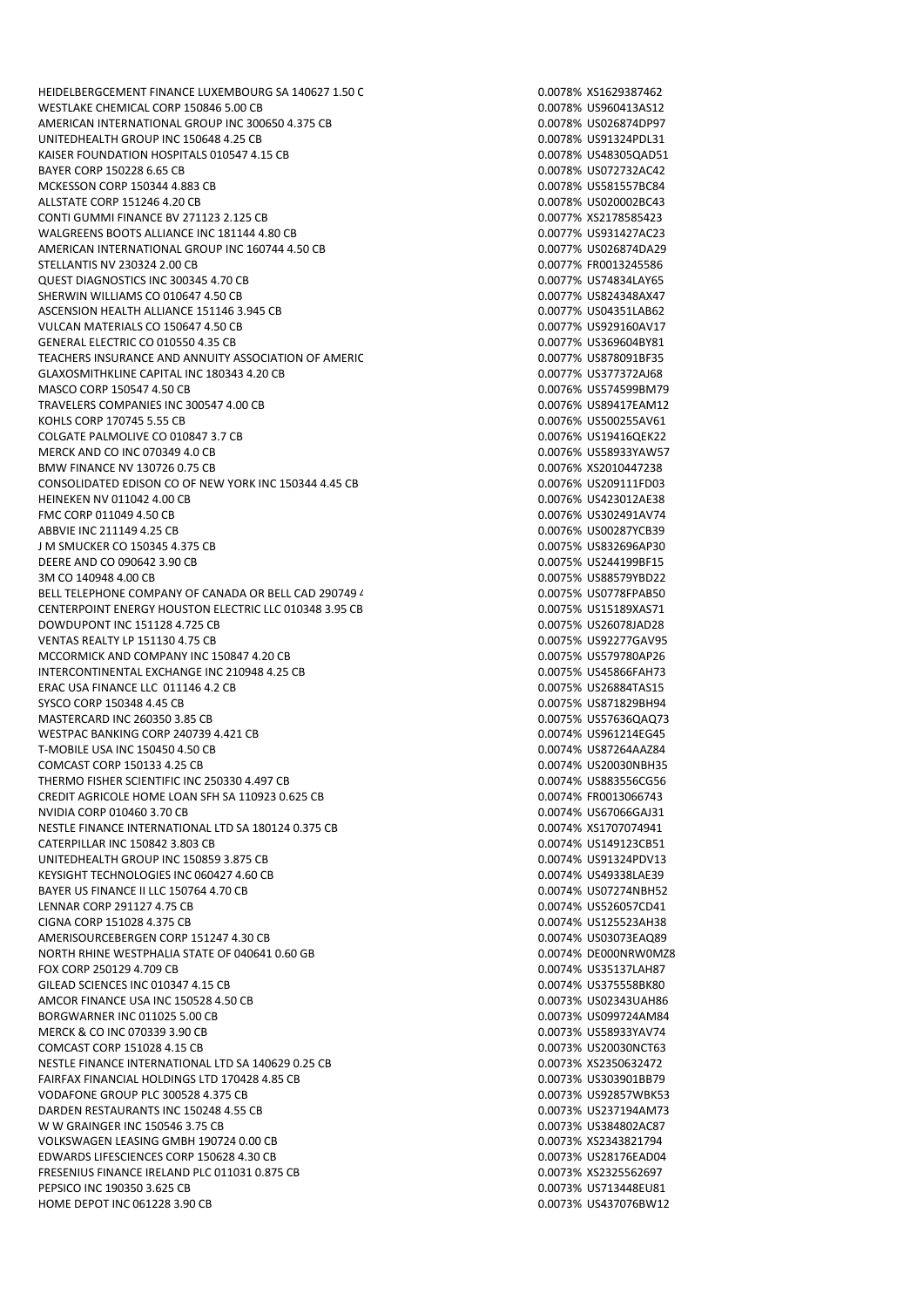| | | |
|---|---|---|
| HEIDELBERGCEMENT FINANCE LUXEMBOURG SA 140627 1.50 C | 0.0078% | XS1629387462 |
| WESTLAKE CHEMICAL CORP 150846 5.00 CB | 0.0078% | US960413AS12 |
| AMERICAN INTERNATIONAL GROUP INC 300650 4.375 CB | 0.0078% | US026874DP97 |
| UNITEDHEALTH GROUP INC 150648 4.25 CB | 0.0078% | US91324PDL31 |
| KAISER FOUNDATION HOSPITALS 010547 4.15 CB | 0.0078% | US48305QAD51 |
| BAYER CORP 150228 6.65 CB | 0.0078% | US072732AC42 |
| MCKESSON CORP 150344 4.883 CB | 0.0078% | US581557BC84 |
| ALLSTATE CORP 151246 4.20 CB | 0.0078% | US020002BC43 |
| CONTI GUMMI FINANCE BV 271123 2.125 CB | 0.0077% | XS2178585423 |
| WALGREENS BOOTS ALLIANCE INC 181144 4.80 CB | 0.0077% | US931427AC23 |
| AMERICAN INTERNATIONAL GROUP INC 160744 4.50 CB | 0.0077% | US026874DA29 |
| STELLANTIS NV 230324 2.00 CB | 0.0077% | FR0013245586 |
| QUEST DIAGNOSTICS INC 300345 4.70 CB | 0.0077% | US74834LAY65 |
| SHERWIN WILLIAMS CO 010647 4.50 CB | 0.0077% | US824348AX47 |
| ASCENSION HEALTH ALLIANCE 151146 3.945 CB | 0.0077% | US04351LAB62 |
| VULCAN MATERIALS CO 150647 4.50 CB | 0.0077% | US929160AV17 |
| GENERAL ELECTRIC CO 010550 4.35 CB | 0.0077% | US369604BY81 |
| TEACHERS INSURANCE AND ANNUITY ASSOCIATION OF AMERIC | 0.0077% | US878091BF35 |
| GLAXOSMITHKLINE CAPITAL INC 180343 4.20 CB | 0.0077% | US377372AJ68 |
| MASCO CORP 150547 4.50 CB | 0.0076% | US574599BM79 |
| TRAVELERS COMPANIES INC 300547 4.00 CB | 0.0076% | US89417EAM12 |
| KOHLS CORP 170745 5.55 CB | 0.0076% | US500255AV61 |
| COLGATE PALMOLIVE CO 010847 3.7 CB | 0.0076% | US19416QEK22 |
| MERCK AND CO INC 070349 4.0 CB | 0.0076% | US58933YAW57 |
| BMW FINANCE NV 130726 0.75 CB | 0.0076% | XS2010447238 |
| CONSOLIDATED EDISON CO OF NEW YORK INC 150344 4.45 CB | 0.0076% | US209111FD03 |
| HEINEKEN NV 011042 4.00 CB | 0.0076% | US423012AE38 |
| FMC CORP 011049 4.50 CB | 0.0076% | US302491AV74 |
| ABBVIE INC 211149 4.25 CB | 0.0076% | US00287YCB39 |
| J M SMUCKER CO 150345 4.375 CB | 0.0075% | US832696AP30 |
| DEERE AND CO 090642 3.90 CB | 0.0075% | US244199BF15 |
| 3M CO 140948 4.00 CB | 0.0075% | US88579YBD22 |
| BELL TELEPHONE COMPANY OF CANADA OR BELL CAD 290749 4 | 0.0075% | US0778FPAB50 |
| CENTERPOINT ENERGY HOUSTON ELECTRIC LLC 010348 3.95 CB | 0.0075% | US15189XAS71 |
| DOWDUPONT INC 151128 4.725 CB | 0.0075% | US26078JAD28 |
| VENTAS REALTY LP 151130 4.75 CB | 0.0075% | US92277GAV95 |
| MCCORMICK AND COMPANY INC 150847 4.20 CB | 0.0075% | US579780AP26 |
| INTERCONTINENTAL EXCHANGE INC 210948 4.25 CB | 0.0075% | US45866FAH73 |
| ERAC USA FINANCE LLC 011146 4.2 CB | 0.0075% | US26884TAS15 |
| SYSCO CORP 150348 4.45 CB | 0.0075% | US871829BH94 |
| MASTERCARD INC 260350 3.85 CB | 0.0075% | US57636QAQ73 |
| WESTPAC BANKING CORP 240739 4.421 CB | 0.0074% | US961214EG45 |
| T-MOBILE USA INC 150450 4.50 CB | 0.0074% | US87264AAZ84 |
| COMCAST CORP 150133 4.25 CB | 0.0074% | US20030NBH35 |
| THERMO FISHER SCIENTIFIC INC 250330 4.497 CB | 0.0074% | US883556CG56 |
| CREDIT AGRICOLE HOME LOAN SFH SA 110923 0.625 CB | 0.0074% | FR0013066743 |
| NVIDIA CORP 010460 3.70 CB | 0.0074% | US67066GAJ31 |
| NESTLE FINANCE INTERNATIONAL LTD SA 180124 0.375 CB | 0.0074% | XS1707074941 |
| CATERPILLAR INC 150842 3.803 CB | 0.0074% | US149123CB51 |
| UNITEDHEALTH GROUP INC 150859 3.875 CB | 0.0074% | US91324PDV13 |
| KEYSIGHT TECHNOLOGIES INC 060427 4.60 CB | 0.0074% | US49338LAE39 |
| BAYER US FINANCE II LLC 150764 4.70 CB | 0.0074% | US07274NBH52 |
| LENNAR CORP 291127 4.75 CB | 0.0074% | US526057CD41 |
| CIGNA CORP 151028 4.375 CB | 0.0074% | US125523AH38 |
| AMERISOURCEBERGEN CORP 151247 4.30 CB | 0.0074% | US03073EAQ89 |
| NORTH RHINE WESTPHALIA STATE OF 040641 0.60 GB | 0.0074% | DE000NRW0MZ8 |
| FOX CORP 250129 4.709 CB | 0.0074% | US35137LAH87 |
| GILEAD SCIENCES INC 010347 4.15 CB | 0.0074% | US375558BK80 |
| AMCOR FINANCE USA INC 150528 4.50 CB | 0.0073% | US02343UAH86 |
| BORGWARNER INC 011025 5.00 CB | 0.0073% | US099724AM84 |
| MERCK & CO INC 070339 3.90 CB | 0.0073% | US58933YAV74 |
| COMCAST CORP 151028 4.15 CB | 0.0073% | US20030NCT63 |
| NESTLE FINANCE INTERNATIONAL LTD SA 140629 0.25 CB | 0.0073% | XS2350632472 |
| FAIRFAX FINANCIAL HOLDINGS LTD 170428 4.85 CB | 0.0073% | US303901BB79 |
| VODAFONE GROUP PLC 300528 4.375 CB | 0.0073% | US92857WBK53 |
| DARDEN RESTAURANTS INC 150248 4.55 CB | 0.0073% | US237194AM73 |
| W W GRAINGER INC 150546 3.75 CB | 0.0073% | US384802AC87 |
| VOLKSWAGEN LEASING GMBH 190724 0.00 CB | 0.0073% | XS2343821794 |
| EDWARDS LIFESCIENCES CORP 150628 4.30 CB | 0.0073% | US28176EAD04 |
| FRESENIUS FINANCE IRELAND PLC 011031 0.875 CB | 0.0073% | XS2325562697 |
| PEPSICO INC 190350 3.625 CB | 0.0073% | US713448EU81 |
| HOME DEPOT INC 061228 3.90 CB | 0.0073% | US437076BW12 |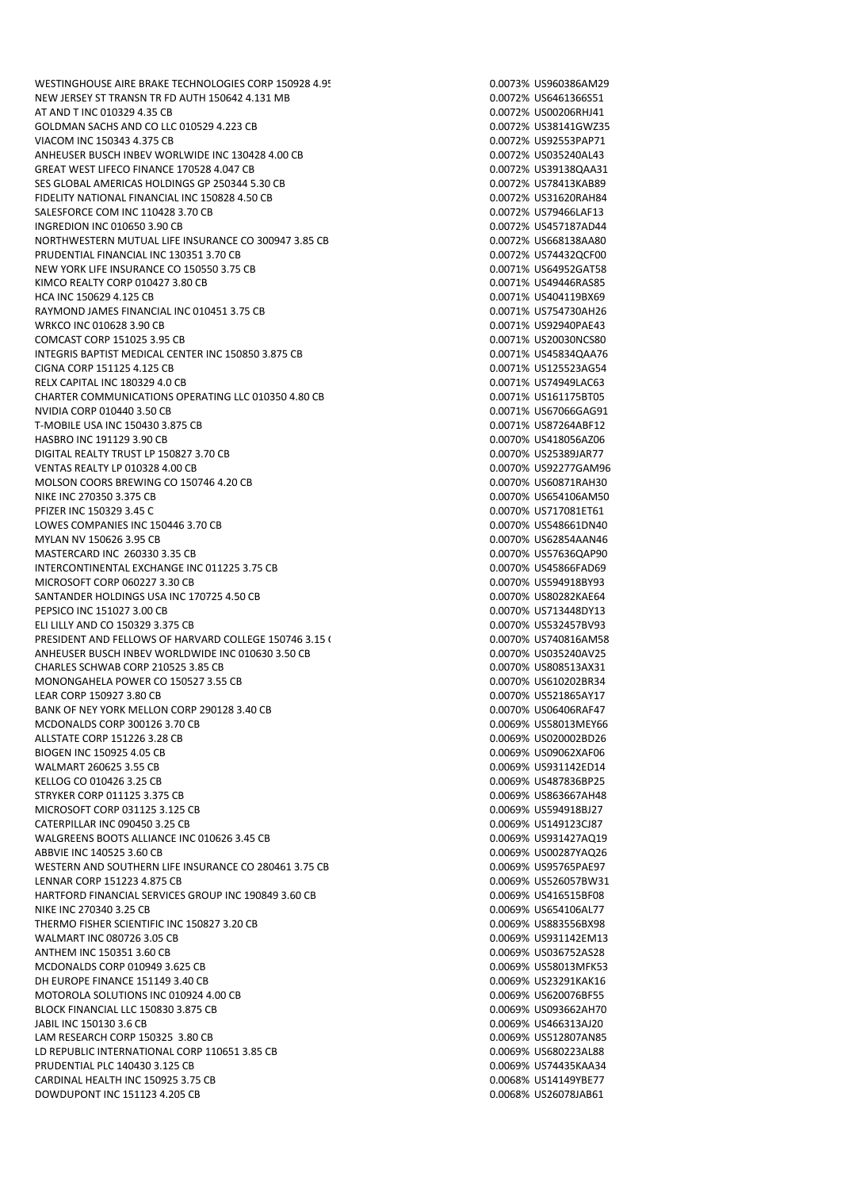| | | |
|---|---|---|
| WESTINGHOUSE AIRE BRAKE TECHNOLOGIES CORP 150928 4.95 | 0.0073% | US960386AM29 |
| NEW JERSEY ST TRANSN TR FD AUTH 150642 4.131 MB | 0.0072% | US6461366S51 |
| AT AND T INC 010329 4.35 CB | 0.0072% | US00206RHJ41 |
| GOLDMAN SACHS AND CO LLC 010529 4.223 CB | 0.0072% | US38141GWZ35 |
| VIACOM INC 150343 4.375 CB | 0.0072% | US92553PAP71 |
| ANHEUSER BUSCH INBEV WORLWIDE INC 130428 4.00 CB | 0.0072% | US035240AL43 |
| GREAT WEST LIFECO FINANCE 170528 4.047 CB | 0.0072% | US39138QAA31 |
| SES GLOBAL AMERICAS HOLDINGS GP 250344 5.30 CB | 0.0072% | US78413KAB89 |
| FIDELITY NATIONAL FINANCIAL INC 150828 4.50 CB | 0.0072% | US31620RAH84 |
| SALESFORCE COM INC 110428 3.70 CB | 0.0072% | US79466LAF13 |
| INGREDION INC 010650 3.90 CB | 0.0072% | US457187AD44 |
| NORTHWESTERN MUTUAL LIFE INSURANCE CO 300947 3.85 CB | 0.0072% | US668138AA80 |
| PRUDENTIAL FINANCIAL INC 130351 3.70 CB | 0.0072% | US74432QCF00 |
| NEW YORK LIFE INSURANCE CO 150550 3.75 CB | 0.0071% | US64952GAT58 |
| KIMCO REALTY CORP 010427 3.80 CB | 0.0071% | US49446RAS85 |
| HCA INC 150629 4.125 CB | 0.0071% | US404119BX69 |
| RAYMOND JAMES FINANCIAL INC 010451 3.75 CB | 0.0071% | US754730AH26 |
| WRKCO INC 010628 3.90 CB | 0.0071% | US92940PAE43 |
| COMCAST CORP 151025 3.95 CB | 0.0071% | US20030NCS80 |
| INTEGRIS BAPTIST MEDICAL CENTER INC 150850 3.875 CB | 0.0071% | US45834QAA76 |
| CIGNA CORP 151125 4.125 CB | 0.0071% | US125523AG54 |
| RELX CAPITAL INC 180329 4.0 CB | 0.0071% | US74949LAC63 |
| CHARTER COMMUNICATIONS OPERATING LLC 010350 4.80 CB | 0.0071% | US161175BT05 |
| NVIDIA CORP 010440 3.50 CB | 0.0071% | US67066GAG91 |
| T-MOBILE USA INC 150430 3.875 CB | 0.0071% | US87264ABF12 |
| HASBRO INC 191129 3.90 CB | 0.0070% | US418056AZ06 |
| DIGITAL REALTY TRUST LP 150827 3.70 CB | 0.0070% | US25389JAR77 |
| VENTAS REALTY LP 010328 4.00 CB | 0.0070% | US92277GAM96 |
| MOLSON COORS BREWING CO 150746 4.20 CB | 0.0070% | US60871RAH30 |
| NIKE INC 270350 3.375 CB | 0.0070% | US654106AM50 |
| PFIZER INC 150329 3.45 C | 0.0070% | US717081ET61 |
| LOWES COMPANIES INC 150446 3.70 CB | 0.0070% | US548661DN40 |
| MYLAN NV 150626 3.95 CB | 0.0070% | US62854AAN46 |
| MASTERCARD INC 260330 3.35 CB | 0.0070% | US57636QAP90 |
| INTERCONTINENTAL EXCHANGE INC 011225 3.75 CB | 0.0070% | US45866FAD69 |
| MICROSOFT CORP 060227 3.30 CB | 0.0070% | US594918BY93 |
| SANTANDER HOLDINGS USA INC 170725 4.50 CB | 0.0070% | US80282KAE64 |
| PEPSICO INC 151027 3.00 CB | 0.0070% | US713448DY13 |
| ELI LILLY AND CO 150329 3.375 CB | 0.0070% | US532457BV93 |
| PRESIDENT AND FELLOWS OF HARVARD COLLEGE 150746 3.15 ( | 0.0070% | US740816AM58 |
| ANHEUSER BUSCH INBEV WORLDWIDE INC 010630 3.50 CB | 0.0070% | US035240AV25 |
| CHARLES SCHWAB CORP 210525 3.85 CB | 0.0070% | US808513AX31 |
| MONONGAHELA POWER CO 150527 3.55 CB | 0.0070% | US610202BR34 |
| LEAR CORP 150927 3.80 CB | 0.0070% | US521865AY17 |
| BANK OF NEY YORK MELLON CORP 290128 3.40 CB | 0.0070% | US06406RAF47 |
| MCDONALDS CORP 300126 3.70 CB | 0.0069% | US58013MEY66 |
| ALLSTATE CORP 151226 3.28 CB | 0.0069% | US020002BD26 |
| BIOGEN INC 150925 4.05 CB | 0.0069% | US09062XAF06 |
| WALMART 260625 3.55 CB | 0.0069% | US931142ED14 |
| KELLOG CO 010426 3.25 CB | 0.0069% | US487836BP25 |
| STRYKER CORP 011125 3.375 CB | 0.0069% | US863667AH48 |
| MICROSOFT CORP 031125 3.125 CB | 0.0069% | US594918BJ27 |
| CATERPILLAR INC 090450 3.25 CB | 0.0069% | US149123CJ87 |
| WALGREENS BOOTS ALLIANCE INC 010626 3.45 CB | 0.0069% | US931427AQ19 |
| ABBVIE INC 140525 3.60 CB | 0.0069% | US00287YAQ26 |
| WESTERN AND SOUTHERN LIFE INSURANCE CO 280461 3.75 CB | 0.0069% | US95765PAE97 |
| LENNAR CORP 151223 4.875 CB | 0.0069% | US526057BW31 |
| HARTFORD FINANCIAL SERVICES GROUP INC 190849 3.60 CB | 0.0069% | US416515BF08 |
| NIKE INC 270340 3.25 CB | 0.0069% | US654106AL77 |
| THERMO FISHER SCIENTIFIC INC 150827 3.20 CB | 0.0069% | US883556BX98 |
| WALMART INC 080726 3.05 CB | 0.0069% | US931142EM13 |
| ANTHEM INC 150351 3.60 CB | 0.0069% | US036752AS28 |
| MCDONALDS CORP 010949 3.625 CB | 0.0069% | US58013MFK53 |
| DH EUROPE FINANCE 151149 3.40 CB | 0.0069% | US23291KAK16 |
| MOTOROLA SOLUTIONS INC 010924 4.00 CB | 0.0069% | US620076BF55 |
| BLOCK FINANCIAL LLC 150830 3.875 CB | 0.0069% | US093662AH70 |
| JABIL INC 150130 3.6 CB | 0.0069% | US466313AJ20 |
| LAM RESEARCH CORP 150325 3.80 CB | 0.0069% | US512807AN85 |
| LD REPUBLIC INTERNATIONAL CORP 110651 3.85 CB | 0.0069% | US680223AL88 |
| PRUDENTIAL PLC 140430 3.125 CB | 0.0069% | US74435KAA34 |
| CARDINAL HEALTH INC 150925 3.75 CB | 0.0068% | US14149YBE77 |
| DOWDUPONT INC 151123 4.205 CB | 0.0068% | US26078JAB61 |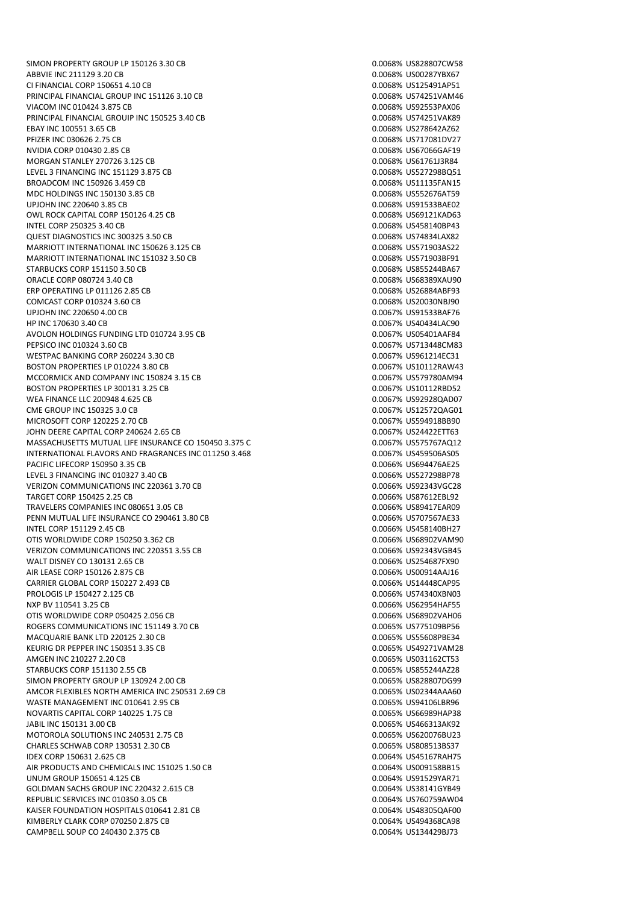| | | |
|---|---|---|
| SIMON PROPERTY GROUP LP 150126 3.30 CB | 0.0068% | US828807CW58 |
| ABBVIE INC 211129 3.20 CB | 0.0068% | US00287YBX67 |
| CI FINANCIAL CORP 150651 4.10 CB | 0.0068% | US125491AP51 |
| PRINCIPAL FINANCIAL GROUP INC 151126 3.10 CB | 0.0068% | US74251VAM46 |
| VIACOM INC 010424 3.875 CB | 0.0068% | US92553PAX06 |
| PRINCIPAL FINANCIAL GROUIP INC 150525 3.40 CB | 0.0068% | US74251VAK89 |
| EBAY INC 100551 3.65 CB | 0.0068% | US278642AZ62 |
| PFIZER INC 030626 2.75 CB | 0.0068% | US717081DV27 |
| NVIDIA CORP 010430 2.85 CB | 0.0068% | US67066GAF19 |
| MORGAN STANLEY 270726 3.125 CB | 0.0068% | US61761J3R84 |
| LEVEL 3 FINANCING INC 151129 3.875 CB | 0.0068% | US527298BQ51 |
| BROADCOM INC 150926 3.459 CB | 0.0068% | US11135FAN15 |
| MDC HOLDINGS INC 150130 3.85 CB | 0.0068% | US552676AT59 |
| UPJOHN INC 220640 3.85 CB | 0.0068% | US91533BAE02 |
| OWL ROCK CAPITAL CORP 150126 4.25 CB | 0.0068% | US69121KAD63 |
| INTEL CORP 250325 3.40 CB | 0.0068% | US458140BP43 |
| QUEST DIAGNOSTICS INC 300325 3.50 CB | 0.0068% | US74834LAX82 |
| MARRIOTT INTERNATIONAL INC 150626 3.125 CB | 0.0068% | US571903AS22 |
| MARRIOTT INTERNATIONAL INC 151032 3.50 CB | 0.0068% | US571903BF91 |
| STARBUCKS CORP 151150 3.50 CB | 0.0068% | US855244BA67 |
| ORACLE CORP 080724 3.40 CB | 0.0068% | US68389XAU90 |
| ERP OPERATING LP 011126 2.85 CB | 0.0068% | US26884ABF93 |
| COMCAST CORP 010324 3.60 CB | 0.0068% | US20030NBJ90 |
| UPJOHN INC 220650 4.00 CB | 0.0067% | US91533BAF76 |
| HP INC 170630 3.40 CB | 0.0067% | US40434LAC90 |
| AVOLON HOLDINGS FUNDING LTD 010724 3.95 CB | 0.0067% | US05401AAF84 |
| PEPSICO INC 010324 3.60 CB | 0.0067% | US713448CM83 |
| WESTPAC BANKING CORP 260224 3.30 CB | 0.0067% | US961214EC31 |
| BOSTON PROPERTIES LP 010224 3.80 CB | 0.0067% | US10112RAW43 |
| MCCORMICK AND COMPANY INC 150824 3.15 CB | 0.0067% | US579780AM94 |
| BOSTON PROPERTIES LP 300131 3.25 CB | 0.0067% | US10112RBD52 |
| WEA FINANCE LLC 200948 4.625 CB | 0.0067% | US92928QAD07 |
| CME GROUP INC 150325 3.0 CB | 0.0067% | US12572QAG01 |
| MICROSOFT CORP 120225 2.70 CB | 0.0067% | US594918BB90 |
| JOHN DEERE CAPITAL CORP 240624 2.65 CB | 0.0067% | US24422ETT63 |
| MASSACHUSETTS MUTUAL LIFE INSURANCE CO 150450 3.375 C | 0.0067% | US575767AQ12 |
| INTERNATIONAL FLAVORS AND FRAGRANCES INC 011250 3.468 | 0.0067% | US459506AS05 |
| PACIFIC LIFECORP 150950 3.35 CB | 0.0066% | US694476AE25 |
| LEVEL 3 FINANCING INC 010327 3.40 CB | 0.0066% | US527298BP78 |
| VERIZON COMMUNICATIONS INC 220361 3.70 CB | 0.0066% | US92343VGC28 |
| TARGET CORP 150425 2.25 CB | 0.0066% | US87612EBL92 |
| TRAVELERS COMPANIES INC 080651 3.05 CB | 0.0066% | US89417EAR09 |
| PENN MUTUAL LIFE INSURANCE CO 290461 3.80 CB | 0.0066% | US707567AE33 |
| INTEL CORP 151129 2.45 CB | 0.0066% | US458140BH27 |
| OTIS WORLDWIDE CORP 150250 3.362 CB | 0.0066% | US68902VAM90 |
| VERIZON COMMUNICATIONS INC 220351 3.55 CB | 0.0066% | US92343VGB45 |
| WALT DISNEY CO 130131 2.65 CB | 0.0066% | US254687FX90 |
| AIR LEASE CORP 150126 2.875 CB | 0.0066% | US00914AAJ16 |
| CARRIER GLOBAL CORP 150227 2.493 CB | 0.0066% | US14448CAP95 |
| PROLOGIS LP 150427 2.125 CB | 0.0066% | US74340XBN03 |
| NXP BV 110541 3.25 CB | 0.0066% | US62954HAF55 |
| OTIS WORLDWIDE CORP 050425 2.056 CB | 0.0066% | US68902VAH06 |
| ROGERS COMMUNICATIONS INC 151149 3.70 CB | 0.0065% | US775109BP56 |
| MACQUARIE BANK LTD 220125 2.30 CB | 0.0065% | US55608PBE34 |
| KEURIG DR PEPPER INC 150351 3.35 CB | 0.0065% | US49271VAM28 |
| AMGEN INC 210227 2.20 CB | 0.0065% | US031162CT53 |
| STARBUCKS CORP 151130 2.55 CB | 0.0065% | US855244AZ28 |
| SIMON PROPERTY GROUP LP 130924 2.00 CB | 0.0065% | US828807DG99 |
| AMCOR FLEXIBLES NORTH AMERICA INC 250531 2.69 CB | 0.0065% | US02344AAA60 |
| WASTE MANAGEMENT INC 010641 2.95 CB | 0.0065% | US94106LBR96 |
| NOVARTIS CAPITAL CORP 140225 1.75 CB | 0.0065% | US66989HAP38 |
| JABIL INC 150131 3.00 CB | 0.0065% | US466313AK92 |
| MOTOROLA SOLUTIONS INC 240531 2.75 CB | 0.0065% | US620076BU23 |
| CHARLES SCHWAB CORP 130531 2.30 CB | 0.0065% | US808513BS37 |
| IDEX CORP 150631 2.625 CB | 0.0064% | US45167RAH75 |
| AIR PRODUCTS AND CHEMICALS INC 151025 1.50 CB | 0.0064% | US009158BB15 |
| UNUM GROUP 150651 4.125 CB | 0.0064% | US91529YAR71 |
| GOLDMAN SACHS GROUP INC 220432 2.615 CB | 0.0064% | US38141GYB49 |
| REPUBLIC SERVICES INC 010350 3.05 CB | 0.0064% | US760759AW04 |
| KAISER FOUNDATION HOSPITALS 010641 2.81 CB | 0.0064% | US48305QAF00 |
| KIMBERLY CLARK CORP 070250 2.875 CB | 0.0064% | US494368CA98 |
| CAMPBELL SOUP CO 240430 2.375 CB | 0.0064% | US134429BJ73 |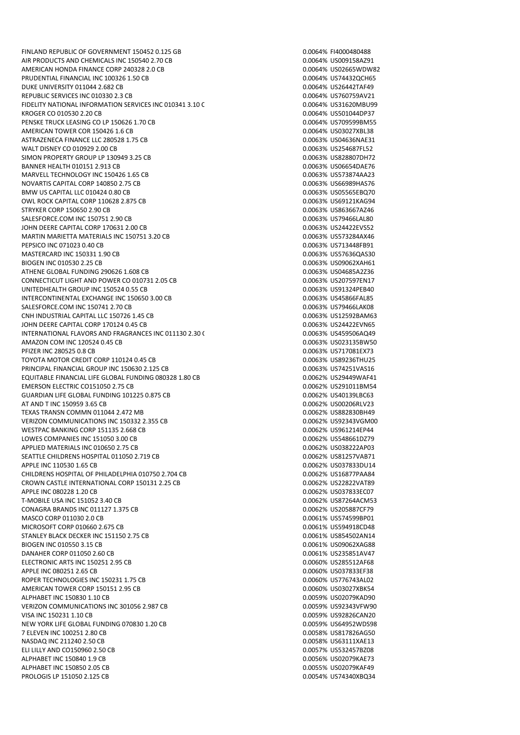| | | |
|---|---|---|
| FINLAND REPUBLIC OF GOVERNMENT 150452 0.125 GB | 0.0064% | FI4000480488 |
| AIR PRODUCTS AND CHEMICALS INC 150540 2.70 CB | 0.0064% | US009158AZ91 |
| AMERICAN HONDA FINANCE CORP 240328 2.0 CB | 0.0064% | US02665WDW82 |
| PRUDENTIAL FINANCIAL INC 100326 1.50 CB | 0.0064% | US74432QCH65 |
| DUKE UNIVERSITY 011044 2.682 CB | 0.0064% | US26442TAF49 |
| REPUBLIC SERVICES INC 010330 2.3 CB | 0.0064% | US760759AV21 |
| FIDELITY NATIONAL INFORMATION SERVICES INC 010341 3.10 C | 0.0064% | US31620MBU99 |
| KROGER CO 010530 2.20 CB | 0.0064% | US501044DP37 |
| PENSKE TRUCK LEASING CO LP 150626 1.70 CB | 0.0064% | US709599BM55 |
| AMERICAN TOWER COR 150426 1.6 CB | 0.0064% | US03027XBL38 |
| ASTRAZENECA FINANCE LLC 280528 1.75 CB | 0.0063% | US04636NAE31 |
| WALT DISNEY CO 010929 2.00 CB | 0.0063% | US254687FL52 |
| SIMON PROPERTY GROUP LP 130949 3.25 CB | 0.0063% | US828807DH72 |
| BANNER HEALTH 010151 2.913 CB | 0.0063% | US06654DAE76 |
| MARVELL TECHNOLOGY INC 150426 1.65 CB | 0.0063% | US573874AA23 |
| NOVARTIS CAPITAL CORP 140850 2.75 CB | 0.0063% | US66989HAS76 |
| BMW US CAPITAL LLC 010424 0.80 CB | 0.0063% | US05565EBQ70 |
| OWL ROCK CAPITAL CORP 110628 2.875 CB | 0.0063% | US69121KAG94 |
| STRYKER CORP 150650 2.90 CB | 0.0063% | US863667AZ46 |
| SALESFORCE.COM INC 150751 2.90 CB | 0.0063% | US79466LAL80 |
| JOHN DEERE CAPITAL CORP 170631 2.00 CB | 0.0063% | US24422EVS52 |
| MARTIN MARIETTA MATERIALS INC 150751 3.20 CB | 0.0063% | US573284AX46 |
| PEPSICO INC 071023 0.40 CB | 0.0063% | US713448FB91 |
| MASTERCARD INC 150331 1.90 CB | 0.0063% | US57636QAS30 |
| BIOGEN INC 010530 2.25 CB | 0.0063% | US09062XAH61 |
| ATHENE GLOBAL FUNDING 290626 1.608 CB | 0.0063% | US04685A2Z36 |
| CONNECTICUT LIGHT AND POWER CO 010731 2.05 CB | 0.0063% | US207597EN17 |
| UNITEDHEALTH GROUP INC 150524 0.55 CB | 0.0063% | US91324PEB40 |
| INTERCONTINENTAL EXCHANGE INC 150650 3.00 CB | 0.0063% | US45866FAL85 |
| SALESFORCE.COM INC 150741 2.70 CB | 0.0063% | US79466LAK08 |
| CNH INDUSTRIAL CAPITAL LLC 150726 1.45 CB | 0.0063% | US12592BAM63 |
| JOHN DEERE CAPITAL CORP 170124 0.45 CB | 0.0063% | US24422EVN65 |
| INTERNATIONAL FLAVORS AND FRAGRANCES INC 011130 2.30 C | 0.0063% | US459506AQ49 |
| AMAZON COM INC 120524 0.45 CB | 0.0063% | US023135BW50 |
| PFIZER INC 280525 0.8 CB | 0.0063% | US717081EX73 |
| TOYOTA MOTOR CREDIT CORP 110124 0.45 CB | 0.0063% | US89236THU25 |
| PRINCIPAL FINANCIAL GROUP INC 150630 2.125 CB | 0.0063% | US74251VAS16 |
| EQUITABLE FINANCIAL LIFE GLOBAL FUNDING 080328 1.80 CB | 0.0062% | US29449WAF41 |
| EMERSON ELECTRIC CO151050 2.75 CB | 0.0062% | US291011BM54 |
| GUARDIAN LIFE GLOBAL FUNDING 101225 0.875 CB | 0.0062% | US40139LBC63 |
| AT AND T INC 150959 3.65 CB | 0.0062% | US00206RLV23 |
| TEXAS TRANSN COMMN 011044 2.472 MB | 0.0062% | US882830BH49 |
| VERIZON COMMUNICATIONS INC 150332 2.355 CB | 0.0062% | US92343VGM00 |
| WESTPAC BANKING CORP 151135 2.668 CB | 0.0062% | US961214EP44 |
| LOWES COMPANIES INC 151050 3.00 CB | 0.0062% | US548661DZ79 |
| APPLIED MATERIALS INC 010650 2.75 CB | 0.0062% | US038222AP03 |
| SEATTLE CHILDRENS HOSPITAL 011050 2.719 CB | 0.0062% | US81257VAB71 |
| APPLE INC 110530 1.65 CB | 0.0062% | US037833DU14 |
| CHILDRENS HOSPITAL OF PHILADELPHIA 010750 2.704 CB | 0.0062% | US16877PAA84 |
| CROWN CASTLE INTERNATIONAL CORP 150131 2.25 CB | 0.0062% | US22822VAT89 |
| APPLE INC 080228 1.20 CB | 0.0062% | US037833EC07 |
| T-MOBILE USA INC 151052 3.40 CB | 0.0062% | US87264ACM53 |
| CONAGRA BRANDS INC 011127 1.375 CB | 0.0062% | US205887CF79 |
| MASCO CORP 011030 2.0 CB | 0.0061% | US574599BP01 |
| MICROSOFT CORP 010660 2.675 CB | 0.0061% | US594918CD48 |
| STANLEY BLACK DECKER INC 151150 2.75 CB | 0.0061% | US854502AN14 |
| BIOGEN INC 010550 3.15 CB | 0.0061% | US09062XAG88 |
| DANAHER CORP 011050 2.60 CB | 0.0061% | US235851AV47 |
| ELECTRONIC ARTS INC 150251 2.95 CB | 0.0060% | US285512AF68 |
| APPLE INC 080251 2.65 CB | 0.0060% | US037833EF38 |
| ROPER TECHNOLOGIES INC 150231 1.75 CB | 0.0060% | US776743AL02 |
| AMERICAN TOWER CORP 150151 2.95 CB | 0.0060% | US03027XBK54 |
| ALPHABET INC 150830 1.10 CB | 0.0059% | US02079KAD90 |
| VERIZON COMMUNICATIONS INC 301056 2.987 CB | 0.0059% | US92343VFW90 |
| VISA INC 150231 1.10 CB | 0.0059% | US92826CAN20 |
| NEW YORK LIFE GLOBAL FUNDING 070830 1.20 CB | 0.0059% | US64952WDS98 |
| 7 ELEVEN INC 100251 2.80 CB | 0.0058% | US817826AG50 |
| NASDAQ INC 211240 2.50 CB | 0.0058% | US63111XAE13 |
| ELI LILLY AND CO150960 2.50 CB | 0.0057% | US532457BZ08 |
| ALPHABET INC 150840 1.9 CB | 0.0056% | US02079KAE73 |
| ALPHABET INC 150850 2.05 CB | 0.0055% | US02079KAF49 |
| PROLOGIS LP 151050 2.125 CB | 0.0054% | US74340XBQ34 |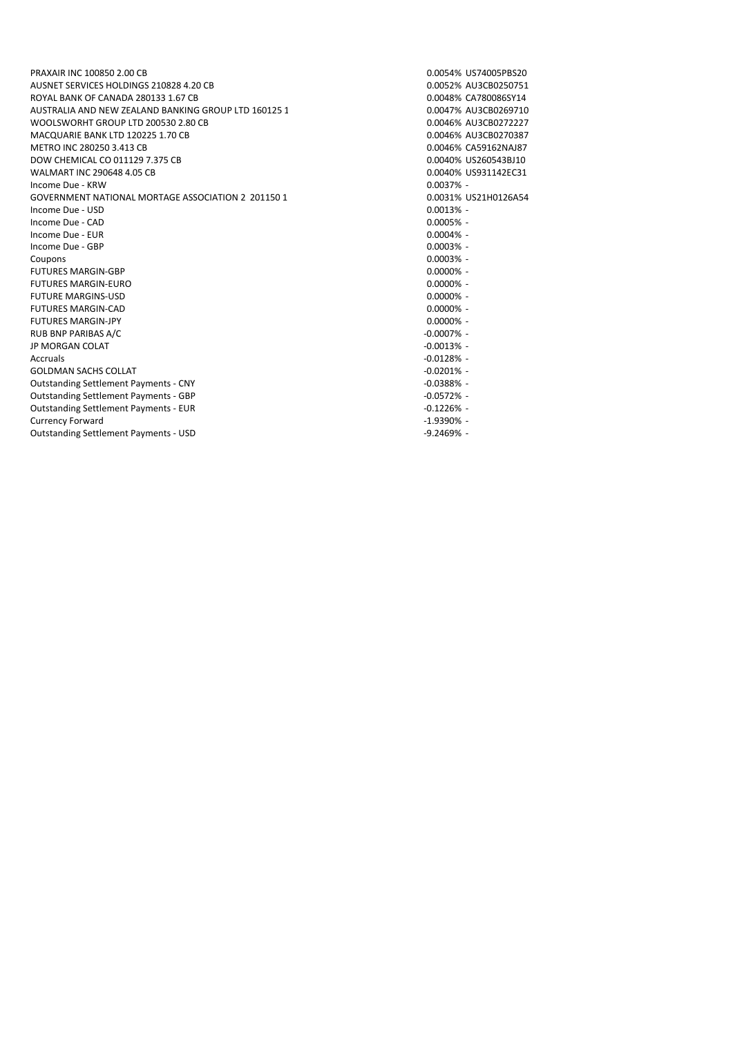| | | |
|---|---|---|
| PRAXAIR INC 100850 2.00 CB | 0.0054% | US74005PBS20 |
| AUSNET SERVICES HOLDINGS 210828 4.20 CB | 0.0052% | AU3CB0250751 |
| ROYAL BANK OF CANADA 280133 1.67 CB | 0.0048% | CA780086SY14 |
| AUSTRALIA AND NEW ZEALAND BANKING GROUP LTD 160125 1 | 0.0047% | AU3CB0269710 |
| WOOLSWORHT GROUP LTD 200530 2.80 CB | 0.0046% | AU3CB0272227 |
| MACQUARIE BANK LTD 120225 1.70 CB | 0.0046% | AU3CB0270387 |
| METRO INC 280250 3.413 CB | 0.0046% | CA59162NAJ87 |
| DOW CHEMICAL CO 011129 7.375 CB | 0.0040% | US260543BJ10 |
| WALMART INC 290648 4.05 CB | 0.0040% | US931142EC31 |
| Income Due - KRW | 0.0037% | - |
| GOVERNMENT NATIONAL MORTAGE ASSOCIATION 2 201150 1 | 0.0031% | US21H0126A54 |
| Income Due - USD | 0.0013% | - |
| Income Due - CAD | 0.0005% | - |
| Income Due - EUR | 0.0004% | - |
| Income Due - GBP | 0.0003% | - |
| Coupons | 0.0003% | - |
| FUTURES MARGIN-GBP | 0.0000% | - |
| FUTURES MARGIN-EURO | 0.0000% | - |
| FUTURE MARGINS-USD | 0.0000% | - |
| FUTURES MARGIN-CAD | 0.0000% | - |
| FUTURES MARGIN-JPY | 0.0000% | - |
| RUB BNP PARIBAS A/C | -0.0007% | - |
| JP MORGAN COLAT | -0.0013% | - |
| Accruals | -0.0128% | - |
| GOLDMAN SACHS COLLAT | -0.0201% | - |
| Outstanding Settlement Payments - CNY | -0.0388% | - |
| Outstanding Settlement Payments - GBP | -0.0572% | - |
| Outstanding Settlement Payments - EUR | -0.1226% | - |
| Currency Forward | -1.9390% | - |
| Outstanding Settlement Payments - USD | -9.2469% | - |